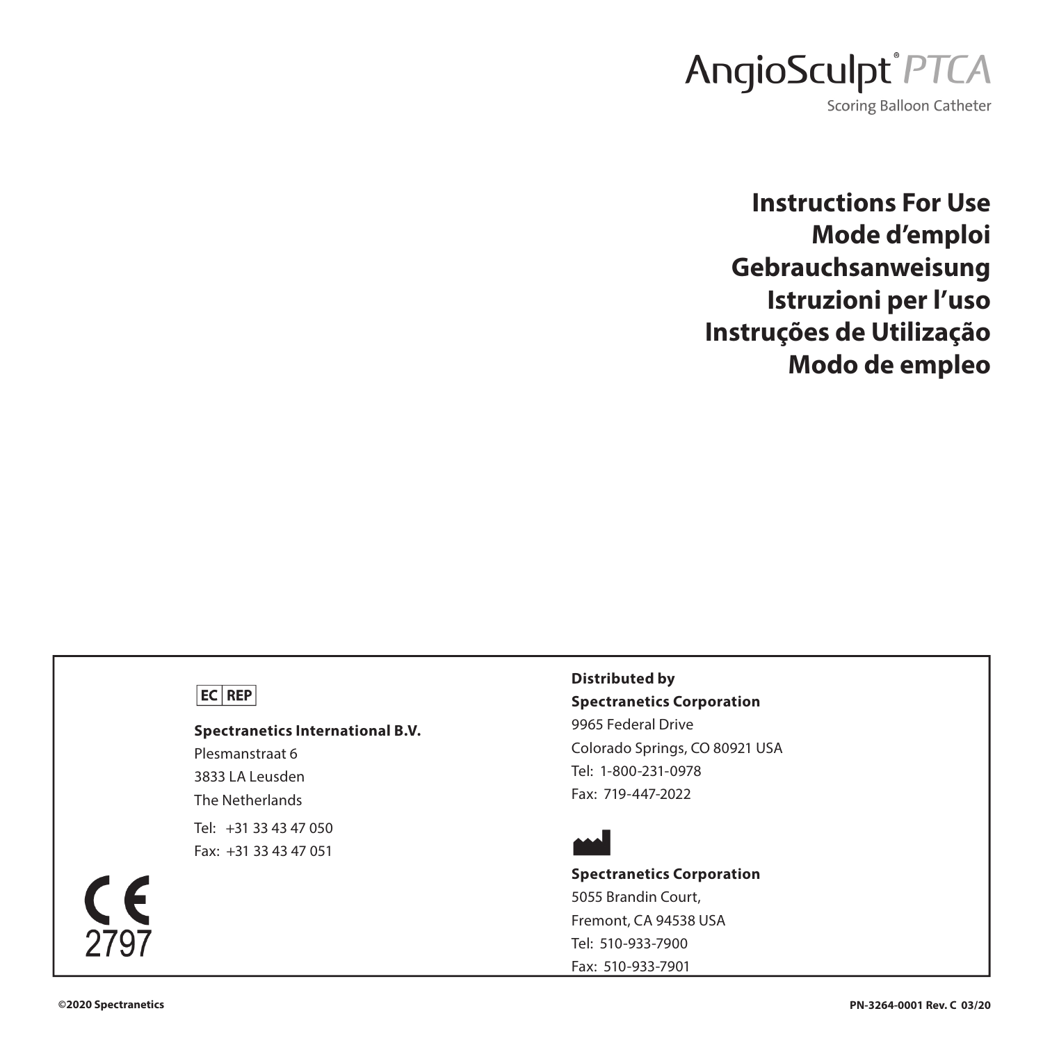# AngioSculpt® *PTCA*

Scoring Balloon Catheter

**Instructions For Use**
**Mode d'emploi**
**Gebrauchsanweisung**
**Istruzioni per l'uso**
**Instruções de Utilização**
**Modo de empleo**

EC REP

**Spectranetics International B.V.**
Plesmanstraat 6
3833 LA Leusden
The Netherlands
Tel: +31 33 43 47 050
Fax: +31 33 43 47 051

CE 2797

**Distributed by**
**Spectranetics Corporation**
9965 Federal Drive
Colorado Springs, CO 80921 USA
Tel: 1-800-231-0978
Fax: 719-447-2022

**Spectranetics Corporation**
5055 Brandin Court,
Fremont, CA 94538 USA
Tel: 510-933-7900
Fax: 510-933-7901

**©2020 Spectranetics**

**PN-3264-0001 Rev. C 03/20**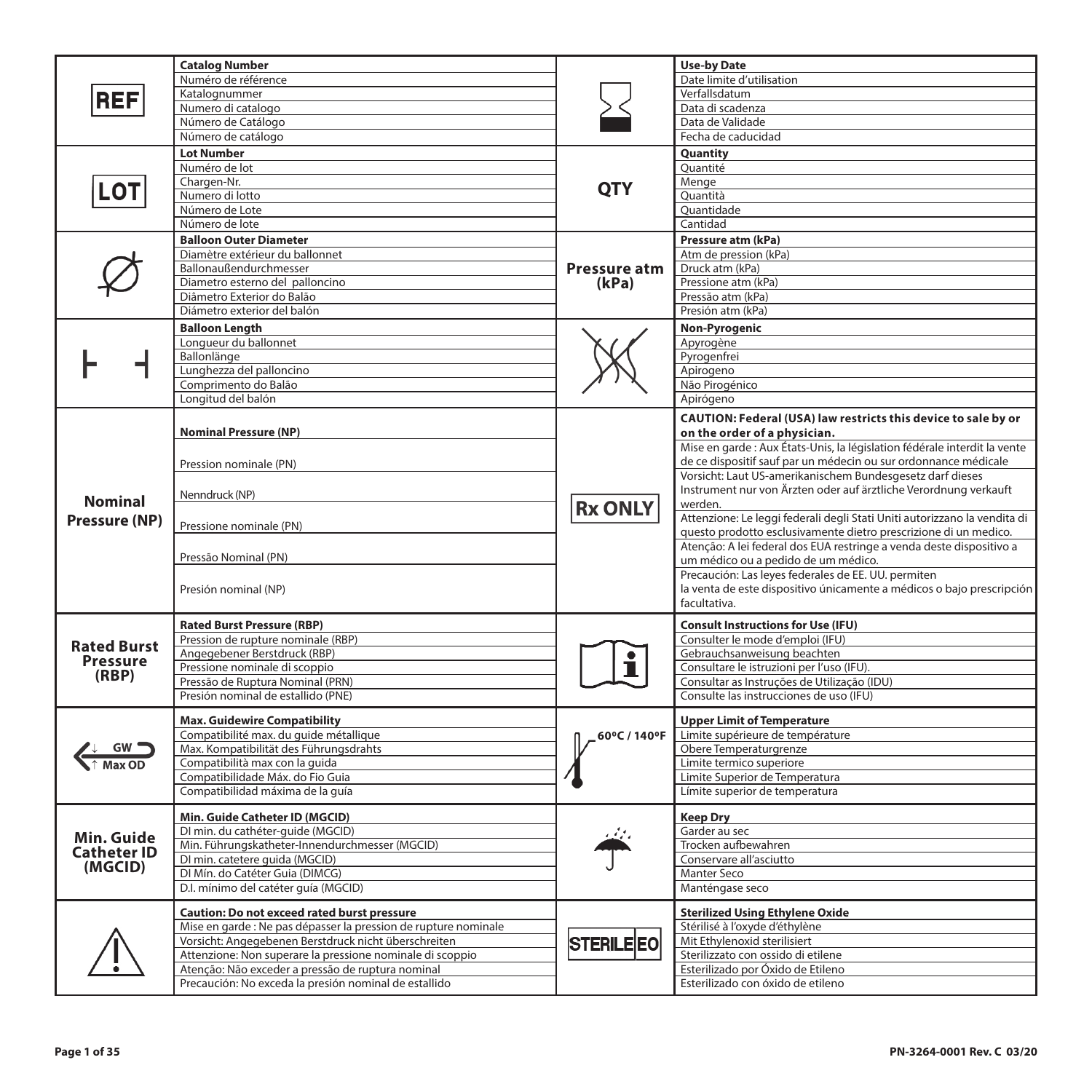| Symbol | Description | Symbol | Description |
|---|---|---|---|
| REF | **Catalog Number**<br>Numéro de référence<br>Katalognummer<br>Numero di catalogo<br>Número de Catálogo<br>Número de catálogo | (hourglass) | **Use-by Date**<br>Date limite d'utilisation<br>Verfallsdatum<br>Data di scadenza<br>Data de Validade<br>Fecha de caducidad |
| LOT | **Lot Number**<br>Numéro de lot<br>Chargen-Nr.<br>Numero di lotto<br>Número de Lote<br>Número de lote | QTY | **Quantity**<br>Quantité<br>Menge<br>Quantità<br>Quantidade<br>Cantidad |
| Ø | **Balloon Outer Diameter**<br>Diamètre extérieur du ballonnet<br>Ballonaußendurchmesser<br>Diametro esterno del palloncino<br>Diâmetro Exterior do Balão<br>Diámetro exterior del balón | Pressure atm (kPa) | **Pressure atm (kPa)**<br>Atm de pression (kPa)<br>Druck atm (kPa)<br>Pressione atm (kPa)<br>Pressão atm (kPa)<br>Presión atm (kPa) |
| ⊢ ⊣ | **Balloon Length**<br>Longueur du ballonnet<br>Ballonlänge<br>Lunghezza del palloncino<br>Comprimento do Balão<br>Longitud del balón | (non-pyrogenic symbol) | **Non-Pyrogenic**<br>Apyrogène<br>Pyrogenfrei<br>Apirogeno<br>Não Pirogénico<br>Apirógeno |
| Nominal Pressure (NP) | **Nominal Pressure (NP)**<br>Pression nominale (PN)<br>Nenndruck (NP)<br>Pressione nominale (PN)<br>Pressão Nominal (PN)<br>Presión nominal (NP) | Rx ONLY | **CAUTION: Federal (USA) law restricts this device to sale by or on the order of a physician.**<br>Mise en garde : Aux États-Unis, la législation fédérale interdit la vente de ce dispositif sauf par un médecin ou sur ordonnance médicale<br>Vorsicht: Laut US-amerikanischem Bundesgesetz darf dieses Instrument nur von Ärzten oder auf ärztliche Verordnung verkauft werden.<br>Attenzione: Le leggi federali degli Stati Uniti autorizzano la vendita di questo prodotto esclusivamente dietro prescrizione di un medico.<br>Atenção: A lei federal dos EUA restringe a venda deste dispositivo a um médico ou a pedido de um médico.<br>Precaución: Las leyes federales de EE. UU. permiten la venta de este dispositivo únicamente a médicos o bajo prescripción facultativa. |
| Rated Burst Pressure (RBP) | **Rated Burst Pressure (RBP)**<br>Pression de rupture nominale (RBP)<br>Angegebener Berstdruck (RBP)<br>Pressione nominale di scoppio<br>Pressão de Ruptura Nominal (PRN)<br>Presión nominal de estallido (PNE) | (i) | **Consult Instructions for Use (IFU)**<br>Consulter le mode d'emploi (IFU)<br>Gebrauchsanweisung beachten<br>Consultare le istruzioni per l'uso (IFU).<br>Consultar as Instruções de Utilização (IDU)<br>Consulte las instrucciones de uso (IFU) |
| GW ↑ Max OD | **Max. Guidewire Compatibility**<br>Compatibilité max. du guide métallique<br>Max. Kompatibilität des Führungsdrahts<br>Compatibilità max con la guida<br>Compatibilidade Máx. do Fio Guia<br>Compatibilidad máxima de la guía | 60ºC / 140ºF | **Upper Limit of Temperature**<br>Limite supérieure de température<br>Obere Temperaturgrenze<br>Limite termico superiore<br>Limite Superior de Temperatura<br>Límite superior de temperatura |
| Min. Guide Catheter ID (MGCID) | **Min. Guide Catheter ID (MGCID)**<br>DI min. du cathéter-guide (MGCID)<br>Min. Führungskatheter-Innendurchmesser (MGCID)<br>DI min. catetere guida (MGCID)<br>DI Mín. do Catéter Guia (DIMCG)<br>D.I. mínimo del catéter guía (MGCID) | (umbrella) | **Keep Dry**<br>Garder au sec<br>Trocken aufbewahren<br>Conservare all'asciutto<br>Manter Seco<br>Manténgase seco |
| ⚠ | **Caution: Do not exceed rated burst pressure**<br>Mise en garde : Ne pas dépasser la pression de rupture nominale<br>Vorsicht: Angegebenen Berstdruck nicht überschreiten<br>Attenzione: Non superare la pressione nominale di scoppio<br>Atenção: Não exceder a pressão de ruptura nominal<br>Precaución: No exceda la presión nominal de estallido | STERILE EO | **Sterilized Using Ethylene Oxide**<br>Stérilisé à l'oxyde d'éthylène<br>Mit Ethylenoxid sterilisiert<br>Sterilizzato con ossido di etilene<br>Esterilizado por Óxido de Etileno<br>Esterilizado con óxido de etileno |

PN-3264-0001 Rev. C 03/20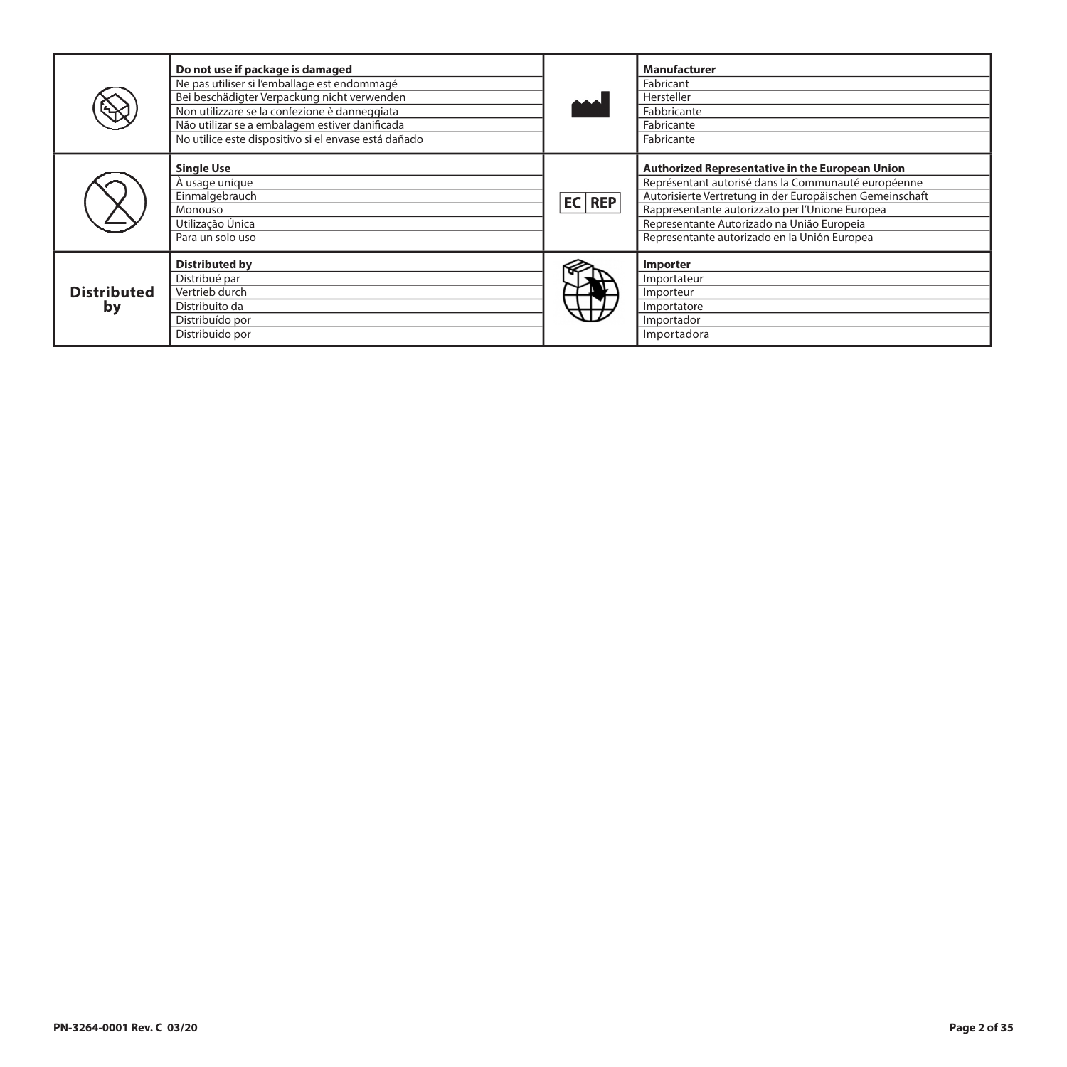| | | | |
|---|---|---|---|
| | **Do not use if package is damaged**<br>Ne pas utiliser si l'emballage est endommagé<br>Bei beschädigter Verpackung nicht verwenden<br>Non utilizzare se la confezione è danneggiata<br>Não utilizar se a embalagem estiver danificada<br>No utilice este dispositivo si el envase está dañado | | **Manufacturer**<br>Fabricant<br>Hersteller<br>Fabbricante<br>Fabricante<br>Fabricante |
| | **Single Use**<br>À usage unique<br>Einmalgebrauch<br>Monouso<br>Utilização Única<br>Para un solo uso | EC REP | **Authorized Representative in the European Union**<br>Représentant autorisé dans la Communauté européenne<br>Autorisierte Vertretung in der Europäischen Gemeinschaft<br>Rappresentante autorizzato per l'Unione Europea<br>Representante Autorizado na União Europeia<br>Representante autorizado en la Unión Europea |
| **Distributed by** | **Distributed by**<br>Distribué par<br>Vertrieb durch<br>Distribuito da<br>Distribuído por<br>Distribuido por | | **Importer**<br>Importateur<br>Importeur<br>Importatore<br>Importador<br>Importadora |

PN-3264-0001 Rev. C 03/20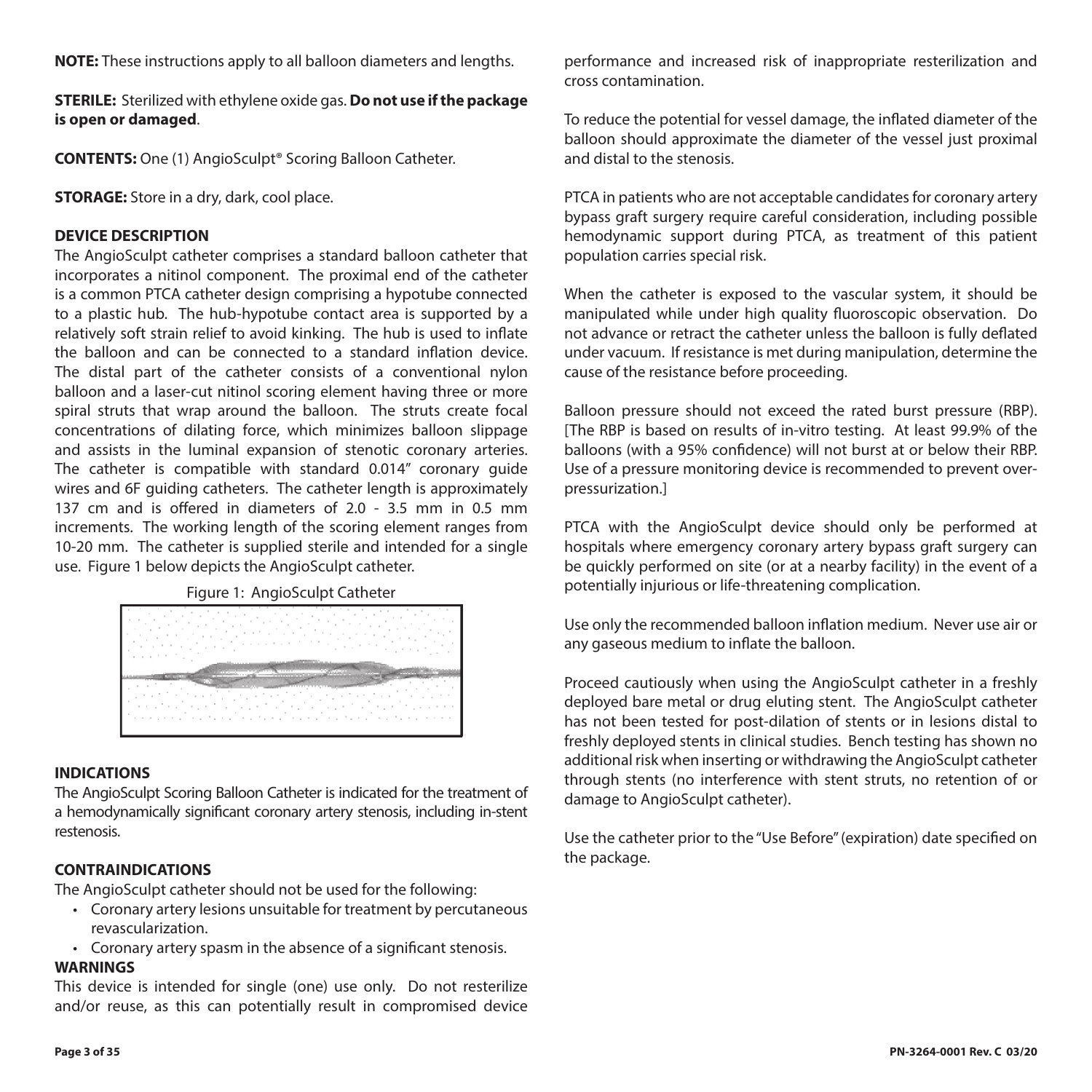**NOTE:** These instructions apply to all balloon diameters and lengths.

**STERILE:** Sterilized with ethylene oxide gas. **Do not use if the package is open or damaged**.

**CONTENTS:** One (1) AngioSculpt® Scoring Balloon Catheter.

**STORAGE:** Store in a dry, dark, cool place.

## DEVICE DESCRIPTION

The AngioSculpt catheter comprises a standard balloon catheter that incorporates a nitinol component. The proximal end of the catheter is a common PTCA catheter design comprising a hypotube connected to a plastic hub. The hub-hypotube contact area is supported by a relatively soft strain relief to avoid kinking. The hub is used to inflate the balloon and can be connected to a standard inflation device. The distal part of the catheter consists of a conventional nylon balloon and a laser-cut nitinol scoring element having three or more spiral struts that wrap around the balloon. The struts create focal concentrations of dilating force, which minimizes balloon slippage and assists in the luminal expansion of stenotic coronary arteries. The catheter is compatible with standard 0.014" coronary guide wires and 6F guiding catheters. The catheter length is approximately 137 cm and is offered in diameters of 2.0 - 3.5 mm in 0.5 mm increments. The working length of the scoring element ranges from 10-20 mm. The catheter is supplied sterile and intended for a single use. Figure 1 below depicts the AngioSculpt catheter.

Figure 1: AngioSculpt Catheter

## INDICATIONS

The AngioSculpt Scoring Balloon Catheter is indicated for the treatment of a hemodynamically significant coronary artery stenosis, including in-stent restenosis.

## CONTRAINDICATIONS

The AngioSculpt catheter should not be used for the following:

- Coronary artery lesions unsuitable for treatment by percutaneous revascularization.
- Coronary artery spasm in the absence of a significant stenosis.

## WARNINGS

This device is intended for single (one) use only. Do not resterilize and/or reuse, as this can potentially result in compromised device performance and increased risk of inappropriate resterilization and cross contamination.

To reduce the potential for vessel damage, the inflated diameter of the balloon should approximate the diameter of the vessel just proximal and distal to the stenosis.

PTCA in patients who are not acceptable candidates for coronary artery bypass graft surgery require careful consideration, including possible hemodynamic support during PTCA, as treatment of this patient population carries special risk.

When the catheter is exposed to the vascular system, it should be manipulated while under high quality fluoroscopic observation. Do not advance or retract the catheter unless the balloon is fully deflated under vacuum. If resistance is met during manipulation, determine the cause of the resistance before proceeding.

Balloon pressure should not exceed the rated burst pressure (RBP). [The RBP is based on results of in-vitro testing. At least 99.9% of the balloons (with a 95% confidence) will not burst at or below their RBP. Use of a pressure monitoring device is recommended to prevent over-pressurization.]

PTCA with the AngioSculpt device should only be performed at hospitals where emergency coronary artery bypass graft surgery can be quickly performed on site (or at a nearby facility) in the event of a potentially injurious or life-threatening complication.

Use only the recommended balloon inflation medium. Never use air or any gaseous medium to inflate the balloon.

Proceed cautiously when using the AngioSculpt catheter in a freshly deployed bare metal or drug eluting stent. The AngioSculpt catheter has not been tested for post-dilation of stents or in lesions distal to freshly deployed stents in clinical studies. Bench testing has shown no additional risk when inserting or withdrawing the AngioSculpt catheter through stents (no interference with stent struts, no retention of or damage to AngioSculpt catheter).

Use the catheter prior to the "Use Before" (expiration) date specified on the package.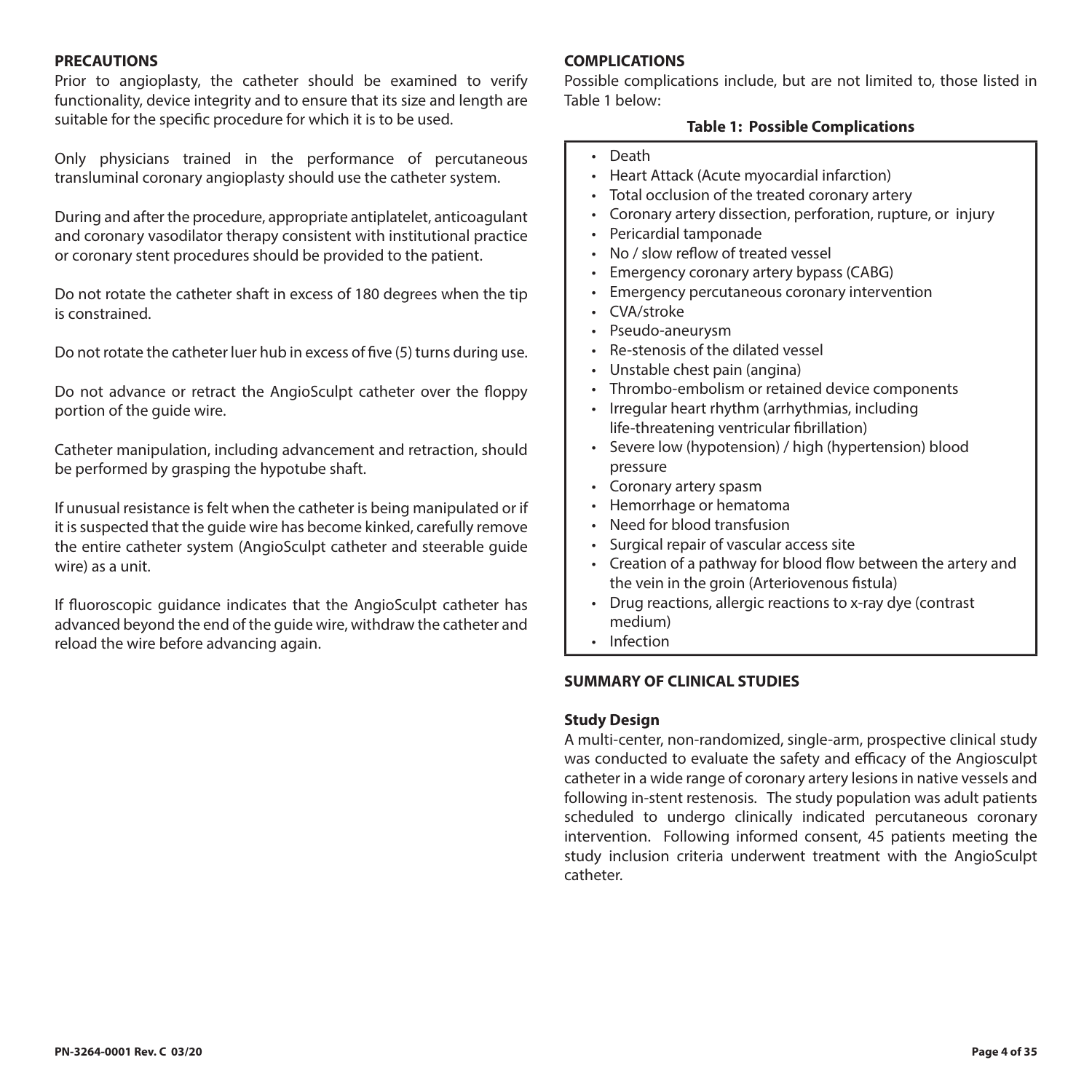## PRECAUTIONS

Prior to angioplasty, the catheter should be examined to verify functionality, device integrity and to ensure that its size and length are suitable for the specific procedure for which it is to be used.

Only physicians trained in the performance of percutaneous transluminal coronary angioplasty should use the catheter system.

During and after the procedure, appropriate antiplatelet, anticoagulant and coronary vasodilator therapy consistent with institutional practice or coronary stent procedures should be provided to the patient.

Do not rotate the catheter shaft in excess of 180 degrees when the tip is constrained.

Do not rotate the catheter luer hub in excess of five (5) turns during use.

Do not advance or retract the AngioSculpt catheter over the floppy portion of the guide wire.

Catheter manipulation, including advancement and retraction, should be performed by grasping the hypotube shaft.

If unusual resistance is felt when the catheter is being manipulated or if it is suspected that the guide wire has become kinked, carefully remove the entire catheter system (AngioSculpt catheter and steerable guide wire) as a unit.

If fluoroscopic guidance indicates that the AngioSculpt catheter has advanced beyond the end of the guide wire, withdraw the catheter and reload the wire before advancing again.

## COMPLICATIONS

Possible complications include, but are not limited to, those listed in Table 1 below:

**Table 1: Possible Complications**

- Death
- Heart Attack (Acute myocardial infarction)
- Total occlusion of the treated coronary artery
- Coronary artery dissection, perforation, rupture, or injury
- Pericardial tamponade
- No / slow reflow of treated vessel
- Emergency coronary artery bypass (CABG)
- Emergency percutaneous coronary intervention
- CVA/stroke
- Pseudo-aneurysm
- Re-stenosis of the dilated vessel
- Unstable chest pain (angina)
- Thrombo-embolism or retained device components
- Irregular heart rhythm (arrhythmias, including life-threatening ventricular fibrillation)
- Severe low (hypotension) / high (hypertension) blood pressure
- Coronary artery spasm
- Hemorrhage or hematoma
- Need for blood transfusion
- Surgical repair of vascular access site
- Creation of a pathway for blood flow between the artery and the vein in the groin (Arteriovenous fistula)
- Drug reactions, allergic reactions to x-ray dye (contrast medium)
- Infection

## SUMMARY OF CLINICAL STUDIES

### Study Design

A multi-center, non-randomized, single-arm, prospective clinical study was conducted to evaluate the safety and efficacy of the Angiosculpt catheter in a wide range of coronary artery lesions in native vessels and following in-stent restenosis. The study population was adult patients scheduled to undergo clinically indicated percutaneous coronary intervention. Following informed consent, 45 patients meeting the study inclusion criteria underwent treatment with the AngioSculpt catheter.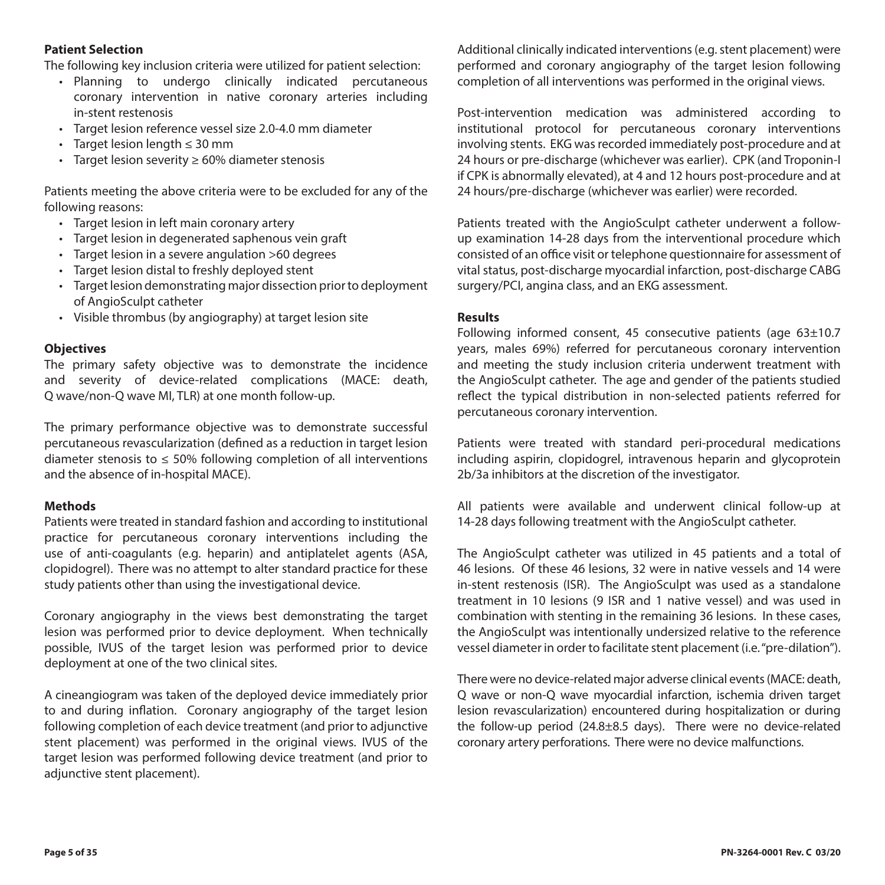**Patient Selection**

The following key inclusion criteria were utilized for patient selection:

- Planning to undergo clinically indicated percutaneous coronary intervention in native coronary arteries including in-stent restenosis
- Target lesion reference vessel size 2.0-4.0 mm diameter
- Target lesion length ≤ 30 mm
- Target lesion severity ≥ 60% diameter stenosis

Patients meeting the above criteria were to be excluded for any of the following reasons:

- Target lesion in left main coronary artery
- Target lesion in degenerated saphenous vein graft
- Target lesion in a severe angulation >60 degrees
- Target lesion distal to freshly deployed stent
- Target lesion demonstrating major dissection prior to deployment of AngioSculpt catheter
- Visible thrombus (by angiography) at target lesion site

**Objectives**

The primary safety objective was to demonstrate the incidence and severity of device-related complications (MACE: death, Q wave/non-Q wave MI, TLR) at one month follow-up.

The primary performance objective was to demonstrate successful percutaneous revascularization (defined as a reduction in target lesion diameter stenosis to ≤ 50% following completion of all interventions and the absence of in-hospital MACE).

**Methods**

Patients were treated in standard fashion and according to institutional practice for percutaneous coronary interventions including the use of anti-coagulants (e.g. heparin) and antiplatelet agents (ASA, clopidogrel). There was no attempt to alter standard practice for these study patients other than using the investigational device.

Coronary angiography in the views best demonstrating the target lesion was performed prior to device deployment. When technically possible, IVUS of the target lesion was performed prior to device deployment at one of the two clinical sites.

A cineangiogram was taken of the deployed device immediately prior to and during inflation. Coronary angiography of the target lesion following completion of each device treatment (and prior to adjunctive stent placement) was performed in the original views. IVUS of the target lesion was performed following device treatment (and prior to adjunctive stent placement).

Additional clinically indicated interventions (e.g. stent placement) were performed and coronary angiography of the target lesion following completion of all interventions was performed in the original views.

Post-intervention medication was administered according to institutional protocol for percutaneous coronary interventions involving stents. EKG was recorded immediately post-procedure and at 24 hours or pre-discharge (whichever was earlier). CPK (and Troponin-I if CPK is abnormally elevated), at 4 and 12 hours post-procedure and at 24 hours/pre-discharge (whichever was earlier) were recorded.

Patients treated with the AngioSculpt catheter underwent a follow-up examination 14-28 days from the interventional procedure which consisted of an office visit or telephone questionnaire for assessment of vital status, post-discharge myocardial infarction, post-discharge CABG surgery/PCI, angina class, and an EKG assessment.

**Results**

Following informed consent, 45 consecutive patients (age 63±10.7 years, males 69%) referred for percutaneous coronary intervention and meeting the study inclusion criteria underwent treatment with the AngioSculpt catheter. The age and gender of the patients studied reflect the typical distribution in non-selected patients referred for percutaneous coronary intervention.

Patients were treated with standard peri-procedural medications including aspirin, clopidogrel, intravenous heparin and glycoprotein 2b/3a inhibitors at the discretion of the investigator.

All patients were available and underwent clinical follow-up at 14-28 days following treatment with the AngioSculpt catheter.

The AngioSculpt catheter was utilized in 45 patients and a total of 46 lesions. Of these 46 lesions, 32 were in native vessels and 14 were in-stent restenosis (ISR). The AngioSculpt was used as a standalone treatment in 10 lesions (9 ISR and 1 native vessel) and was used in combination with stenting in the remaining 36 lesions. In these cases, the AngioSculpt was intentionally undersized relative to the reference vessel diameter in order to facilitate stent placement (i.e. "pre-dilation").

There were no device-related major adverse clinical events (MACE: death, Q wave or non-Q wave myocardial infarction, ischemia driven target lesion revascularization) encountered during hospitalization or during the follow-up period (24.8±8.5 days). There were no device-related coronary artery perforations. There were no device malfunctions.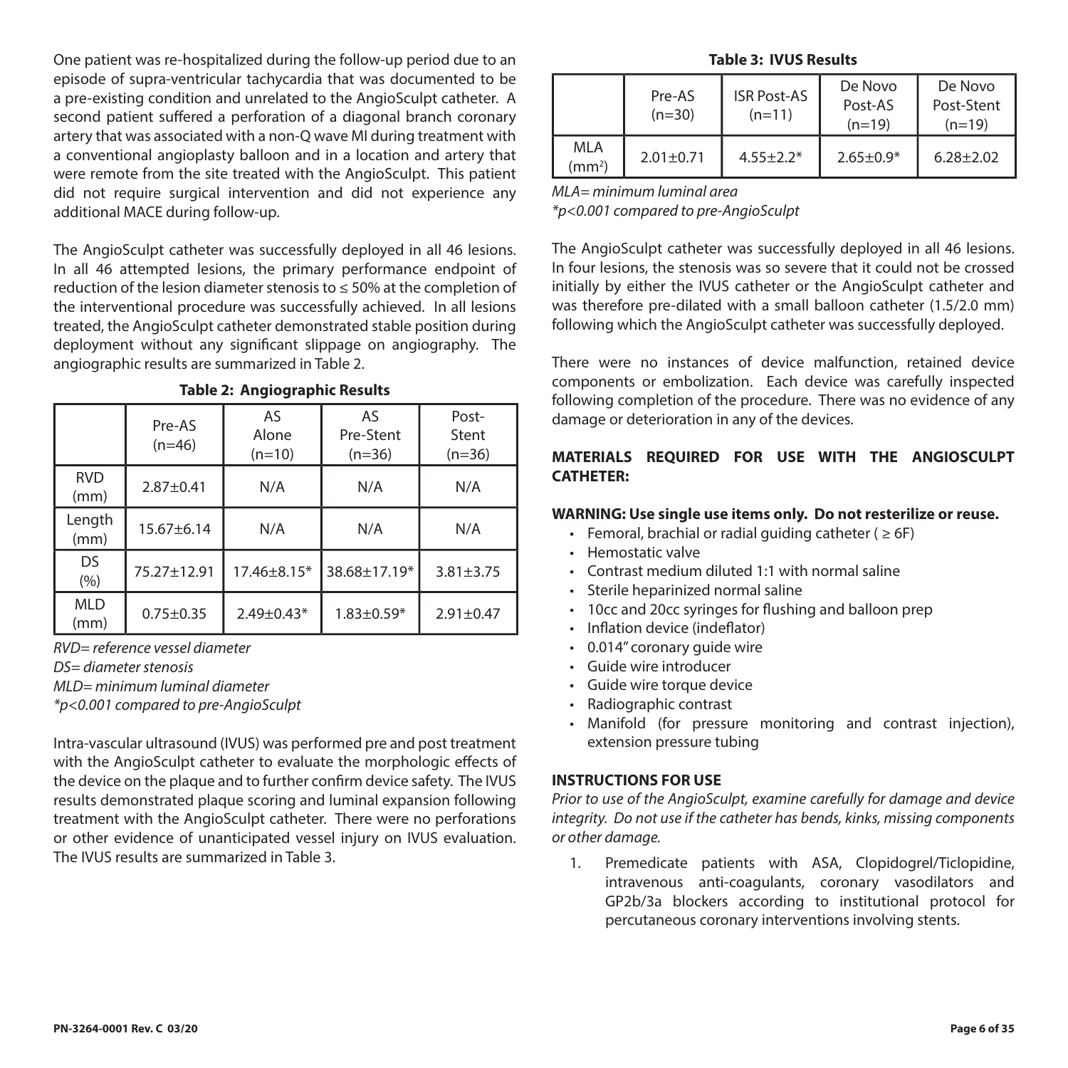One patient was re-hospitalized during the follow-up period due to an episode of supra-ventricular tachycardia that was documented to be a pre-existing condition and unrelated to the AngioSculpt catheter. A second patient suffered a perforation of a diagonal branch coronary artery that was associated with a non-Q wave MI during treatment with a conventional angioplasty balloon and in a location and artery that were remote from the site treated with the AngioSculpt. This patient did not require surgical intervention and did not experience any additional MACE during follow-up.

The AngioSculpt catheter was successfully deployed in all 46 lesions. In all 46 attempted lesions, the primary performance endpoint of reduction of the lesion diameter stenosis to ≤ 50% at the completion of the interventional procedure was successfully achieved. In all lesions treated, the AngioSculpt catheter demonstrated stable position during deployment without any significant slippage on angiography. The angiographic results are summarized in Table 2.

**Table 2: Angiographic Results**

| | Pre-AS (n=46) | AS Alone (n=10) | AS Pre-Stent (n=36) | Post-Stent (n=36) |
|---|---|---|---|---|
| RVD (mm) | 2.87±0.41 | N/A | N/A | N/A |
| Length (mm) | 15.67±6.14 | N/A | N/A | N/A |
| DS (%) | 75.27±12.91 | 17.46±8.15* | 38.68±17.19* | 3.81±3.75 |
| MLD (mm) | 0.75±0.35 | 2.49±0.43* | 1.83±0.59* | 2.91±0.47 |

*RVD= reference vessel diameter*
*DS= diameter stenosis*
*MLD= minimum luminal diameter*
*\*p<0.001 compared to pre-AngioSculpt*

Intra-vascular ultrasound (IVUS) was performed pre and post treatment with the AngioSculpt catheter to evaluate the morphologic effects of the device on the plaque and to further confirm device safety. The IVUS results demonstrated plaque scoring and luminal expansion following treatment with the AngioSculpt catheter. There were no perforations or other evidence of unanticipated vessel injury on IVUS evaluation. The IVUS results are summarized in Table 3.

**Table 3: IVUS Results**

| | Pre-AS (n=30) | ISR Post-AS (n=11) | De Novo Post-AS (n=19) | De Novo Post-Stent (n=19) |
|---|---|---|---|---|
| MLA ($mm^2$) | 2.01±0.71 | 4.55±2.2* | 2.65±0.9* | 6.28±2.02 |

*MLA= minimum luminal area*
*\*p<0.001 compared to pre-AngioSculpt*

The AngioSculpt catheter was successfully deployed in all 46 lesions. In four lesions, the stenosis was so severe that it could not be crossed initially by either the IVUS catheter or the AngioSculpt catheter and was therefore pre-dilated with a small balloon catheter (1.5/2.0 mm) following which the AngioSculpt catheter was successfully deployed.

There were no instances of device malfunction, retained device components or embolization. Each device was carefully inspected following completion of the procedure. There was no evidence of any damage or deterioration in any of the devices.

## MATERIALS REQUIRED FOR USE WITH THE ANGIOSCULPT CATHETER:

**WARNING: Use single use items only. Do not resterilize or reuse.**

- Femoral, brachial or radial guiding catheter ( ≥ 6F)
- Hemostatic valve
- Contrast medium diluted 1:1 with normal saline
- Sterile heparinized normal saline
- 10cc and 20cc syringes for flushing and balloon prep
- Inflation device (indeflator)
- 0.014" coronary guide wire
- Guide wire introducer
- Guide wire torque device
- Radiographic contrast
- Manifold (for pressure monitoring and contrast injection), extension pressure tubing

## INSTRUCTIONS FOR USE

*Prior to use of the AngioSculpt, examine carefully for damage and device integrity. Do not use if the catheter has bends, kinks, missing components or other damage.*

1. Premedicate patients with ASA, Clopidogrel/Ticlopidine, intravenous anti-coagulants, coronary vasodilators and GP2b/3a blockers according to institutional protocol for percutaneous coronary interventions involving stents.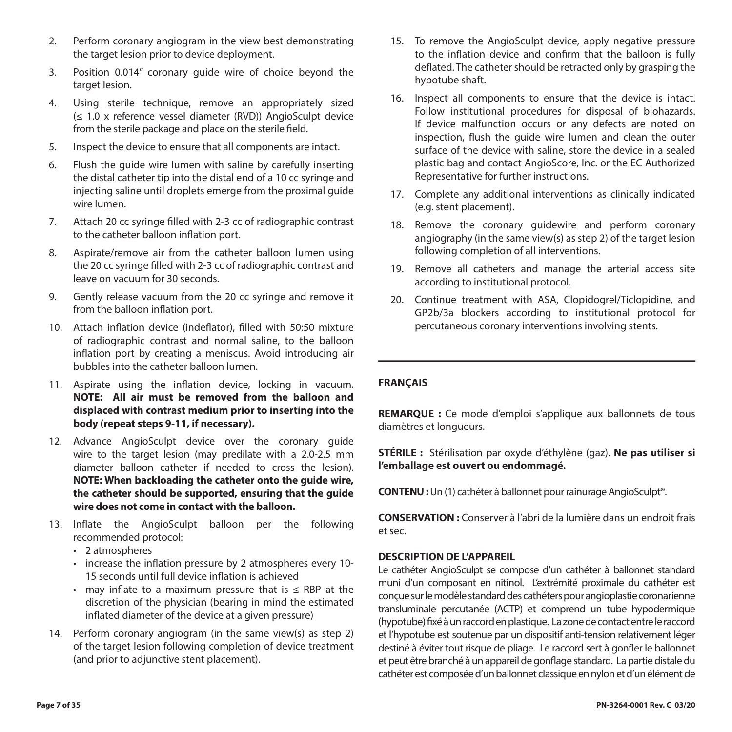2. Perform coronary angiogram in the view best demonstrating the target lesion prior to device deployment.
3. Position 0.014" coronary guide wire of choice beyond the target lesion.
4. Using sterile technique, remove an appropriately sized (≤ 1.0 x reference vessel diameter (RVD)) AngioSculpt device from the sterile package and place on the sterile field.
5. Inspect the device to ensure that all components are intact.
6. Flush the guide wire lumen with saline by carefully inserting the distal catheter tip into the distal end of a 10 cc syringe and injecting saline until droplets emerge from the proximal guide wire lumen.
7. Attach 20 cc syringe filled with 2-3 cc of radiographic contrast to the catheter balloon inflation port.
8. Aspirate/remove air from the catheter balloon lumen using the 20 cc syringe filled with 2-3 cc of radiographic contrast and leave on vacuum for 30 seconds.
9. Gently release vacuum from the 20 cc syringe and remove it from the balloon inflation port.
10. Attach inflation device (indeflator), filled with 50:50 mixture of radiographic contrast and normal saline, to the balloon inflation port by creating a meniscus. Avoid introducing air bubbles into the catheter balloon lumen.
11. Aspirate using the inflation device, locking in vacuum. **NOTE: All air must be removed from the balloon and displaced with contrast medium prior to inserting into the body (repeat steps 9-11, if necessary).**
12. Advance AngioSculpt device over the coronary guide wire to the target lesion (may predilate with a 2.0-2.5 mm diameter balloon catheter if needed to cross the lesion). **NOTE: When backloading the catheter onto the guide wire, the catheter should be supported, ensuring that the guide wire does not come in contact with the balloon.**
13. Inflate the AngioSculpt balloon per the following recommended protocol:
    - 2 atmospheres
    - increase the inflation pressure by 2 atmospheres every 10-15 seconds until full device inflation is achieved
    - may inflate to a maximum pressure that is ≤ RBP at the discretion of the physician (bearing in mind the estimated inflated diameter of the device at a given pressure)
14. Perform coronary angiogram (in the same view(s) as step 2) of the target lesion following completion of device treatment (and prior to adjunctive stent placement).
15. To remove the AngioSculpt device, apply negative pressure to the inflation device and confirm that the balloon is fully deflated. The catheter should be retracted only by grasping the hypotube shaft.
16. Inspect all components to ensure that the device is intact. Follow institutional procedures for disposal of biohazards. If device malfunction occurs or any defects are noted on inspection, flush the guide wire lumen and clean the outer surface of the device with saline, store the device in a sealed plastic bag and contact AngioScore, Inc. or the EC Authorized Representative for further instructions.
17. Complete any additional interventions as clinically indicated (e.g. stent placement).
18. Remove the coronary guidewire and perform coronary angiography (in the same view(s) as step 2) of the target lesion following completion of all interventions.
19. Remove all catheters and manage the arterial access site according to institutional protocol.
20. Continue treatment with ASA, Clopidogrel/Ticlopidine, and GP2b/3a blockers according to institutional protocol for percutaneous coronary interventions involving stents.

---

## FRANÇAIS

**REMARQUE :** Ce mode d'emploi s'applique aux ballonnets de tous diamètres et longueurs.

**STÉRILE :** Stérilisation par oxyde d'éthylène (gaz). **Ne pas utiliser si l'emballage est ouvert ou endommagé.**

**CONTENU :** Un (1) cathéter à ballonnet pour rainurage AngioSculpt®.

**CONSERVATION :** Conserver à l'abri de la lumière dans un endroit frais et sec.

### DESCRIPTION DE L'APPAREIL

Le cathéter AngioSculpt se compose d'un cathéter à ballonnet standard muni d'un composant en nitinol. L'extrémité proximale du cathéter est conçue sur le modèle standard des cathéters pour angioplastie coronarienne transluminale percutanée (ACTP) et comprend un tube hypodermique (hypotube) fixé à un raccord en plastique. La zone de contact entre le raccord et l'hypotube est soutenue par un dispositif anti-tension relativement léger destiné à éviter tout risque de pliage. Le raccord sert à gonfler le ballonnet et peut être branché à un appareil de gonflage standard. La partie distale du cathéter est composée d'un ballonnet classique en nylon et d'un élément de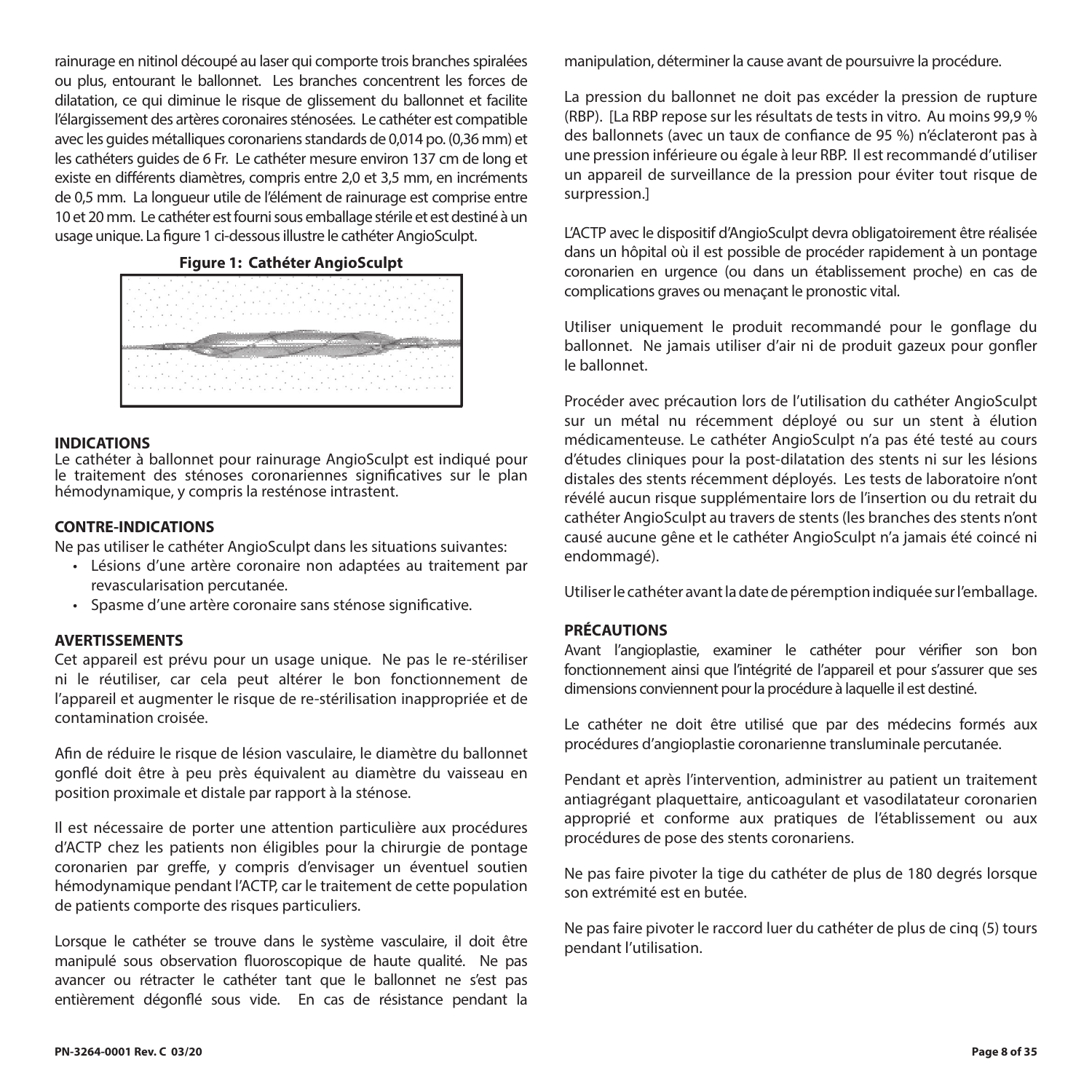rainurage en nitinol découpé au laser qui comporte trois branches spiralées ou plus, entourant le ballonnet. Les branches concentrent les forces de dilatation, ce qui diminue le risque de glissement du ballonnet et facilite l'élargissement des artères coronaires sténosées. Le cathéter est compatible avec les guides métalliques coronariens standards de 0,014 po. (0,36 mm) et les cathéters guides de 6 Fr. Le cathéter mesure environ 137 cm de long et existe en différents diamètres, compris entre 2,0 et 3,5 mm, en incréments de 0,5 mm. La longueur utile de l'élément de rainurage est comprise entre 10 et 20 mm. Le cathéter est fourni sous emballage stérile et est destiné à un usage unique. La figure 1 ci-dessous illustre le cathéter AngioSculpt.

**Figure 1: Cathéter AngioSculpt**

### INDICATIONS

Le cathéter à ballonnet pour rainurage AngioSculpt est indiqué pour le traitement des sténoses coronariennes significatives sur le plan hémodynamique, y compris la resténose intrastent.

### CONTRE-INDICATIONS

Ne pas utiliser le cathéter AngioSculpt dans les situations suivantes:

- Lésions d'une artère coronaire non adaptées au traitement par revascularisation percutanée.
- Spasme d'une artère coronaire sans sténose significative.

### AVERTISSEMENTS

Cet appareil est prévu pour un usage unique. Ne pas le re-stériliser ni le réutiliser, car cela peut altérer le bon fonctionnement de l'appareil et augmenter le risque de re-stérilisation inappropriée et de contamination croisée.

Afin de réduire le risque de lésion vasculaire, le diamètre du ballonnet gonflé doit être à peu près équivalent au diamètre du vaisseau en position proximale et distale par rapport à la sténose.

Il est nécessaire de porter une attention particulière aux procédures d'ACTP chez les patients non éligibles pour la chirurgie de pontage coronarien par greffe, y compris d'envisager un éventuel soutien hémodynamique pendant l'ACTP, car le traitement de cette population de patients comporte des risques particuliers.

Lorsque le cathéter se trouve dans le système vasculaire, il doit être manipulé sous observation fluoroscopique de haute qualité. Ne pas avancer ou rétracter le cathéter tant que le ballonnet ne s'est pas entièrement dégonflé sous vide. En cas de résistance pendant la manipulation, déterminer la cause avant de poursuivre la procédure.

La pression du ballonnet ne doit pas excéder la pression de rupture (RBP). [La RBP repose sur les résultats de tests in vitro. Au moins 99,9 % des ballonnets (avec un taux de confiance de 95 %) n'éclateront pas à une pression inférieure ou égale à leur RBP. Il est recommandé d'utiliser un appareil de surveillance de la pression pour éviter tout risque de surpression.]

L'ACTP avec le dispositif d'AngioSculpt devra obligatoirement être réalisée dans un hôpital où il est possible de procéder rapidement à un pontage coronarien en urgence (ou dans un établissement proche) en cas de complications graves ou menaçant le pronostic vital.

Utiliser uniquement le produit recommandé pour le gonflage du ballonnet. Ne jamais utiliser d'air ni de produit gazeux pour gonfler le ballonnet.

Procéder avec précaution lors de l'utilisation du cathéter AngioSculpt sur un métal nu récemment déployé ou sur un stent à élution médicamenteuse. Le cathéter AngioSculpt n'a pas été testé au cours d'études cliniques pour la post-dilatation des stents ni sur les lésions distales des stents récemment déployés. Les tests de laboratoire n'ont révélé aucun risque supplémentaire lors de l'insertion ou du retrait du cathéter AngioSculpt au travers de stents (les branches des stents n'ont causé aucune gêne et le cathéter AngioSculpt n'a jamais été coincé ni endommagé).

Utiliser le cathéter avant la date de péremption indiquée sur l'emballage.

### PRÉCAUTIONS

Avant l'angioplastie, examiner le cathéter pour vérifier son bon fonctionnement ainsi que l'intégrité de l'appareil et pour s'assurer que ses dimensions conviennent pour la procédure à laquelle il est destiné.

Le cathéter ne doit être utilisé que par des médecins formés aux procédures d'angioplastie coronarienne transluminale percutanée.

Pendant et après l'intervention, administrer au patient un traitement antiagrégant plaquettaire, anticoagulant et vasodilatateur coronarien approprié et conforme aux pratiques de l'établissement ou aux procédures de pose des stents coronariens.

Ne pas faire pivoter la tige du cathéter de plus de 180 degrés lorsque son extrémité est en butée.

Ne pas faire pivoter le raccord luer du cathéter de plus de cinq (5) tours pendant l'utilisation.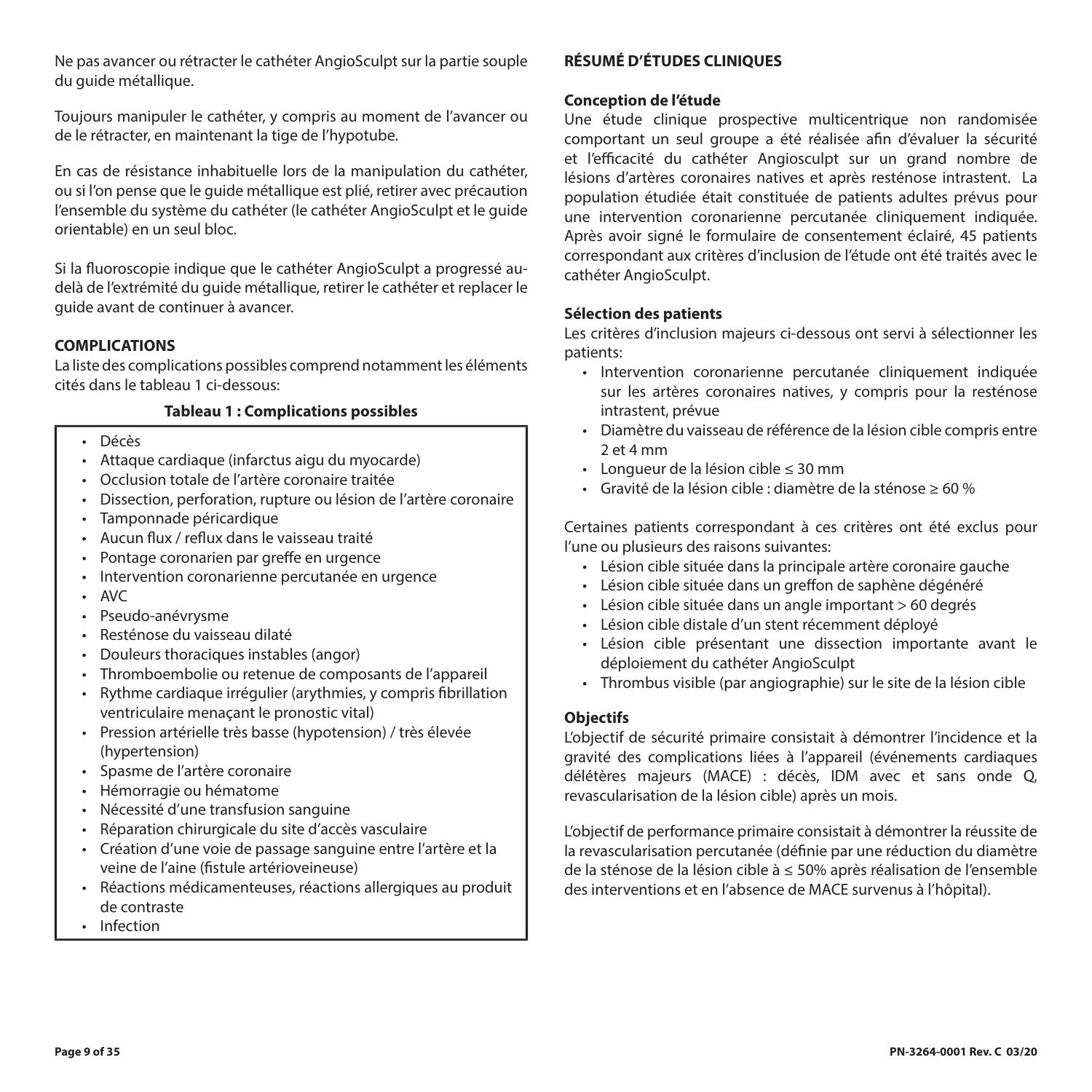Ne pas avancer ou rétracter le cathéter AngioSculpt sur la partie souple du guide métallique.

Toujours manipuler le cathéter, y compris au moment de l'avancer ou de le rétracter, en maintenant la tige de l'hypotube.

En cas de résistance inhabituelle lors de la manipulation du cathéter, ou si l'on pense que le guide métallique est plié, retirer avec précaution l'ensemble du système du cathéter (le cathéter AngioSculpt et le guide orientable) en un seul bloc.

Si la fluoroscopie indique que le cathéter AngioSculpt a progressé au-delà de l'extrémité du guide métallique, retirer le cathéter et replacer le guide avant de continuer à avancer.

## COMPLICATIONS

La liste des complications possibles comprend notamment les éléments cités dans le tableau 1 ci-dessous:

**Tableau 1 : Complications possibles**

- Décès
- Attaque cardiaque (infarctus aigu du myocarde)
- Occlusion totale de l'artère coronaire traitée
- Dissection, perforation, rupture ou lésion de l'artère coronaire
- Tamponnade péricardique
- Aucun flux / reflux dans le vaisseau traité
- Pontage coronarien par greffe en urgence
- Intervention coronarienne percutanée en urgence
- AVC
- Pseudo-anévrysme
- Resténose du vaisseau dilaté
- Douleurs thoraciques instables (angor)
- Thromboembolie ou retenue de composants de l'appareil
- Rythme cardiaque irrégulier (arythmies, y compris fibrillation ventriculaire menaçant le pronostic vital)
- Pression artérielle très basse (hypotension) / très élevée (hypertension)
- Spasme de l'artère coronaire
- Hémorragie ou hématome
- Nécessité d'une transfusion sanguine
- Réparation chirurgicale du site d'accès vasculaire
- Création d'une voie de passage sanguine entre l'artère et la veine de l'aine (fistule artérioveineuse)
- Réactions médicamenteuses, réactions allergiques au produit de contraste
- Infection

## RÉSUMÉ D'ÉTUDES CLINIQUES

### Conception de l'étude

Une étude clinique prospective multicentrique non randomisée comportant un seul groupe a été réalisée afin d'évaluer la sécurité et l'efficacité du cathéter Angiosculpt sur un grand nombre de lésions d'artères coronaires natives et après resténose intrastent. La population étudiée était constituée de patients adultes prévus pour une intervention coronarienne percutanée cliniquement indiquée. Après avoir signé le formulaire de consentement éclairé, 45 patients correspondant aux critères d'inclusion de l'étude ont été traités avec le cathéter AngioSculpt.

### Sélection des patients

Les critères d'inclusion majeurs ci-dessous ont servi à sélectionner les patients:

- Intervention coronarienne percutanée cliniquement indiquée sur les artères coronaires natives, y compris pour la resténose intrastent, prévue
- Diamètre du vaisseau de référence de la lésion cible compris entre 2 et 4 mm
- Longueur de la lésion cible ≤ 30 mm
- Gravité de la lésion cible : diamètre de la sténose ≥ 60 %

Certaines patients correspondant à ces critères ont été exclus pour l'une ou plusieurs des raisons suivantes:

- Lésion cible située dans la principale artère coronaire gauche
- Lésion cible située dans un greffon de saphène dégénéré
- Lésion cible située dans un angle important > 60 degrés
- Lésion cible distale d'un stent récemment déployé
- Lésion cible présentant une dissection importante avant le déploiement du cathéter AngioSculpt
- Thrombus visible (par angiographie) sur le site de la lésion cible

### Objectifs

L'objectif de sécurité primaire consistait à démontrer l'incidence et la gravité des complications liées à l'appareil (événements cardiaques délétères majeurs (MACE) : décès, IDM avec et sans onde Q, revascularisation de la lésion cible) après un mois.

L'objectif de performance primaire consistait à démontrer la réussite de la revascularisation percutanée (définie par une réduction du diamètre de la sténose de la lésion cible à ≤ 50% après réalisation de l'ensemble des interventions et en l'absence de MACE survenus à l'hôpital).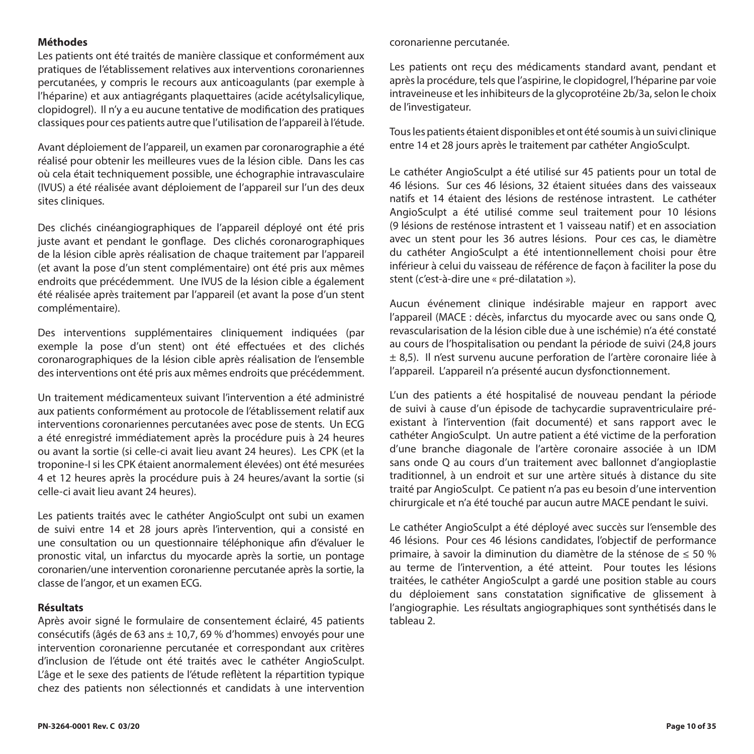**Méthodes**

Les patients ont été traités de manière classique et conformément aux pratiques de l'établissement relatives aux interventions coronariennes percutanées, y compris le recours aux anticoagulants (par exemple à l'héparine) et aux antiagrégants plaquettaires (acide acétylsalicylique, clopidogrel). Il n'y a eu aucune tentative de modification des pratiques classiques pour ces patients autre que l'utilisation de l'appareil à l'étude.

Avant déploiement de l'appareil, un examen par coronarographie a été réalisé pour obtenir les meilleures vues de la lésion cible. Dans les cas où cela était techniquement possible, une échographie intravasculaire (IVUS) a été réalisée avant déploiement de l'appareil sur l'un des deux sites cliniques.

Des clichés cinéangiographiques de l'appareil déployé ont été pris juste avant et pendant le gonflage. Des clichés coronarographiques de la lésion cible après réalisation de chaque traitement par l'appareil (et avant la pose d'un stent complémentaire) ont été pris aux mêmes endroits que précédemment. Une IVUS de la lésion cible a également été réalisée après traitement par l'appareil (et avant la pose d'un stent complémentaire).

Des interventions supplémentaires cliniquement indiquées (par exemple la pose d'un stent) ont été effectuées et des clichés coronarographiques de la lésion cible après réalisation de l'ensemble des interventions ont été pris aux mêmes endroits que précédemment.

Un traitement médicamenteux suivant l'intervention a été administré aux patients conformément au protocole de l'établissement relatif aux interventions coronariennes percutanées avec pose de stents. Un ECG a été enregistré immédiatement après la procédure puis à 24 heures ou avant la sortie (si celle-ci avait lieu avant 24 heures). Les CPK (et la troponine-I si les CPK étaient anormalement élevées) ont été mesurées 4 et 12 heures après la procédure puis à 24 heures/avant la sortie (si celle-ci avait lieu avant 24 heures).

Les patients traités avec le cathéter AngioSculpt ont subi un examen de suivi entre 14 et 28 jours après l'intervention, qui a consisté en une consultation ou un questionnaire téléphonique afin d'évaluer le pronostic vital, un infarctus du myocarde après la sortie, un pontage coronarien/une intervention coronarienne percutanée après la sortie, la classe de l'angor, et un examen ECG.

**Résultats**

Après avoir signé le formulaire de consentement éclairé, 45 patients consécutifs (âgés de 63 ans ± 10,7, 69 % d'hommes) envoyés pour une intervention coronarienne percutanée et correspondant aux critères d'inclusion de l'étude ont été traités avec le cathéter AngioSculpt. L'âge et le sexe des patients de l'étude reflètent la répartition typique chez des patients non sélectionnés et candidats à une intervention coronarienne percutanée.

Les patients ont reçu des médicaments standard avant, pendant et après la procédure, tels que l'aspirine, le clopidogrel, l'héparine par voie intraveineuse et les inhibiteurs de la glycoprotéine 2b/3a, selon le choix de l'investigateur.

Tous les patients étaient disponibles et ont été soumis à un suivi clinique entre 14 et 28 jours après le traitement par cathéter AngioSculpt.

Le cathéter AngioSculpt a été utilisé sur 45 patients pour un total de 46 lésions. Sur ces 46 lésions, 32 étaient situées dans des vaisseaux natifs et 14 étaient des lésions de resténose intrastent. Le cathéter AngioSculpt a été utilisé comme seul traitement pour 10 lésions (9 lésions de resténose intrastent et 1 vaisseau natif) et en association avec un stent pour les 36 autres lésions. Pour ces cas, le diamètre du cathéter AngioSculpt a été intentionnellement choisi pour être inférieur à celui du vaisseau de référence de façon à faciliter la pose du stent (c'est-à-dire une « pré-dilatation »).

Aucun événement clinique indésirable majeur en rapport avec l'appareil (MACE : décès, infarctus du myocarde avec ou sans onde Q, revascularisation de la lésion cible due à une ischémie) n'a été constaté au cours de l'hospitalisation ou pendant la période de suivi (24,8 jours ± 8,5). Il n'est survenu aucune perforation de l'artère coronaire liée à l'appareil. L'appareil n'a présenté aucun dysfonctionnement.

L'un des patients a été hospitalisé de nouveau pendant la période de suivi à cause d'un épisode de tachycardie supraventriculaire pré-existant à l'intervention (fait documenté) et sans rapport avec le cathéter AngioSculpt. Un autre patient a été victime de la perforation d'une branche diagonale de l'artère coronaire associée à un IDM sans onde Q au cours d'un traitement avec ballonnet d'angioplastie traditionnel, à un endroit et sur une artère situés à distance du site traité par AngioSculpt. Ce patient n'a pas eu besoin d'une intervention chirurgicale et n'a été touché par aucun autre MACE pendant le suivi.

Le cathéter AngioSculpt a été déployé avec succès sur l'ensemble des 46 lésions. Pour ces 46 lésions candidates, l'objectif de performance primaire, à savoir la diminution du diamètre de la sténose de ≤ 50 % au terme de l'intervention, a été atteint. Pour toutes les lésions traitées, le cathéter AngioSculpt a gardé une position stable au cours du déploiement sans constatation significative de glissement à l'angiographie. Les résultats angiographiques sont synthétisés dans le tableau 2.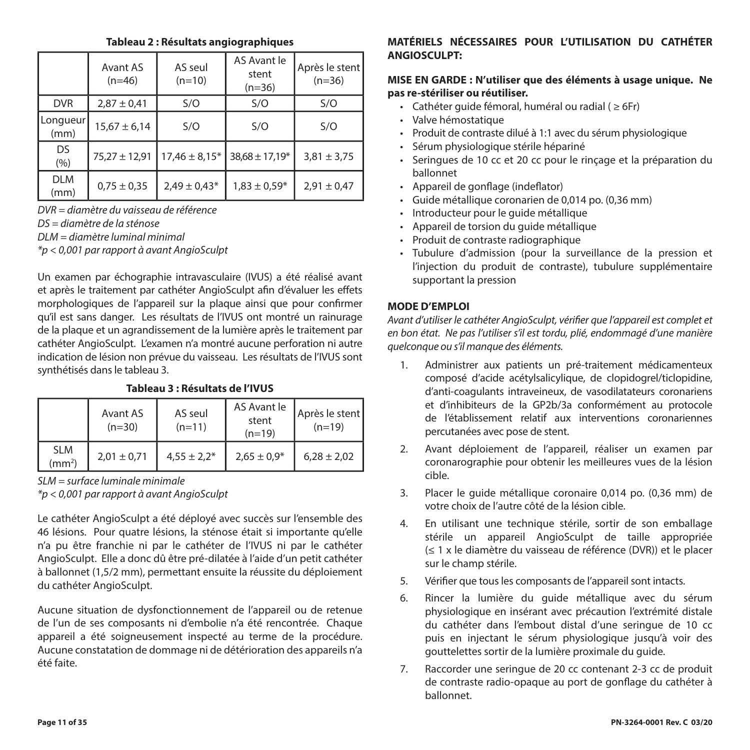**Tableau 2 : Résultats angiographiques**

| | Avant AS (n=46) | AS seul (n=10) | AS Avant le stent (n=36) | Après le stent (n=36) |
|---|---|---|---|---|
| DVR | 2,87 ± 0,41 | S/O | S/O | S/O |
| Longueur (mm) | 15,67 ± 6,14 | S/O | S/O | S/O |
| DS (%) | 75,27 ± 12,91 | 17,46 ± 8,15* | 38,68 ± 17,19* | 3,81 ± 3,75 |
| DLM (mm) | 0,75 ± 0,35 | 2,49 ± 0,43* | 1,83 ± 0,59* | 2,91 ± 0,47 |

*DVR = diamètre du vaisseau de référence*
*DS = diamètre de la sténose*
*DLM = diamètre luminal minimal*
*\*p < 0,001 par rapport à avant AngioSculpt*

Un examen par échographie intravasculaire (IVUS) a été réalisé avant et après le traitement par cathéter AngioSculpt afin d'évaluer les effets morphologiques de l'appareil sur la plaque ainsi que pour confirmer qu'il est sans danger. Les résultats de l'IVUS ont montré un rainurage de la plaque et un agrandissement de la lumière après le traitement par cathéter AngioSculpt. L'examen n'a montré aucune perforation ni autre indication de lésion non prévue du vaisseau. Les résultats de l'IVUS sont synthétisés dans le tableau 3.

**Tableau 3 : Résultats de l'IVUS**

| | Avant AS (n=30) | AS seul (n=11) | AS Avant le stent (n=19) | Après le stent (n=19) |
|---|---|---|---|---|
| SLM ($mm^2$) | 2,01 ± 0,71 | 4,55 ± 2,2* | 2,65 ± 0,9* | 6,28 ± 2,02 |

*SLM = surface luminale minimale*
*\*p < 0,001 par rapport à avant AngioSculpt*

Le cathéter AngioSculpt a été déployé avec succès sur l'ensemble des 46 lésions. Pour quatre lésions, la sténose était si importante qu'elle n'a pu être franchie ni par le cathéter de l'IVUS ni par le cathéter AngioSculpt. Elle a donc dû être pré-dilatée à l'aide d'un petit cathéter à ballonnet (1,5/2 mm), permettant ensuite la réussite du déploiement du cathéter AngioSculpt.

Aucune situation de dysfonctionnement de l'appareil ou de retenue de l'un de ses composants ni d'embolie n'a été rencontrée. Chaque appareil a été soigneusement inspecté au terme de la procédure. Aucune constatation de dommage ni de détérioration des appareils n'a été faite.

## MATÉRIELS NÉCESSAIRES POUR L'UTILISATION DU CATHÉTER ANGIOSCULPT:

**MISE EN GARDE : N'utiliser que des éléments à usage unique. Ne pas re-stériliser ou réutiliser.**

- Cathéter guide fémoral, huméral ou radial ( ≥ 6Fr)
- Valve hémostatique
- Produit de contraste dilué à 1:1 avec du sérum physiologique
- Sérum physiologique stérile hépariné
- Seringues de 10 cc et 20 cc pour le rinçage et la préparation du ballonnet
- Appareil de gonflage (indeflator)
- Guide métallique coronarien de 0,014 po. (0,36 mm)
- Introducteur pour le guide métallique
- Appareil de torsion du guide métallique
- Produit de contraste radiographique
- Tubulure d'admission (pour la surveillance de la pression et l'injection du produit de contraste), tubulure supplémentaire supportant la pression

## MODE D'EMPLOI

*Avant d'utiliser le cathéter AngioSculpt, vérifier que l'appareil est complet et en bon état. Ne pas l'utiliser s'il est tordu, plié, endommagé d'une manière quelconque ou s'il manque des éléments.*

1. Administrer aux patients un pré-traitement médicamenteux composé d'acide acétylsalicylique, de clopidogrel/ticlopidine, d'anti-coagulants intraveineux, de vasodilatateurs coronariens et d'inhibiteurs de la GP2b/3a conformément au protocole de l'établissement relatif aux interventions coronariennes percutanées avec pose de stent.
2. Avant déploiement de l'appareil, réaliser un examen par coronarographie pour obtenir les meilleures vues de la lésion cible.
3. Placer le guide métallique coronaire 0,014 po. (0,36 mm) de votre choix de l'autre côté de la lésion cible.
4. En utilisant une technique stérile, sortir de son emballage stérile un appareil AngioSculpt de taille appropriée (≤ 1 x le diamètre du vaisseau de référence (DVR)) et le placer sur le champ stérile.
5. Vérifier que tous les composants de l'appareil sont intacts.
6. Rincer la lumière du guide métallique avec du sérum physiologique en insérant avec précaution l'extrémité distale du cathéter dans l'embout distal d'une seringue de 10 cc puis en injectant le sérum physiologique jusqu'à voir des gouttelettes sortir de la lumière proximale du guide.
7. Raccorder une seringue de 20 cc contenant 2-3 cc de produit de contraste radio-opaque au port de gonflage du cathéter à ballonnet.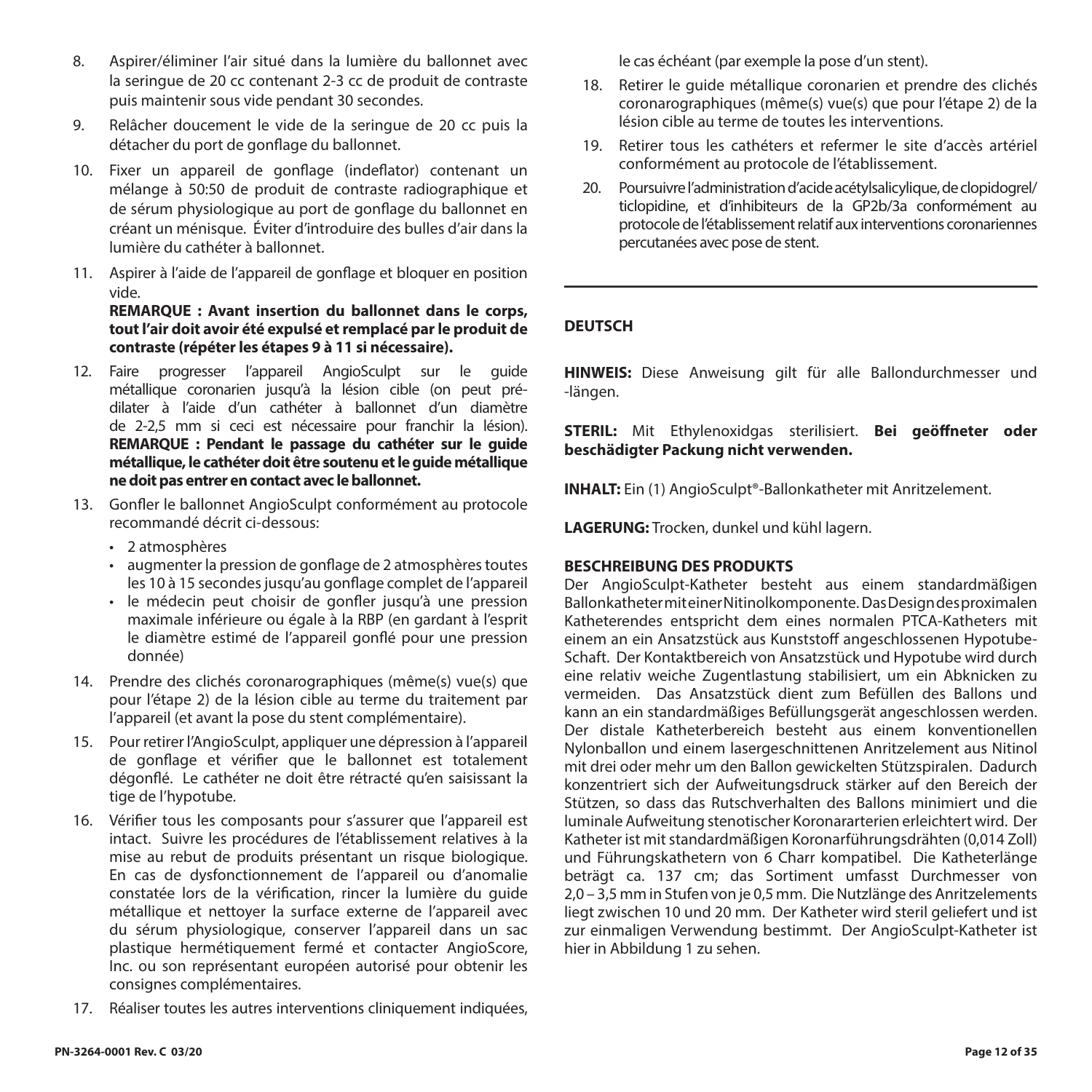8. Aspirer/éliminer l'air situé dans la lumière du ballonnet avec la seringue de 20 cc contenant 2-3 cc de produit de contraste puis maintenir sous vide pendant 30 secondes.

9. Relâcher doucement le vide de la seringue de 20 cc puis la détacher du port de gonflage du ballonnet.

10. Fixer un appareil de gonflage (indeflator) contenant un mélange à 50:50 de produit de contraste radiographique et de sérum physiologique au port de gonflage du ballonnet en créant un ménisque. Éviter d'introduire des bulles d'air dans la lumière du cathéter à ballonnet.

11. Aspirer à l'aide de l'appareil de gonflage et bloquer en position vide.

    **REMARQUE : Avant insertion du ballonnet dans le corps, tout l'air doit avoir été expulsé et remplacé par le produit de contraste (répéter les étapes 9 à 11 si nécessaire).**

12. Faire progresser l'appareil AngioSculpt sur le guide métallique coronarien jusqu'à la lésion cible (on peut pré-dilater à l'aide d'un cathéter à ballonnet d'un diamètre de 2-2,5 mm si ceci est nécessaire pour franchir la lésion).
    **REMARQUE : Pendant le passage du cathéter sur le guide métallique, le cathéter doit être soutenu et le guide métallique ne doit pas entrer en contact avec le ballonnet.**

13. Gonfler le ballonnet AngioSculpt conformément au protocole recommandé décrit ci-dessous:
    - 2 atmosphères
    - augmenter la pression de gonflage de 2 atmosphères toutes les 10 à 15 secondes jusqu'au gonflage complet de l'appareil
    - le médecin peut choisir de gonfler jusqu'à une pression maximale inférieure ou égale à la RBP (en gardant à l'esprit le diamètre estimé de l'appareil gonflé pour une pression donnée)

14. Prendre des clichés coronarographiques (même(s) vue(s) que pour l'étape 2) de la lésion cible au terme du traitement par l'appareil (et avant la pose du stent complémentaire).

15. Pour retirer l'AngioSculpt, appliquer une dépression à l'appareil de gonflage et vérifier que le ballonnet est totalement dégonflé. Le cathéter ne doit être rétracté qu'en saisissant la tige de l'hypotube.

16. Vérifier tous les composants pour s'assurer que l'appareil est intact. Suivre les procédures de l'établissement relatives à la mise au rebut de produits présentant un risque biologique. En cas de dysfonctionnement de l'appareil ou d'anomalie constatée lors de la vérification, rincer la lumière du guide métallique et nettoyer la surface externe de l'appareil avec du sérum physiologique, conserver l'appareil dans un sac plastique hermétiquement fermé et contacter AngioScore, Inc. ou son représentant européen autorisé pour obtenir les consignes complémentaires.

17. Réaliser toutes les autres interventions cliniquement indiquées, le cas échéant (par exemple la pose d'un stent).

18. Retirer le guide métallique coronarien et prendre des clichés coronarographiques (même(s) vue(s) que pour l'étape 2) de la lésion cible au terme de toutes les interventions.

19. Retirer tous les cathéters et refermer le site d'accès artériel conformément au protocole de l'établissement.

20. Poursuivre l'administration d'acide acétylsalicylique, de clopidogrel/ticlopidine, et d'inhibiteurs de la GP2b/3a conformément au protocole de l'établissement relatif aux interventions coronariennes percutanées avec pose de stent.

---

## DEUTSCH

**HINWEIS:** Diese Anweisung gilt für alle Ballondurchmesser und -längen.

**STERIL:** Mit Ethylenoxidgas sterilisiert. **Bei geöffneter oder beschädigter Packung nicht verwenden.**

**INHALT:** Ein (1) AngioSculpt®-Ballonkatheter mit Anritzelement.

**LAGERUNG:** Trocken, dunkel und kühl lagern.

### BESCHREIBUNG DES PRODUKTS

Der AngioSculpt-Katheter besteht aus einem standardmäßigen Ballonkatheter mit einer Nitinolkomponente. Das Design des proximalen Katheterendes entspricht dem eines normalen PTCA-Katheters mit einem an ein Ansatzstück aus Kunststoff angeschlossenen Hypotube-Schaft. Der Kontaktbereich von Ansatzstück und Hypotube wird durch eine relativ weiche Zugentlastung stabilisiert, um ein Abknicken zu vermeiden. Das Ansatzstück dient zum Befüllen des Ballons und kann an ein standardmäßiges Befüllungsgerät angeschlossen werden. Der distale Katheterbereich besteht aus einem konventionellen Nylonballon und einem lasergeschnittenen Anritzelement aus Nitinol mit drei oder mehr um den Ballon gewickelten Stützspiralen. Dadurch konzentriert sich der Aufweitungsdruck stärker auf den Bereich der Stützen, so dass das Rutschverhalten des Ballons minimiert und die luminale Aufweitung stenotischer Koronararterien erleichtert wird. Der Katheter ist mit standardmäßigen Koronarführungsdrähten (0,014 Zoll) und Führungskathetern von 6 Charr kompatibel. Die Katheterlänge beträgt ca. 137 cm; das Sortiment umfasst Durchmesser von 2,0 – 3,5 mm in Stufen von je 0,5 mm. Die Nutzlänge des Anritzelements liegt zwischen 10 und 20 mm. Der Katheter wird steril geliefert und ist zur einmaligen Verwendung bestimmt. Der AngioSculpt-Katheter ist hier in Abbildung 1 zu sehen.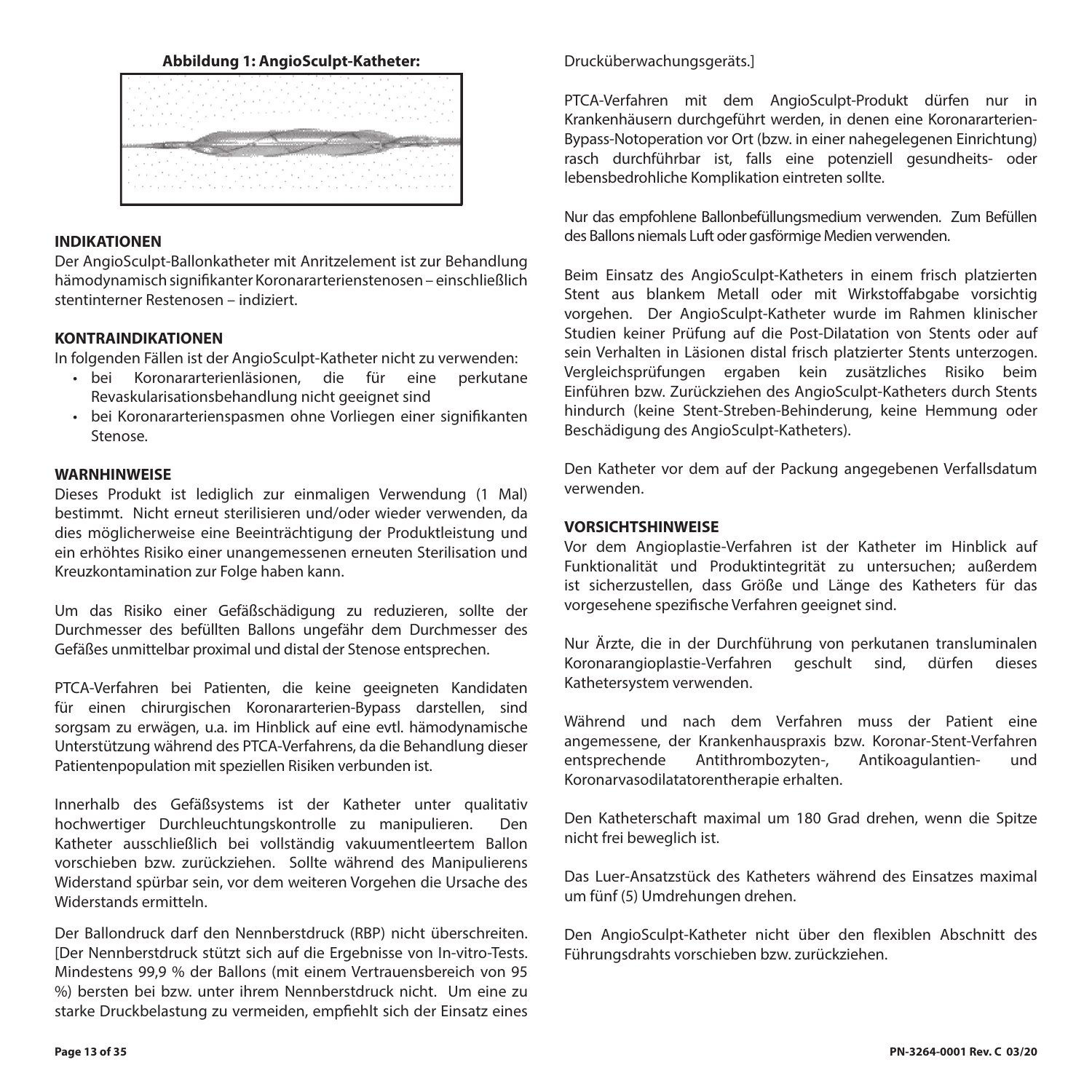**Abbildung 1: AngioSculpt-Katheter:**

## INDIKATIONEN

Der AngioSculpt-Ballonkatheter mit Anritzelement ist zur Behandlung hämodynamisch signifikanter Koronararterienstenosen – einschließlich stentinterner Restenosen – indiziert.

## KONTRAINDIKATIONEN

In folgenden Fällen ist der AngioSculpt-Katheter nicht zu verwenden:

- bei Koronararterienläsionen, die für eine perkutane Revaskularisationsbehandlung nicht geeignet sind
- bei Koronararterienspasmen ohne Vorliegen einer signifikanten Stenose.

## WARNHINWEISE

Dieses Produkt ist lediglich zur einmaligen Verwendung (1 Mal) bestimmt. Nicht erneut sterilisieren und/oder wieder verwenden, da dies möglicherweise eine Beeinträchtigung der Produktleistung und ein erhöhtes Risiko einer unangemessenen erneuten Sterilisation und Kreuzkontamination zur Folge haben kann.

Um das Risiko einer Gefäßschädigung zu reduzieren, sollte der Durchmesser des befüllten Ballons ungefähr dem Durchmesser des Gefäßes unmittelbar proximal und distal der Stenose entsprechen.

PTCA-Verfahren bei Patienten, die keine geeigneten Kandidaten für einen chirurgischen Koronararterien-Bypass darstellen, sind sorgsam zu erwägen, u.a. im Hinblick auf eine evtl. hämodynamische Unterstützung während des PTCA-Verfahrens, da die Behandlung dieser Patientenpopulation mit speziellen Risiken verbunden ist.

Innerhalb des Gefäßsystems ist der Katheter unter qualitativ hochwertiger Durchleuchtungskontrolle zu manipulieren. Den Katheter ausschließlich bei vollständig vakuumentleertem Ballon vorschieben bzw. zurückziehen. Sollte während des Manipulierens Widerstand spürbar sein, vor dem weiteren Vorgehen die Ursache des Widerstands ermitteln.

Der Ballondruck darf den Nennberstdruck (RBP) nicht überschreiten. [Der Nennberstdruck stützt sich auf die Ergebnisse von In-vitro-Tests. Mindestens 99,9 % der Ballons (mit einem Vertrauensbereich von 95 %) bersten bei bzw. unter ihrem Nennberstdruck nicht. Um eine zu starke Druckbelastung zu vermeiden, empfiehlt sich der Einsatz eines Drucküberwachungsgeräts.]

PTCA-Verfahren mit dem AngioSculpt-Produkt dürfen nur in Krankenhäusern durchgeführt werden, in denen eine Koronararterien-Bypass-Notoperation vor Ort (bzw. in einer nahegelegenen Einrichtung) rasch durchführbar ist, falls eine potenziell gesundheits- oder lebensbedrohliche Komplikation eintreten sollte.

Nur das empfohlene Ballonbefüllungsmedium verwenden. Zum Befüllen des Ballons niemals Luft oder gasförmige Medien verwenden.

Beim Einsatz des AngioSculpt-Katheters in einem frisch platzierten Stent aus blankem Metall oder mit Wirkstoffabgabe vorsichtig vorgehen. Der AngioSculpt-Katheter wurde im Rahmen klinischer Studien keiner Prüfung auf die Post-Dilatation von Stents oder auf sein Verhalten in Läsionen distal frisch platzierter Stents unterzogen. Vergleichsprüfungen ergaben kein zusätzliches Risiko beim Einführen bzw. Zurückziehen des AngioSculpt-Katheters durch Stents hindurch (keine Stent-Streben-Behinderung, keine Hemmung oder Beschädigung des AngioSculpt-Katheters).

Den Katheter vor dem auf der Packung angegebenen Verfallsdatum verwenden.

## VORSICHTSHINWEISE

Vor dem Angioplastie-Verfahren ist der Katheter im Hinblick auf Funktionalität und Produktintegrität zu untersuchen; außerdem ist sicherzustellen, dass Größe und Länge des Katheters für das vorgesehene spezifische Verfahren geeignet sind.

Nur Ärzte, die in der Durchführung von perkutanen transluminalen Koronarangioplastie-Verfahren geschult sind, dürfen dieses Kathetersystem verwenden.

Während und nach dem Verfahren muss der Patient eine angemessene, der Krankenhauspraxis bzw. Koronar-Stent-Verfahren entsprechende Antithrombozyten-, Antikoagulantien- und Koronarvasodilatatorentherapie erhalten.

Den Katheterschaft maximal um 180 Grad drehen, wenn die Spitze nicht frei beweglich ist.

Das Luer-Ansatzstück des Katheters während des Einsatzes maximal um fünf (5) Umdrehungen drehen.

Den AngioSculpt-Katheter nicht über den flexiblen Abschnitt des Führungsdrahts vorschieben bzw. zurückziehen.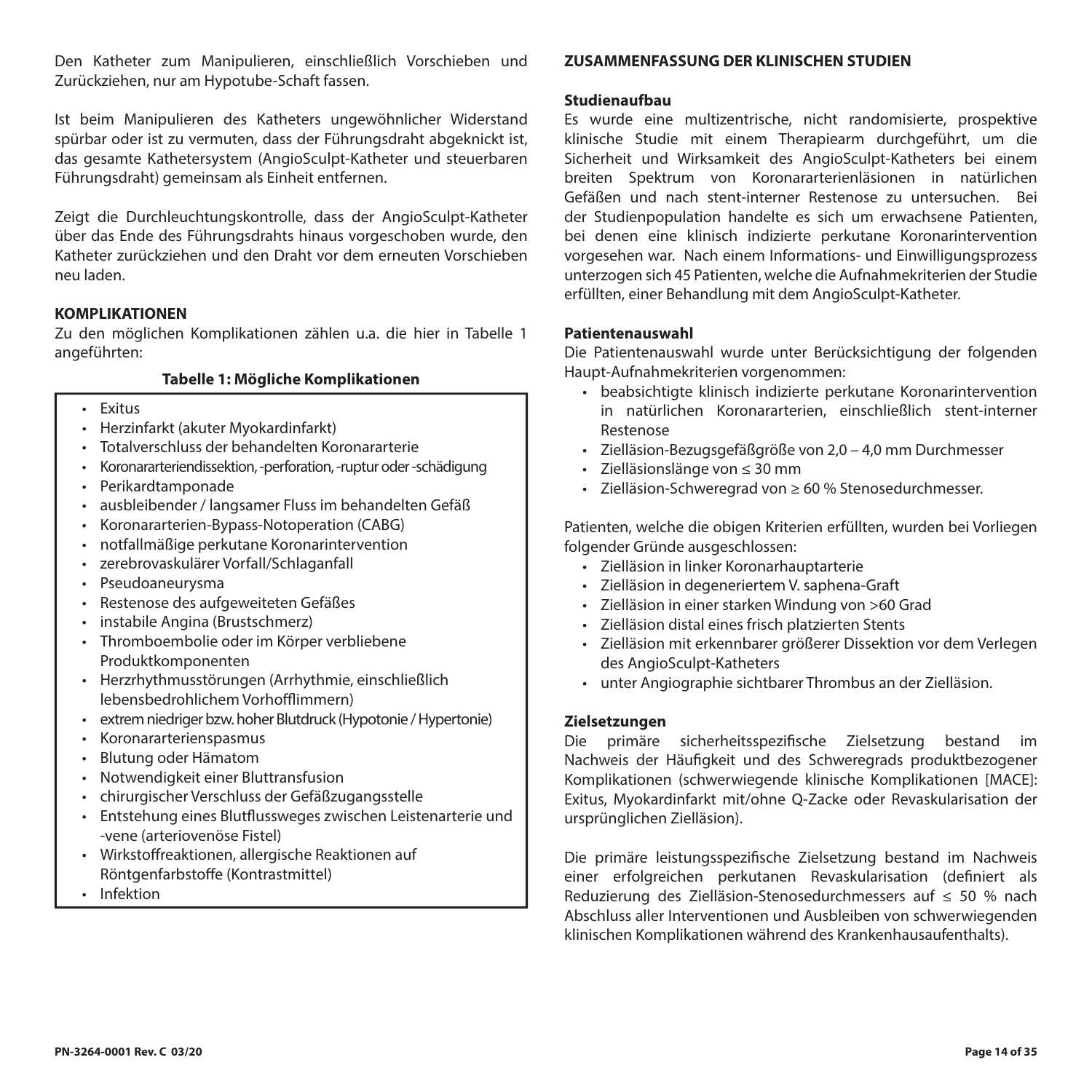Den Katheter zum Manipulieren, einschließlich Vorschieben und Zurückziehen, nur am Hypotube-Schaft fassen.

Ist beim Manipulieren des Katheters ungewöhnlicher Widerstand spürbar oder ist zu vermuten, dass der Führungsdraht abgeknickt ist, das gesamte Kathetersystem (AngioSculpt-Katheter und steuerbaren Führungsdraht) gemeinsam als Einheit entfernen.

Zeigt die Durchleuchtungskontrolle, dass der AngioSculpt-Katheter über das Ende des Führungsdrahts hinaus vorgeschoben wurde, den Katheter zurückziehen und den Draht vor dem erneuten Vorschieben neu laden.

**KOMPLIKATIONEN**

Zu den möglichen Komplikationen zählen u.a. die hier in Tabelle 1 angeführten:

**Tabelle 1: Mögliche Komplikationen**

- Exitus
- Herzinfarkt (akuter Myokardinfarkt)
- Totalverschluss der behandelten Koronararterie
- Koronararteriendissektion, -perforation, -ruptur oder -schädigung
- Perikardtamponade
- ausbleibender / langsamer Fluss im behandelten Gefäß
- Koronararterien-Bypass-Notoperation (CABG)
- notfallmäßige perkutane Koronarintervention
- zerebrovaskulärer Vorfall/Schlaganfall
- Pseudoaneurysma
- Restenose des aufgeweiteten Gefäßes
- instabile Angina (Brustschmerz)
- Thromboembolie oder im Körper verbliebene Produktkomponenten
- Herzrhythmusstörungen (Arrhythmie, einschließlich lebensbedrohlichem Vorhofflimmern)
- extrem niedriger bzw. hoher Blutdruck (Hypotonie / Hypertonie)
- Koronararterienspasmus
- Blutung oder Hämatom
- Notwendigkeit einer Bluttransfusion
- chirurgischer Verschluss der Gefäßzugangsstelle
- Entstehung eines Blutflussweges zwischen Leistenarterie und -vene (arteriovenöse Fistel)
- Wirkstoffreaktionen, allergische Reaktionen auf Röntgenfarbstoffe (Kontrastmittel)
- Infektion

**ZUSAMMENFASSUNG DER KLINISCHEN STUDIEN**

**Studienaufbau**

Es wurde eine multizentrische, nicht randomisierte, prospektive klinische Studie mit einem Therapiearm durchgeführt, um die Sicherheit und Wirksamkeit des AngioSculpt-Katheters bei einem breiten Spektrum von Koronararterienläsionen in natürlichen Gefäßen und nach stent-interner Restenose zu untersuchen. Bei der Studienpopulation handelte es sich um erwachsene Patienten, bei denen eine klinisch indizierte perkutane Koronarintervention vorgesehen war. Nach einem Informations- und Einwilligungsprozess unterzogen sich 45 Patienten, welche die Aufnahmekriterien der Studie erfüllten, einer Behandlung mit dem AngioSculpt-Katheter.

**Patientenauswahl**

Die Patientenauswahl wurde unter Berücksichtigung der folgenden Haupt-Aufnahmekriterien vorgenommen:

- beabsichtigte klinisch indizierte perkutane Koronarintervention in natürlichen Koronararterien, einschließlich stent-interner Restenose
- Zielläsion-Bezugsgefäßgröße von 2,0 – 4,0 mm Durchmesser
- Zielläsionslänge von ≤ 30 mm
- Zielläsion-Schweregrad von ≥ 60 % Stenosedurchmesser.

Patienten, welche die obigen Kriterien erfüllten, wurden bei Vorliegen folgender Gründe ausgeschlossen:

- Zielläsion in linker Koronarhauptarterie
- Zielläsion in degeneriertem V. saphena-Graft
- Zielläsion in einer starken Windung von >60 Grad
- Zielläsion distal eines frisch platzierten Stents
- Zielläsion mit erkennbarer größerer Dissektion vor dem Verlegen des AngioSculpt-Katheters
- unter Angiographie sichtbarer Thrombus an der Zielläsion.

**Zielsetzungen**

Die primäre sicherheitsspezifische Zielsetzung bestand im Nachweis der Häufigkeit und des Schweregrads produktbezogener Komplikationen (schwerwiegende klinische Komplikationen [MACE]: Exitus, Myokardinfarkt mit/ohne Q-Zacke oder Revaskularisation der ursprünglichen Zielläsion).

Die primäre leistungsspezifische Zielsetzung bestand im Nachweis einer erfolgreichen perkutanen Revaskularisation (definiert als Reduzierung des Zielläsion-Stenosedurchmessers auf ≤ 50 % nach Abschluss aller Interventionen und Ausbleiben von schwerwiegenden klinischen Komplikationen während des Krankenhausaufenthalts).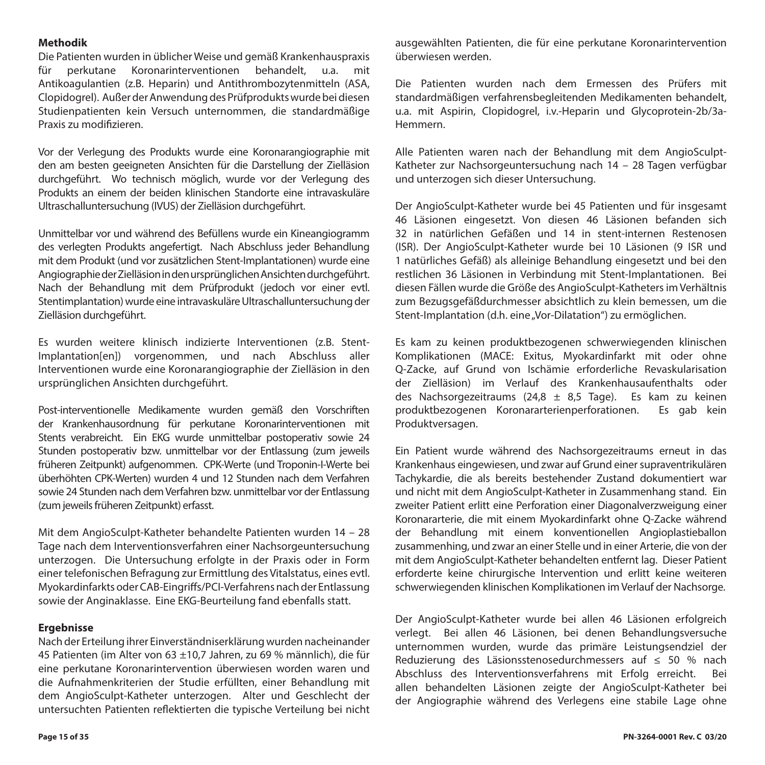**Methodik**

Die Patienten wurden in üblicher Weise und gemäß Krankenhauspraxis für perkutane Koronarinterventionen behandelt, u.a. mit Antikoagulantien (z.B. Heparin) und Antithrombozytenmitteln (ASA, Clopidogrel). Außer der Anwendung des Prüfprodukts wurde bei diesen Studienpatienten kein Versuch unternommen, die standardmäßige Praxis zu modifizieren.

Vor der Verlegung des Produkts wurde eine Koronarangiographie mit den am besten geeigneten Ansichten für die Darstellung der Zielläsion durchgeführt. Wo technisch möglich, wurde vor der Verlegung des Produkts an einem der beiden klinischen Standorte eine intravaskuläre Ultraschalluntersuchung (IVUS) der Zielläsion durchgeführt.

Unmittelbar vor und während des Befüllens wurde ein Kineangiogramm des verlegten Produkts angefertigt. Nach Abschluss jeder Behandlung mit dem Produkt (und vor zusätzlichen Stent-Implantationen) wurde eine Angiographie der Zielläsion in den ursprünglichen Ansichten durchgeführt. Nach der Behandlung mit dem Prüfprodukt (jedoch vor einer evtl. Stentimplantation) wurde eine intravaskuläre Ultraschalluntersuchung der Zielläsion durchgeführt.

Es wurden weitere klinisch indizierte Interventionen (z.B. Stent-Implantation[en]) vorgenommen, und nach Abschluss aller Interventionen wurde eine Koronarangiographie der Zielläsion in den ursprünglichen Ansichten durchgeführt.

Post-interventionelle Medikamente wurden gemäß den Vorschriften der Krankenhausordnung für perkutane Koronarinterventionen mit Stents verabreicht. Ein EKG wurde unmittelbar postoperativ sowie 24 Stunden postoperativ bzw. unmittelbar vor der Entlassung (zum jeweils früheren Zeitpunkt) aufgenommen. CPK-Werte (und Troponin-I-Werte bei überhöhten CPK-Werten) wurden 4 und 12 Stunden nach dem Verfahren sowie 24 Stunden nach dem Verfahren bzw. unmittelbar vor der Entlassung (zum jeweils früheren Zeitpunkt) erfasst.

Mit dem AngioSculpt-Katheter behandelte Patienten wurden 14 – 28 Tage nach dem Interventionsverfahren einer Nachsorgeuntersuchung unterzogen. Die Untersuchung erfolgte in der Praxis oder in Form einer telefonischen Befragung zur Ermittlung des Vitalstatus, eines evtl. Myokardinfarkts oder CAB-Eingriffs/PCI-Verfahrens nach der Entlassung sowie der Anginaklasse. Eine EKG-Beurteilung fand ebenfalls statt.

**Ergebnisse**

Nach der Erteilung ihrer Einverständniserklärung wurden nacheinander 45 Patienten (im Alter von 63 ±10,7 Jahren, zu 69 % männlich), die für eine perkutane Koronarintervention überwiesen worden waren und die Aufnahmenkriterien der Studie erfüllten, einer Behandlung mit dem AngioSculpt-Katheter unterzogen. Alter und Geschlecht der untersuchten Patienten reflektierten die typische Verteilung bei nicht ausgewählten Patienten, die für eine perkutane Koronarintervention überwiesen werden.

Die Patienten wurden nach dem Ermessen des Prüfers mit standardmäßigen verfahrensbegleitenden Medikamenten behandelt, u.a. mit Aspirin, Clopidogrel, i.v.-Heparin und Glycoprotein-2b/3a-Hemmern.

Alle Patienten waren nach der Behandlung mit dem AngioSculpt-Katheter zur Nachsorgeuntersuchung nach 14 – 28 Tagen verfügbar und unterzogen sich dieser Untersuchung.

Der AngioSculpt-Katheter wurde bei 45 Patienten und für insgesamt 46 Läsionen eingesetzt. Von diesen 46 Läsionen befanden sich 32 in natürlichen Gefäßen und 14 in stent-internen Restenosen (ISR). Der AngioSculpt-Katheter wurde bei 10 Läsionen (9 ISR und 1 natürliches Gefäß) als alleinige Behandlung eingesetzt und bei den restlichen 36 Läsionen in Verbindung mit Stent-Implantationen. Bei diesen Fällen wurde die Größe des AngioSculpt-Katheters im Verhältnis zum Bezugsgefäßdurchmesser absichtlich zu klein bemessen, um die Stent-Implantation (d.h. eine „Vor-Dilatation") zu ermöglichen.

Es kam zu keinen produktbezogenen schwerwiegenden klinischen Komplikationen (MACE: Exitus, Myokardinfarkt mit oder ohne Q-Zacke, auf Grund von Ischämie erforderliche Revaskularisation der Zielläsion) im Verlauf des Krankenhausaufenthalts oder des Nachsorgezeitraums (24,8 ± 8,5 Tage). Es kam zu keinen produktbezogenen Koronararterienperforationen. Es gab kein Produktversagen.

Ein Patient wurde während des Nachsorgezeitraums erneut in das Krankenhaus eingewiesen, und zwar auf Grund einer supraventrikulären Tachykardie, die als bereits bestehender Zustand dokumentiert war und nicht mit dem AngioSculpt-Katheter in Zusammenhang stand. Ein zweiter Patient erlitt eine Perforation einer Diagonalverzweigung einer Koronararterie, die mit einem Myokardinfarkt ohne Q-Zacke während der Behandlung mit einem konventionellen Angioplastieballon zusammenhing, und zwar an einer Stelle und in einer Arterie, die von der mit dem AngioSculpt-Katheter behandelten entfernt lag. Dieser Patient erforderte keine chirurgische Intervention und erlitt keine weiteren schwerwiegenden klinischen Komplikationen im Verlauf der Nachsorge.

Der AngioSculpt-Katheter wurde bei allen 46 Läsionen erfolgreich verlegt. Bei allen 46 Läsionen, bei denen Behandlungsversuche unternommen wurden, wurde das primäre Leistungsendziel der Reduzierung des Läsionsstenosedurchmessers auf ≤ 50 % nach Abschluss des Interventionsverfahrens mit Erfolg erreicht. Bei allen behandelten Läsionen zeigte der AngioSculpt-Katheter bei der Angiographie während des Verlegens eine stabile Lage ohne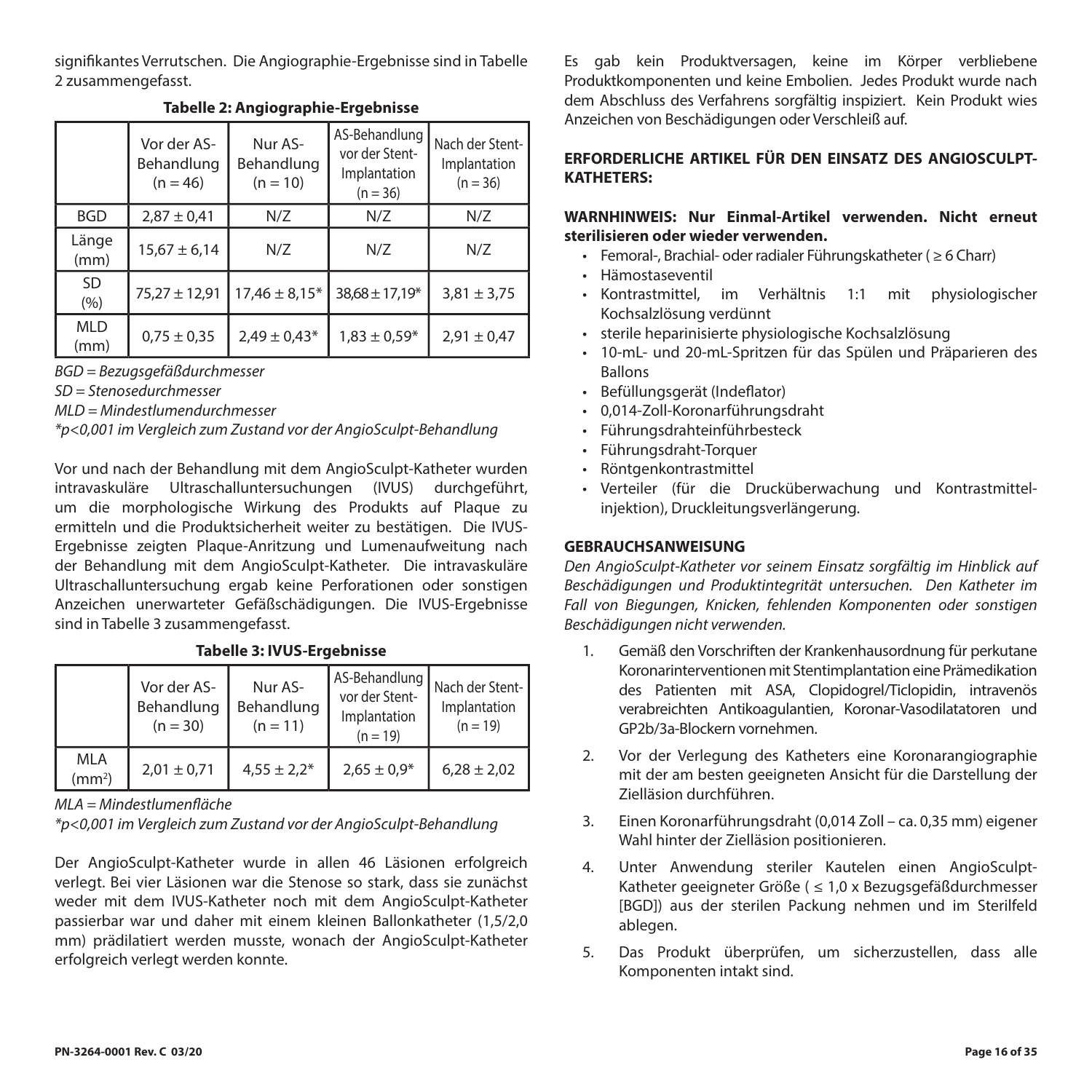signifikantes Verrutschen. Die Angiographie-Ergebnisse sind in Tabelle 2 zusammengefasst.

**Tabelle 2: Angiographie-Ergebnisse**

| | Vor der AS-Behandlung (n = 46) | Nur AS-Behandlung (n = 10) | AS-Behandlung vor der Stent-Implantation (n = 36) | Nach der Stent-Implantation (n = 36) |
|---|---|---|---|---|
| BGD | 2,87 ± 0,41 | N/Z | N/Z | N/Z |
| Länge (mm) | 15,67 ± 6,14 | N/Z | N/Z | N/Z |
| SD (%) | 75,27 ± 12,91 | 17,46 ± 8,15* | 38,68 ± 17,19* | 3,81 ± 3,75 |
| MLD (mm) | 0,75 ± 0,35 | 2,49 ± 0,43* | 1,83 ± 0,59* | 2,91 ± 0,47 |

*BGD = Bezugsgefäßdurchmesser*

*SD = Stenosedurchmesser*

*MLD = Mindestlumendurchmesser*

*\*p<0,001 im Vergleich zum Zustand vor der AngioSculpt-Behandlung*

Vor und nach der Behandlung mit dem AngioSculpt-Katheter wurden intravaskuläre Ultraschalluntersuchungen (IVUS) durchgeführt, um die morphologische Wirkung des Produkts auf Plaque zu ermitteln und die Produktsicherheit weiter zu bestätigen. Die IVUS-Ergebnisse zeigten Plaque-Anritzung und Lumenaufweitung nach der Behandlung mit dem AngioSculpt-Katheter. Die intravaskuläre Ultraschalluntersuchung ergab keine Perforationen oder sonstigen Anzeichen unerwarteter Gefäßschädigungen. Die IVUS-Ergebnisse sind in Tabelle 3 zusammengefasst.

**Tabelle 3: IVUS-Ergebnisse**

| | Vor der AS-Behandlung (n = 30) | Nur AS-Behandlung (n = 11) | AS-Behandlung vor der Stent-Implantation (n = 19) | Nach der Stent-Implantation (n = 19) |
|---|---|---|---|---|
| MLA ($mm^2$) | 2,01 ± 0,71 | 4,55 ± 2,2* | 2,65 ± 0,9* | 6,28 ± 2,02 |

*MLA = Mindestlumenfläche*

*\*p<0,001 im Vergleich zum Zustand vor der AngioSculpt-Behandlung*

Der AngioSculpt-Katheter wurde in allen 46 Läsionen erfolgreich verlegt. Bei vier Läsionen war die Stenose so stark, dass sie zunächst weder mit dem IVUS-Katheter noch mit dem AngioSculpt-Katheter passierbar war und daher mit einem kleinen Ballonkatheter (1,5/2,0 mm) prädilatiert werden musste, wonach der AngioSculpt-Katheter erfolgreich verlegt werden konnte.

Es gab kein Produktversagen, keine im Körper verbliebene Produktkomponenten und keine Embolien. Jedes Produkt wurde nach dem Abschluss des Verfahrens sorgfältig inspiziert. Kein Produkt wies Anzeichen von Beschädigungen oder Verschleiß auf.

## ERFORDERLICHE ARTIKEL FÜR DEN EINSATZ DES ANGIOSCULPT-KATHETERS:

**WARNHINWEIS: Nur Einmal-Artikel verwenden. Nicht erneut sterilisieren oder wieder verwenden.**

- Femoral-, Brachial- oder radialer Führungskatheter ( ≥ 6 Charr)
- Hämostaseventil
- Kontrastmittel, im Verhältnis 1:1 mit physiologischer Kochsalzlösung verdünnt
- sterile heparinisierte physiologische Kochsalzlösung
- 10-mL- und 20-mL-Spritzen für das Spülen und Präparieren des Ballons
- Befüllungsgerät (Indeflator)
- 0,014-Zoll-Koronarführungsdraht
- Führungsdrahteinführbesteck
- Führungsdraht-Torquer
- Röntgenkontrastmittel
- Verteiler (für die Drucküberwachung und Kontrastmittelinjektion), Druckleitungsverlängerung.

## GEBRAUCHSANWEISUNG

*Den AngioSculpt-Katheter vor seinem Einsatz sorgfältig im Hinblick auf Beschädigungen und Produktintegrität untersuchen. Den Katheter im Fall von Biegungen, Knicken, fehlenden Komponenten oder sonstigen Beschädigungen nicht verwenden.*

1. Gemäß den Vorschriften der Krankenhausordnung für perkutane Koronarinterventionen mit Stentimplantation eine Prämedikation des Patienten mit ASA, Clopidogrel/Ticlopidin, intravenös verabreichten Antikoagulantien, Koronar-Vasodilatatoren und GP2b/3a-Blockern vornehmen.
2. Vor der Verlegung des Katheters eine Koronarangiographie mit der am besten geeigneten Ansicht für die Darstellung der Zielläsion durchführen.
3. Einen Koronarführungsdraht (0,014 Zoll – ca. 0,35 mm) eigener Wahl hinter der Zielläsion positionieren.
4. Unter Anwendung steriler Kautelen einen AngioSculpt-Katheter geeigneter Größe ( ≤ 1,0 x Bezugsgefäßdurchmesser [BGD]) aus der sterilen Packung nehmen und im Sterilfeld ablegen.
5. Das Produkt überprüfen, um sicherzustellen, dass alle Komponenten intakt sind.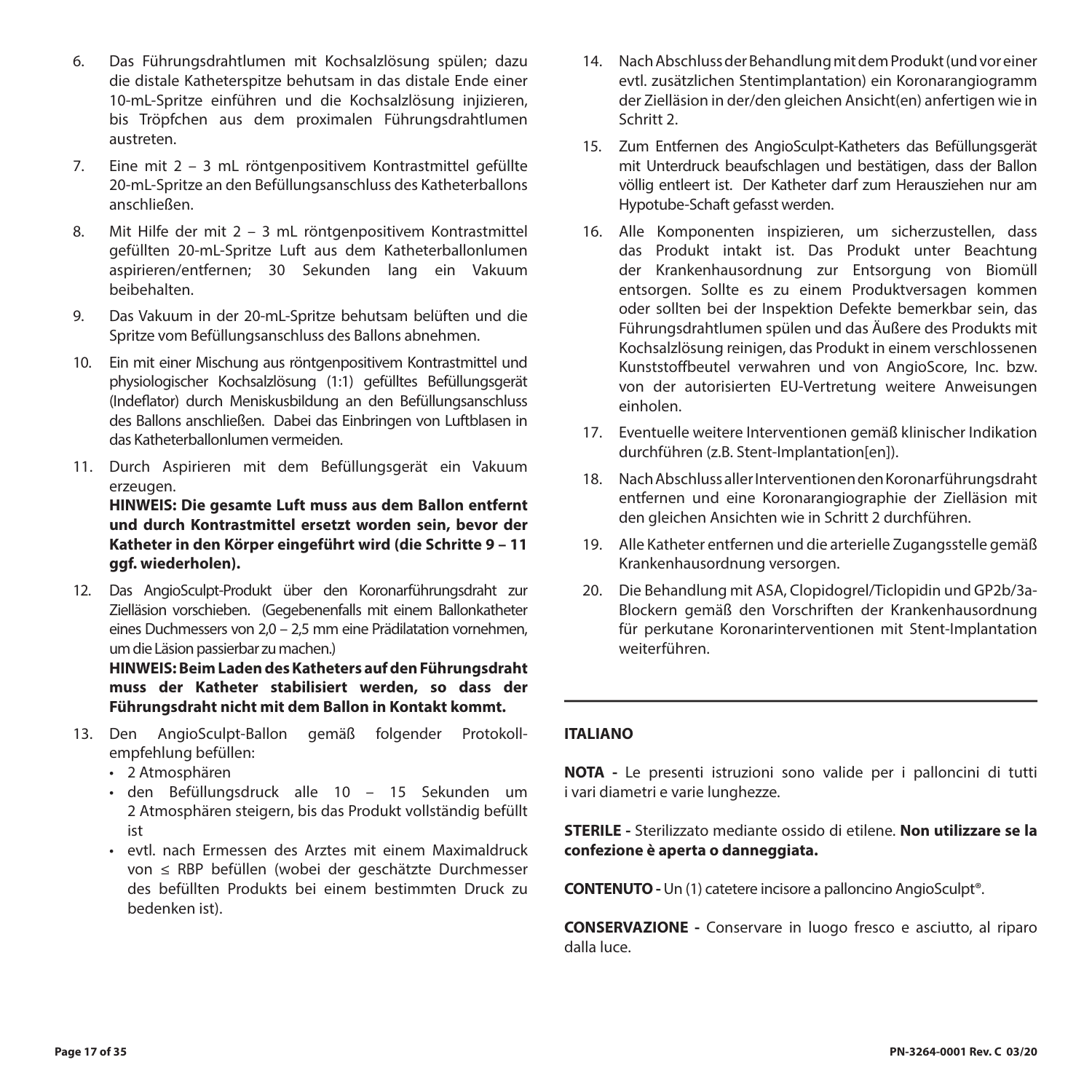6. Das Führungsdrahtlumen mit Kochsalzlösung spülen; dazu die distale Katheterspitze behutsam in das distale Ende einer 10-mL-Spritze einführen und die Kochsalzlösung injizieren, bis Tröpfchen aus dem proximalen Führungsdrahtlumen austreten.
7. Eine mit 2 – 3 mL röntgenpositivem Kontrastmittel gefüllte 20-mL-Spritze an den Befüllungsanschluss des Katheterballons anschließen.
8. Mit Hilfe der mit 2 – 3 mL röntgenpositivem Kontrastmittel gefüllten 20-mL-Spritze Luft aus dem Katheterballonlumen aspirieren/entfernen; 30 Sekunden lang ein Vakuum beibehalten.
9. Das Vakuum in der 20-mL-Spritze behutsam belüften und die Spritze vom Befüllungsanschluss des Ballons abnehmen.
10. Ein mit einer Mischung aus röntgenpositivem Kontrastmittel und physiologischer Kochsalzlösung (1:1) gefülltes Befüllungsgerät (Indeflator) durch Meniskusbildung an den Befüllungsanschluss des Ballons anschließen. Dabei das Einbringen von Luftblasen in das Katheterballonlumen vermeiden.
11. Durch Aspirieren mit dem Befüllungsgerät ein Vakuum erzeugen.
    **HINWEIS: Die gesamte Luft muss aus dem Ballon entfernt und durch Kontrastmittel ersetzt worden sein, bevor der Katheter in den Körper eingeführt wird (die Schritte 9 – 11 ggf. wiederholen).**
12. Das AngioSculpt-Produkt über den Koronarführungsdraht zur Zielläsion vorschieben. (Gegebenenfalls mit einem Ballonkatheter eines Duchmessers von 2,0 – 2,5 mm eine Prädilatation vornehmen, um die Läsion passierbar zu machen.)
    **HINWEIS: Beim Laden des Katheters auf den Führungsdraht muss der Katheter stabilisiert werden, so dass der Führungsdraht nicht mit dem Ballon in Kontakt kommt.**
13. Den AngioSculpt-Ballon gemäß folgender Protokollempfehlung befüllen:
    - 2 Atmosphären
    - den Befüllungsdruck alle 10 – 15 Sekunden um 2 Atmosphären steigern, bis das Produkt vollständig befüllt ist
    - evtl. nach Ermessen des Arztes mit einem Maximaldruck von ≤ RBP befüllen (wobei der geschätzte Durchmesser des befüllten Produkts bei einem bestimmten Druck zu bedenken ist).
14. Nach Abschluss der Behandlung mit dem Produkt (und vor einer evtl. zusätzlichen Stentimplantation) ein Koronarangiogramm der Zielläsion in der/den gleichen Ansicht(en) anfertigen wie in Schritt 2.
15. Zum Entfernen des AngioSculpt-Katheters das Befüllungsgerät mit Unterdruck beaufschlagen und bestätigen, dass der Ballon völlig entleert ist. Der Katheter darf zum Herausziehen nur am Hypotube-Schaft gefasst werden.
16. Alle Komponenten inspizieren, um sicherzustellen, dass das Produkt intakt ist. Das Produkt unter Beachtung der Krankenhausordnung zur Entsorgung von Biomüll entsorgen. Sollte es zu einem Produktversagen kommen oder sollten bei der Inspektion Defekte bemerkbar sein, das Führungsdrahtlumen spülen und das Äußere des Produkts mit Kochsalzlösung reinigen, das Produkt in einem verschlossenen Kunststoffbeutel verwahren und von AngioScore, Inc. bzw. von der autorisierten EU-Vertretung weitere Anweisungen einholen.
17. Eventuelle weitere Interventionen gemäß klinischer Indikation durchführen (z.B. Stent-Implantation[en]).
18. Nach Abschluss aller Interventionen den Koronarführungsdraht entfernen und eine Koronarangiographie der Zielläsion mit den gleichen Ansichten wie in Schritt 2 durchführen.
19. Alle Katheter entfernen und die arterielle Zugangsstelle gemäß Krankenhausordnung versorgen.
20. Die Behandlung mit ASA, Clopidogrel/Ticlopidin und GP2b/3a-Blockern gemäß den Vorschriften der Krankenhausordnung für perkutane Koronarinterventionen mit Stent-Implantation weiterführen.

---

## ITALIANO

**NOTA -** Le presenti istruzioni sono valide per i palloncini di tutti i vari diametri e varie lunghezze.

**STERILE -** Sterilizzato mediante ossido di etilene. **Non utilizzare se la confezione è aperta o danneggiata.**

**CONTENUTO -** Un (1) catetere incisore a palloncino AngioSculpt®.

**CONSERVAZIONE -** Conservare in luogo fresco e asciutto, al riparo dalla luce.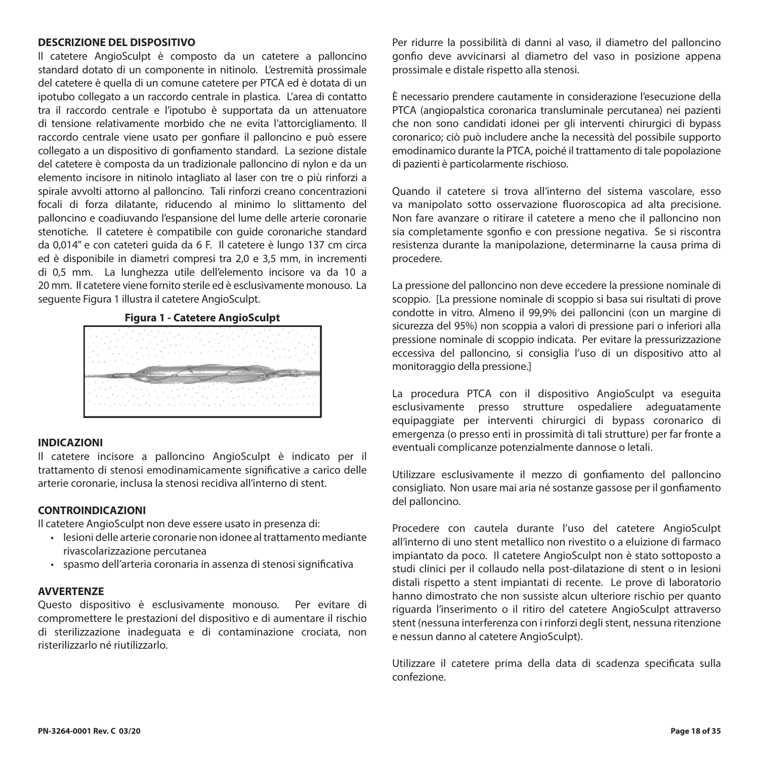## DESCRIZIONE DEL DISPOSITIVO

Il catetere AngioSculpt è composto da un catetere a palloncino standard dotato di un componente in nitinolo. L'estremità prossimale del catetere è quella di un comune catetere per PTCA ed è dotata di un ipotubo collegato a un raccordo centrale in plastica. L'area di contatto tra il raccordo centrale e l'ipotubo è supportata da un attenuatore di tensione relativamente morbido che ne evita l'attorcigliamento. Il raccordo centrale viene usato per gonfiare il palloncino e può essere collegato a un dispositivo di gonfiamento standard. La sezione distale del catetere è composta da un tradizionale palloncino di nylon e da un elemento incisore in nitinolo intagliato al laser con tre o più rinforzi a spirale avvolti attorno al palloncino. Tali rinforzi creano concentrazioni focali di forza dilatante, riducendo al minimo lo slittamento del palloncino e coadiuvando l'espansione del lume delle arterie coronarie stenotiche. Il catetere è compatibile con guide coronariche standard da 0,014" e con cateteri guida da 6 F. Il catetere è lungo 137 cm circa ed è disponibile in diametri compresi tra 2,0 e 3,5 mm, in incrementi di 0,5 mm. La lunghezza utile dell'elemento incisore va da 10 a 20 mm. Il catetere viene fornito sterile ed è esclusivamente monouso. La seguente Figura 1 illustra il catetere AngioSculpt.

**Figura 1 - Catetere AngioSculpt**

## INDICAZIONI

Il catetere incisore a palloncino AngioSculpt è indicato per il trattamento di stenosi emodinamicamente significative a carico delle arterie coronarie, inclusa la stenosi recidiva all'interno di stent.

## CONTROINDICAZIONI

Il catetere AngioSculpt non deve essere usato in presenza di:

- lesioni delle arterie coronarie non idonee al trattamento mediante rivascolarizzazione percutanea
- spasmo dell'arteria coronaria in assenza di stenosi significativa

## AVVERTENZE

Questo dispositivo è esclusivamente monouso. Per evitare di compromettere le prestazioni del dispositivo e di aumentare il rischio di sterilizzazione inadeguata e di contaminazione crociata, non risterilizzarlo né riutilizzarlo.

Per ridurre la possibilità di danni al vaso, il diametro del palloncino gonfio deve avvicinarsi al diametro del vaso in posizione appena prossimale e distale rispetto alla stenosi.

È necessario prendere cautamente in considerazione l'esecuzione della PTCA (angiopalstica coronarica transluminale percutanea) nei pazienti che non sono candidati idonei per gli interventi chirurgici di bypass coronarico; ciò può includere anche la necessità del possibile supporto emodinamico durante la PTCA, poiché il trattamento di tale popolazione di pazienti è particolarmente rischioso.

Quando il catetere si trova all'interno del sistema vascolare, esso va manipolato sotto osservazione fluoroscopica ad alta precisione. Non fare avanzare o ritirare il catetere a meno che il palloncino non sia completamente sgonfio e con pressione negativa. Se si riscontra resistenza durante la manipolazione, determinarne la causa prima di procedere.

La pressione del palloncino non deve eccedere la pressione nominale di scoppio. [La pressione nominale di scoppio si basa sui risultati di prove condotte in vitro. Almeno il 99,9% dei palloncini (con un margine di sicurezza del 95%) non scoppia a valori di pressione pari o inferiori alla pressione nominale di scoppio indicata. Per evitare la pressurizzazione eccessiva del palloncino, si consiglia l'uso di un dispositivo atto al monitoraggio della pressione.]

La procedura PTCA con il dispositivo AngioSculpt va eseguita esclusivamente presso strutture ospedaliere adeguatamente equipaggiate per interventi chirurgici di bypass coronarico di emergenza (o presso enti in prossimità di tali strutture) per far fronte a eventuali complicanze potenzialmente dannose o letali.

Utilizzare esclusivamente il mezzo di gonfiamento del palloncino consigliato. Non usare mai aria né sostanze gassose per il gonfiamento del palloncino.

Procedere con cautela durante l'uso del catetere AngioSculpt all'interno di uno stent metallico non rivestito o a eluizione di farmaco impiantato da poco. Il catetere AngioSculpt non è stato sottoposto a studi clinici per il collaudo nella post-dilatazione di stent o in lesioni distali rispetto a stent impiantati di recente. Le prove di laboratorio hanno dimostrato che non sussiste alcun ulteriore rischio per quanto riguarda l'inserimento o il ritiro del catetere AngioSculpt attraverso stent (nessuna interferenza con i rinforzi degli stent, nessuna ritenzione e nessun danno al catetere AngioSculpt).

Utilizzare il catetere prima della data di scadenza specificata sulla confezione.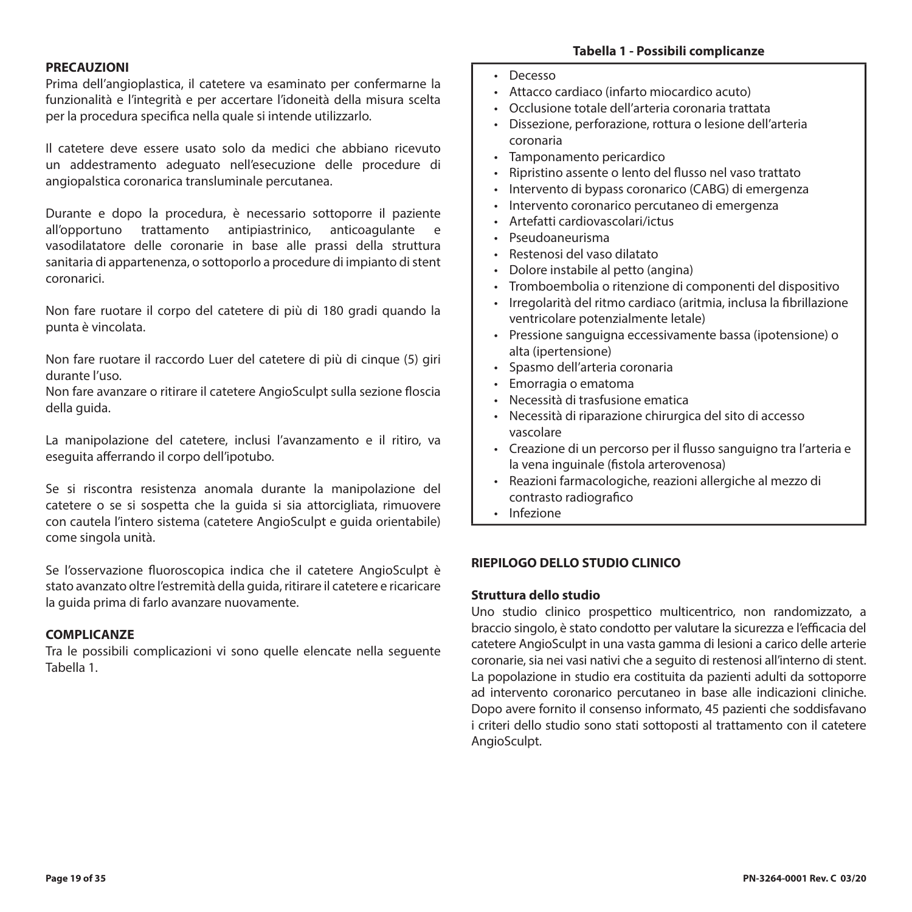## PRECAUZIONI

Prima dell'angioplastica, il catetere va esaminato per confermarne la funzionalità e l'integrità e per accertare l'idoneità della misura scelta per la procedura specifica nella quale si intende utilizzarlo.

Il catetere deve essere usato solo da medici che abbiano ricevuto un addestramento adeguato nell'esecuzione delle procedure di angiopalstica coronarica transluminale percutanea.

Durante e dopo la procedura, è necessario sottoporre il paziente all'opportuno trattamento antipiastrinico, anticoagulante e vasodilatatore delle coronarie in base alle prassi della struttura sanitaria di appartenenza, o sottoporlo a procedure di impianto di stent coronarici.

Non fare ruotare il corpo del catetere di più di 180 gradi quando la punta è vincolata.

Non fare ruotare il raccordo Luer del catetere di più di cinque (5) giri durante l'uso.
Non fare avanzare o ritirare il catetere AngioSculpt sulla sezione floscia della guida.

La manipolazione del catetere, inclusi l'avanzamento e il ritiro, va eseguita afferrando il corpo dell'ipotubo.

Se si riscontra resistenza anomala durante la manipolazione del catetere o se si sospetta che la guida si sia attorcigliata, rimuovere con cautela l'intero sistema (catetere AngioSculpt e guida orientabile) come singola unità.

Se l'osservazione fluoroscopica indica che il catetere AngioSculpt è stato avanzato oltre l'estremità della guida, ritirare il catetere e ricaricare la guida prima di farlo avanzare nuovamente.

## COMPLICANZE

Tra le possibili complicazioni vi sono quelle elencate nella seguente Tabella 1.

**Tabella 1 - Possibili complicanze**

- Decesso
- Attacco cardiaco (infarto miocardico acuto)
- Occlusione totale dell'arteria coronaria trattata
- Dissezione, perforazione, rottura o lesione dell'arteria coronaria
- Tamponamento pericardico
- Ripristino assente o lento del flusso nel vaso trattato
- Intervento di bypass coronarico (CABG) di emergenza
- Intervento coronarico percutaneo di emergenza
- Artefatti cardiovascolari/ictus
- Pseudoaneurisma
- Restenosi del vaso dilatato
- Dolore instabile al petto (angina)
- Tromboembolia o ritenzione di componenti del dispositivo
- Irregolarità del ritmo cardiaco (aritmia, inclusa la fibrillazione ventricolare potenzialmente letale)
- Pressione sanguigna eccessivamente bassa (ipotensione) o alta (ipertensione)
- Spasmo dell'arteria coronaria
- Emorragia o ematoma
- Necessità di trasfusione ematica
- Necessità di riparazione chirurgica del sito di accesso vascolare
- Creazione di un percorso per il flusso sanguigno tra l'arteria e la vena inguinale (fistola arterovenosa)
- Reazioni farmacologiche, reazioni allergiche al mezzo di contrasto radiografico
- Infezione

## RIEPILOGO DELLO STUDIO CLINICO

### Struttura dello studio

Uno studio clinico prospettico multicentrico, non randomizzato, a braccio singolo, è stato condotto per valutare la sicurezza e l'efficacia del catetere AngioSculpt in una vasta gamma di lesioni a carico delle arterie coronarie, sia nei vasi nativi che a seguito di restenosi all'interno di stent. La popolazione in studio era costituita da pazienti adulti da sottoporre ad intervento coronarico percutaneo in base alle indicazioni cliniche. Dopo avere fornito il consenso informato, 45 pazienti che soddisfavano i criteri dello studio sono stati sottoposti al trattamento con il catetere AngioSculpt.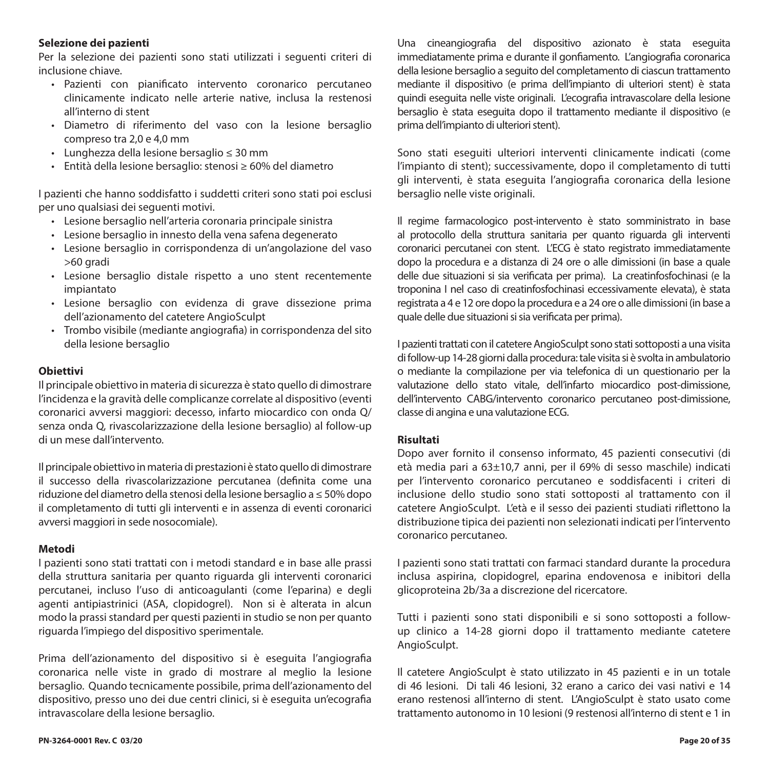**Selezione dei pazienti**

Per la selezione dei pazienti sono stati utilizzati i seguenti criteri di inclusione chiave.

- Pazienti con pianificato intervento coronarico percutaneo clinicamente indicato nelle arterie native, inclusa la restenosi all'interno di stent
- Diametro di riferimento del vaso con la lesione bersaglio compreso tra 2,0 e 4,0 mm
- Lunghezza della lesione bersaglio ≤ 30 mm
- Entità della lesione bersaglio: stenosi ≥ 60% del diametro

I pazienti che hanno soddisfatto i suddetti criteri sono stati poi esclusi per uno qualsiasi dei seguenti motivi.

- Lesione bersaglio nell'arteria coronaria principale sinistra
- Lesione bersaglio in innesto della vena safena degenerato
- Lesione bersaglio in corrispondenza di un'angolazione del vaso >60 gradi
- Lesione bersaglio distale rispetto a uno stent recentemente impiantato
- Lesione bersaglio con evidenza di grave dissezione prima dell'azionamento del catetere AngioSculpt
- Trombo visibile (mediante angiografia) in corrispondenza del sito della lesione bersaglio

**Obiettivi**

Il principale obiettivo in materia di sicurezza è stato quello di dimostrare l'incidenza e la gravità delle complicanze correlate al dispositivo (eventi coronarici avversi maggiori: decesso, infarto miocardico con onda Q/ senza onda Q, rivascolarizzazione della lesione bersaglio) al follow-up di un mese dall'intervento.

Il principale obiettivo in materia di prestazioni è stato quello di dimostrare il successo della rivascolarizzazione percutanea (definita come una riduzione del diametro della stenosi della lesione bersaglio a ≤ 50% dopo il completamento di tutti gli interventi e in assenza di eventi coronarici avversi maggiori in sede nosocomiale).

**Metodi**

I pazienti sono stati trattati con i metodi standard e in base alle prassi della struttura sanitaria per quanto riguarda gli interventi coronarici percutanei, incluso l'uso di anticoagulanti (come l'eparina) e degli agenti antipiastrinici (ASA, clopidogrel). Non si è alterata in alcun modo la prassi standard per questi pazienti in studio se non per quanto riguarda l'impiego del dispositivo sperimentale.

Prima dell'azionamento del dispositivo si è eseguita l'angiografia coronarica nelle viste in grado di mostrare al meglio la lesione bersaglio. Quando tecnicamente possibile, prima dell'azionamento del dispositivo, presso uno dei due centri clinici, si è eseguita un'ecografia intravascolare della lesione bersaglio.

Una cineangiografia del dispositivo azionato è stata eseguita immediatamente prima e durante il gonfiamento. L'angiografia coronarica della lesione bersaglio a seguito del completamento di ciascun trattamento mediante il dispositivo (e prima dell'impianto di ulteriori stent) è stata quindi eseguita nelle viste originali. L'ecografia intravascolare della lesione bersaglio è stata eseguita dopo il trattamento mediante il dispositivo (e prima dell'impianto di ulteriori stent).

Sono stati eseguiti ulteriori interventi clinicamente indicati (come l'impianto di stent); successivamente, dopo il completamento di tutti gli interventi, è stata eseguita l'angiografia coronarica della lesione bersaglio nelle viste originali.

Il regime farmacologico post-intervento è stato somministrato in base al protocollo della struttura sanitaria per quanto riguarda gli interventi coronarici percutanei con stent. L'ECG è stato registrato immediatamente dopo la procedura e a distanza di 24 ore o alle dimissioni (in base a quale delle due situazioni si sia verificata per prima). La creatinfosfochinasi (e la troponina I nel caso di creatinfosfochinasi eccessivamente elevata), è stata registrata a 4 e 12 ore dopo la procedura e a 24 ore o alle dimissioni (in base a quale delle due situazioni si sia verificata per prima).

I pazienti trattati con il catetere AngioSculpt sono stati sottoposti a una visita di follow-up 14-28 giorni dalla procedura: tale visita si è svolta in ambulatorio o mediante la compilazione per via telefonica di un questionario per la valutazione dello stato vitale, dell'infarto miocardico post-dimissione, dell'intervento CABG/intervento coronarico percutaneo post-dimissione, classe di angina e una valutazione ECG.

**Risultati**

Dopo aver fornito il consenso informato, 45 pazienti consecutivi (di età media pari a 63±10,7 anni, per il 69% di sesso maschile) indicati per l'intervento coronarico percutaneo e soddisfacenti i criteri di inclusione dello studio sono stati sottoposti al trattamento con il catetere AngioSculpt. L'età e il sesso dei pazienti studiati riflettono la distribuzione tipica dei pazienti non selezionati indicati per l'intervento coronarico percutaneo.

I pazienti sono stati trattati con farmaci standard durante la procedura inclusa aspirina, clopidogrel, eparina endovenosa e inibitori della glicoproteina 2b/3a a discrezione del ricercatore.

Tutti i pazienti sono stati disponibili e si sono sottoposti a follow-up clinico a 14-28 giorni dopo il trattamento mediante catetere AngioSculpt.

Il catetere AngioSculpt è stato utilizzato in 45 pazienti e in un totale di 46 lesioni. Di tali 46 lesioni, 32 erano a carico dei vasi nativi e 14 erano restenosi all'interno di stent. L'AngioSculpt è stato usato come trattamento autonomo in 10 lesioni (9 restenosi all'interno di stent e 1 in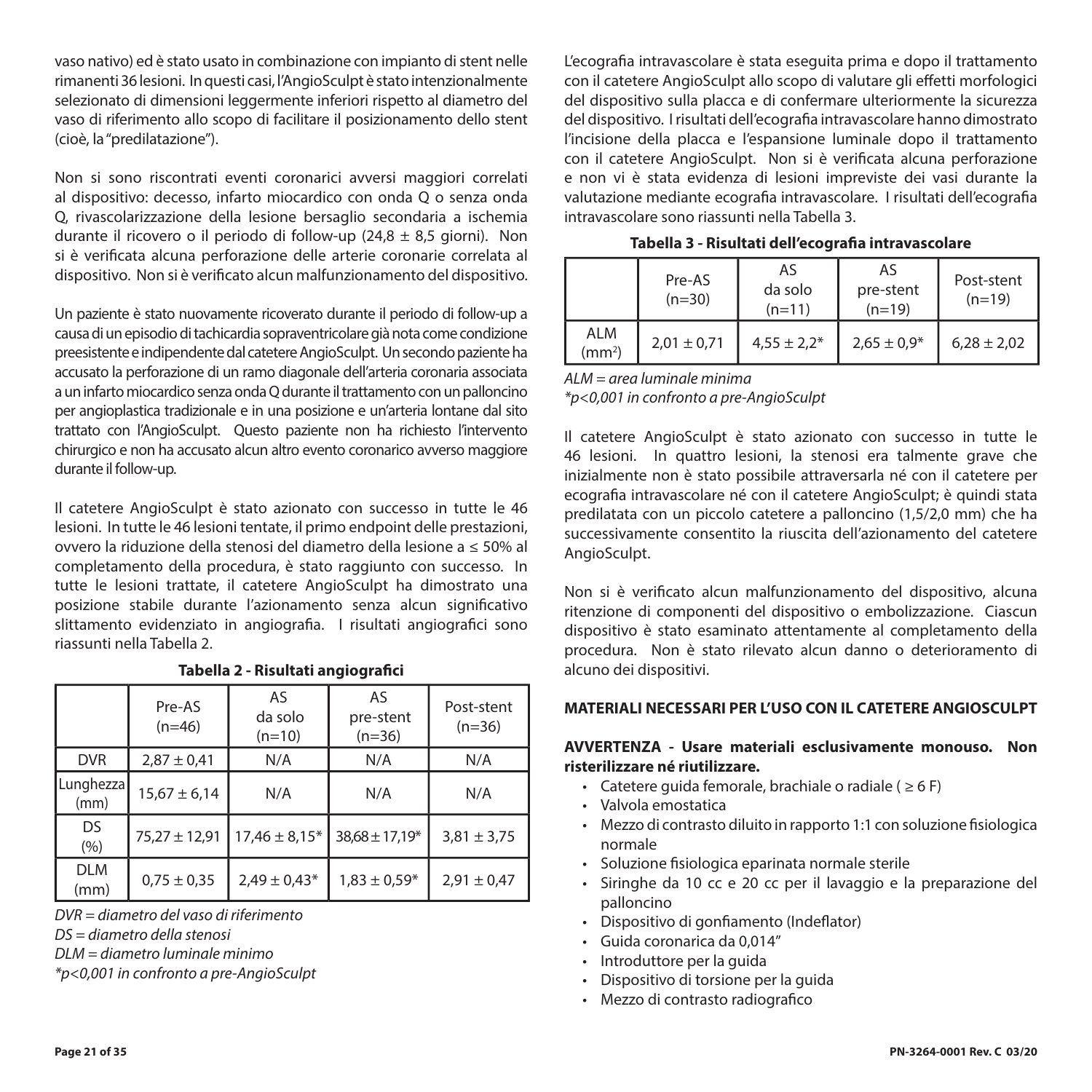vaso nativo) ed è stato usato in combinazione con impianto di stent nelle rimanenti 36 lesioni. In questi casi, l'AngioSculpt è stato intenzionalmente selezionato di dimensioni leggermente inferiori rispetto al diametro del vaso di riferimento allo scopo di facilitare il posizionamento dello stent (cioè, la "predilatazione").

Non si sono riscontrati eventi coronarici avversi maggiori correlati al dispositivo: decesso, infarto miocardico con onda Q o senza onda Q, rivascolarizzazione della lesione bersaglio secondaria a ischemia durante il ricovero o il periodo di follow-up (24,8 ± 8,5 giorni). Non si è verificata alcuna perforazione delle arterie coronarie correlata al dispositivo. Non si è verificato alcun malfunzionamento del dispositivo.

Un paziente è stato nuovamente ricoverato durante il periodo di follow-up a causa di un episodio di tachicardia sopraventricolare già nota come condizione preesistente e indipendente dal catetere AngioSculpt. Un secondo paziente ha accusato la perforazione di un ramo diagonale dell'arteria coronaria associata a un infarto miocardico senza onda Q durante il trattamento con un palloncino per angioplastica tradizionale e in una posizione e un'arteria lontane dal sito trattato con l'AngioSculpt. Questo paziente non ha richiesto l'intervento chirurgico e non ha accusato alcun altro evento coronarico avverso maggiore durante il follow-up.

Il catetere AngioSculpt è stato azionato con successo in tutte le 46 lesioni. In tutte le 46 lesioni tentate, il primo endpoint delle prestazioni, ovvero la riduzione della stenosi del diametro della lesione a ≤ 50% al completamento della procedura, è stato raggiunto con successo. In tutte le lesioni trattate, il catetere AngioSculpt ha dimostrato una posizione stabile durante l'azionamento senza alcun significativo slittamento evidenziato in angiografia. I risultati angiografici sono riassunti nella Tabella 2.

**Tabella 2 - Risultati angiografici**

| | Pre-AS (n=46) | AS da solo (n=10) | AS pre-stent (n=36) | Post-stent (n=36) |
|---|---|---|---|---|
| DVR | 2,87 ± 0,41 | N/A | N/A | N/A |
| Lunghezza (mm) | 15,67 ± 6,14 | N/A | N/A | N/A |
| DS (%) | 75,27 ± 12,91 | 17,46 ± 8,15* | 38,68 ± 17,19* | 3,81 ± 3,75 |
| DLM (mm) | 0,75 ± 0,35 | 2,49 ± 0,43* | 1,83 ± 0,59* | 2,91 ± 0,47 |

*DVR = diametro del vaso di riferimento*
*DS = diametro della stenosi*
*DLM = diametro luminale minimo*
*\*p<0,001 in confronto a pre-AngioSculpt*

L'ecografia intravascolare è stata eseguita prima e dopo il trattamento con il catetere AngioSculpt allo scopo di valutare gli effetti morfologici del dispositivo sulla placca e di confermare ulteriormente la sicurezza del dispositivo. I risultati dell'ecografia intravascolare hanno dimostrato l'incisione della placca e l'espansione luminale dopo il trattamento con il catetere AngioSculpt. Non si è verificata alcuna perforazione e non vi è stata evidenza di lesioni impreviste dei vasi durante la valutazione mediante ecografia intravascolare. I risultati dell'ecografia intravascolare sono riassunti nella Tabella 3.

**Tabella 3 - Risultati dell'ecografia intravascolare**

| | Pre-AS (n=30) | AS da solo (n=11) | AS pre-stent (n=19) | Post-stent (n=19) |
|---|---|---|---|---|
| ALM ($mm^2$) | 2,01 ± 0,71 | 4,55 ± 2,2* | 2,65 ± 0,9* | 6,28 ± 2,02 |

*ALM = area luminale minima*
*\*p<0,001 in confronto a pre-AngioSculpt*

Il catetere AngioSculpt è stato azionato con successo in tutte le 46 lesioni. In quattro lesioni, la stenosi era talmente grave che inizialmente non è stato possibile attraversarla né con il catetere per ecografia intravascolare né con il catetere AngioSculpt; è quindi stata predilatata con un piccolo catetere a palloncino (1,5/2,0 mm) che ha successivamente consentito la riuscita dell'azionamento del catetere AngioSculpt.

Non si è verificato alcun malfunzionamento del dispositivo, alcuna ritenzione di componenti del dispositivo o embolizzazione. Ciascun dispositivo è stato esaminato attentamente al completamento della procedura. Non è stato rilevato alcun danno o deterioramento di alcuno dei dispositivi.

## MATERIALI NECESSARI PER L'USO CON IL CATETERE ANGIOSCULPT

**AVVERTENZA - Usare materiali esclusivamente monouso. Non risterilizzare né riutilizzare.**

- Catetere guida femorale, brachiale o radiale ( ≥ 6 F)
- Valvola emostatica
- Mezzo di contrasto diluito in rapporto 1:1 con soluzione fisiologica normale
- Soluzione fisiologica eparinata normale sterile
- Siringhe da 10 cc e 20 cc per il lavaggio e la preparazione del palloncino
- Dispositivo di gonfiamento (Indeflator)
- Guida coronarica da 0,014"
- Introduttore per la guida
- Dispositivo di torsione per la guida
- Mezzo di contrasto radiografico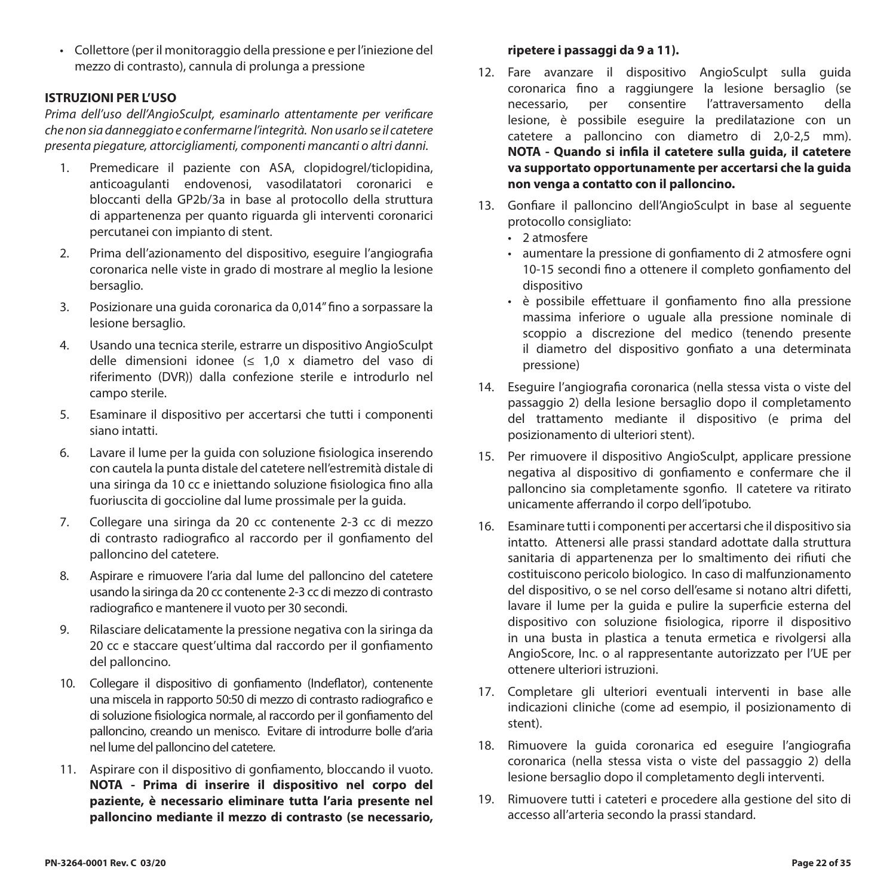- Collettore (per il monitoraggio della pressione e per l'iniezione del mezzo di contrasto), cannula di prolunga a pressione

**ISTRUZIONI PER L'USO**

*Prima dell'uso dell'AngioSculpt, esaminarlo attentamente per verificare che non sia danneggiato e confermarne l'integrità. Non usarlo se il catetere presenta piegature, attorcigliamenti, componenti mancanti o altri danni.*

1. Premedicare il paziente con ASA, clopidogrel/ticlopidina, anticoagulanti endovenosi, vasodilatatori coronarici e bloccanti della GP2b/3a in base al protocollo della struttura di appartenenza per quanto riguarda gli interventi coronarici percutanei con impianto di stent.
2. Prima dell'azionamento del dispositivo, eseguire l'angiografia coronarica nelle viste in grado di mostrare al meglio la lesione bersaglio.
3. Posizionare una guida coronarica da 0,014" fino a sorpassare la lesione bersaglio.
4. Usando una tecnica sterile, estrarre un dispositivo AngioSculpt delle dimensioni idonee (≤ 1,0 x diametro del vaso di riferimento (DVR)) dalla confezione sterile e introdurlo nel campo sterile.
5. Esaminare il dispositivo per accertarsi che tutti i componenti siano intatti.
6. Lavare il lume per la guida con soluzione fisiologica inserendo con cautela la punta distale del catetere nell'estremità distale di una siringa da 10 cc e iniettando soluzione fisiologica fino alla fuoriuscita di goccioline dal lume prossimale per la guida.
7. Collegare una siringa da 20 cc contenente 2-3 cc di mezzo di contrasto radiografico al raccordo per il gonfiamento del palloncino del catetere.
8. Aspirare e rimuovere l'aria dal lume del palloncino del catetere usando la siringa da 20 cc contenente 2-3 cc di mezzo di contrasto radiografico e mantenere il vuoto per 30 secondi.
9. Rilasciare delicatamente la pressione negativa con la siringa da 20 cc e staccare quest'ultima dal raccordo per il gonfiamento del palloncino.
10. Collegare il dispositivo di gonfiamento (Indeflator), contenente una miscela in rapporto 50:50 di mezzo di contrasto radiografico e di soluzione fisiologica normale, al raccordo per il gonfiamento del palloncino, creando un menisco. Evitare di introdurre bolle d'aria nel lume del palloncino del catetere.
11. Aspirare con il dispositivo di gonfiamento, bloccando il vuoto. **NOTA - Prima di inserire il dispositivo nel corpo del paziente, è necessario eliminare tutta l'aria presente nel palloncino mediante il mezzo di contrasto (se necessario, ripetere i passaggi da 9 a 11).**
12. Fare avanzare il dispositivo AngioSculpt sulla guida coronarica fino a raggiungere la lesione bersaglio (se necessario, per consentire l'attraversamento della lesione, è possibile eseguire la predilatazione con un catetere a palloncino con diametro di 2,0-2,5 mm). **NOTA - Quando si infila il catetere sulla guida, il catetere va supportato opportunamente per accertarsi che la guida non venga a contatto con il palloncino.**
13. Gonfiare il palloncino dell'AngioSculpt in base al seguente protocollo consigliato:
    - 2 atmosfere
    - aumentare la pressione di gonfiamento di 2 atmosfere ogni 10-15 secondi fino a ottenere il completo gonfiamento del dispositivo
    - è possibile effettuare il gonfiamento fino alla pressione massima inferiore o uguale alla pressione nominale di scoppio a discrezione del medico (tenendo presente il diametro del dispositivo gonfiato a una determinata pressione)
14. Eseguire l'angiografia coronarica (nella stessa vista o viste del passaggio 2) della lesione bersaglio dopo il completamento del trattamento mediante il dispositivo (e prima del posizionamento di ulteriori stent).
15. Per rimuovere il dispositivo AngioSculpt, applicare pressione negativa al dispositivo di gonfiamento e confermare che il palloncino sia completamente sgonfio. Il catetere va ritirato unicamente afferrando il corpo dell'ipotubo.
16. Esaminare tutti i componenti per accertarsi che il dispositivo sia intatto. Attenersi alle prassi standard adottate dalla struttura sanitaria di appartenenza per lo smaltimento dei rifiuti che costituiscono pericolo biologico. In caso di malfunzionamento del dispositivo, o se nel corso dell'esame si notano altri difetti, lavare il lume per la guida e pulire la superficie esterna del dispositivo con soluzione fisiologica, riporre il dispositivo in una busta in plastica a tenuta ermetica e rivolgersi alla AngioScore, Inc. o al rappresentante autorizzato per l'UE per ottenere ulteriori istruzioni.
17. Completare gli ulteriori eventuali interventi in base alle indicazioni cliniche (come ad esempio, il posizionamento di stent).
18. Rimuovere la guida coronarica ed eseguire l'angiografia coronarica (nella stessa vista o viste del passaggio 2) della lesione bersaglio dopo il completamento degli interventi.
19. Rimuovere tutti i cateteri e procedere alla gestione del sito di accesso all'arteria secondo la prassi standard.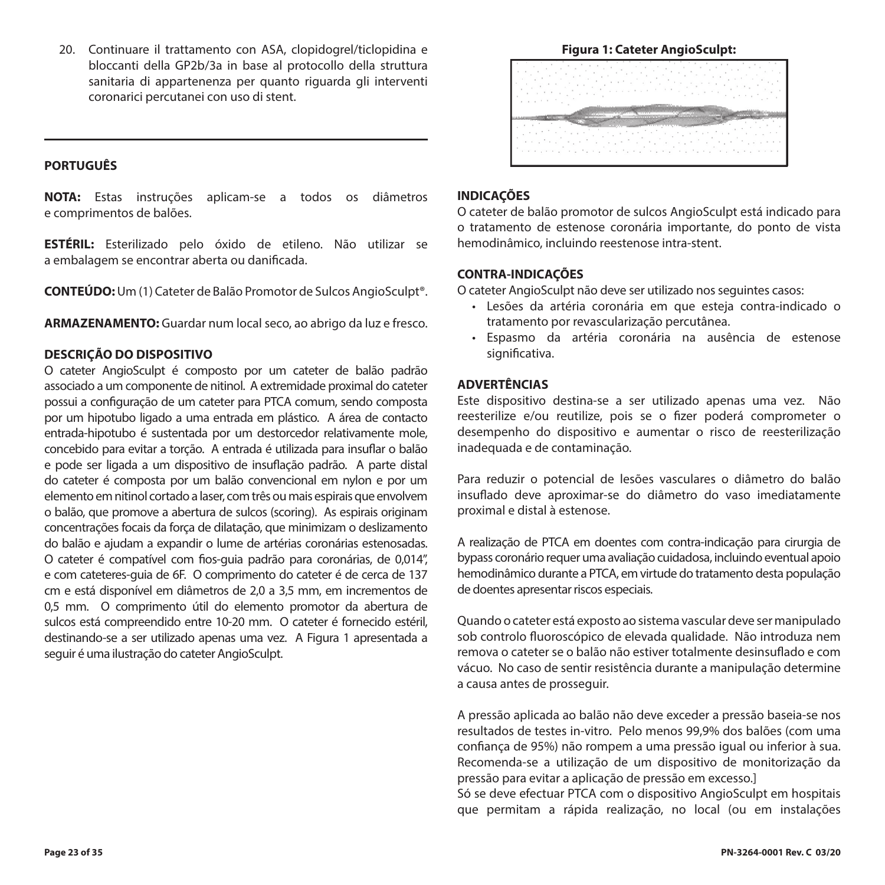20. Continuare il trattamento con ASA, clopidogrel/ticlopidina e bloccanti della GP2b/3a in base al protocollo della struttura sanitaria di appartenenza per quanto riguarda gli interventi coronarici percutanei con uso di stent.

## PORTUGUÊS

**NOTA:** Estas instruções aplicam-se a todos os diâmetros e comprimentos de balões.

**ESTÉRIL:** Esterilizado pelo óxido de etileno. Não utilizar se a embalagem se encontrar aberta ou danificada.

**CONTEÚDO:** Um (1) Cateter de Balão Promotor de Sulcos AngioSculpt®.

**ARMAZENAMENTO:** Guardar num local seco, ao abrigo da luz e fresco.

### DESCRIÇÃO DO DISPOSITIVO

O cateter AngioSculpt é composto por um cateter de balão padrão associado a um componente de nitinol. A extremidade proximal do cateter possui a configuração de um cateter para PTCA comum, sendo composta por um hipotubo ligado a uma entrada em plástico. A área de contacto entrada-hipotubo é sustentada por um destorcedor relativamente mole, concebido para evitar a torção. A entrada é utilizada para insuflar o balão e pode ser ligada a um dispositivo de insuflação padrão. A parte distal do cateter é composta por um balão convencional em nylon e por um elemento em nitinol cortado a laser, com três ou mais espirais que envolvem o balão, que promove a abertura de sulcos (scoring). As espirais originam concentrações focais da força de dilatação, que minimizam o deslizamento do balão e ajudam a expandir o lume de artérias coronárias estenosadas. O cateter é compatível com fios-guia padrão para coronárias, de 0,014", e com cateteres-guia de 6F. O comprimento do cateter é de cerca de 137 cm e está disponível em diâmetros de 2,0 a 3,5 mm, em incrementos de 0,5 mm. O comprimento útil do elemento promotor da abertura de sulcos está compreendido entre 10-20 mm. O cateter é fornecido estéril, destinando-se a ser utilizado apenas uma vez. A Figura 1 apresentada a seguir é uma ilustração do cateter AngioSculpt.

**Figura 1: Cateter AngioSculpt:**

### INDICAÇÕES

O cateter de balão promotor de sulcos AngioSculpt está indicado para o tratamento de estenose coronária importante, do ponto de vista hemodinâmico, incluindo reestenose intra-stent.

### CONTRA-INDICAÇÕES

O cateter AngioSculpt não deve ser utilizado nos seguintes casos:

- Lesões da artéria coronária em que esteja contra-indicado o tratamento por revascularização percutânea.
- Espasmo da artéria coronária na ausência de estenose significativa.

### ADVERTÊNCIAS

Este dispositivo destina-se a ser utilizado apenas uma vez. Não reesterilize e/ou reutilize, pois se o fizer poderá comprometer o desempenho do dispositivo e aumentar o risco de reesterilização inadequada e de contaminação.

Para reduzir o potencial de lesões vasculares o diâmetro do balão insuflado deve aproximar-se do diâmetro do vaso imediatamente proximal e distal à estenose.

A realização de PTCA em doentes com contra-indicação para cirurgia de bypass coronário requer uma avaliação cuidadosa, incluindo eventual apoio hemodinâmico durante a PTCA, em virtude do tratamento desta população de doentes apresentar riscos especiais.

Quando o cateter está exposto ao sistema vascular deve ser manipulado sob controlo fluoroscópico de elevada qualidade. Não introduza nem remova o cateter se o balão não estiver totalmente desinsuflado e com vácuo. No caso de sentir resistência durante a manipulação determine a causa antes de prosseguir.

A pressão aplicada ao balão não deve exceder a pressão baseia-se nos resultados de testes in-vitro. Pelo menos 99,9% dos balões (com uma confiança de 95%) não rompem a uma pressão igual ou inferior à sua. Recomenda-se a utilização de um dispositivo de monitorização da pressão para evitar a aplicação de pressão em excesso.]

Só se deve efectuar PTCA com o dispositivo AngioSculpt em hospitais que permitam a rápida realização, no local (ou em instalações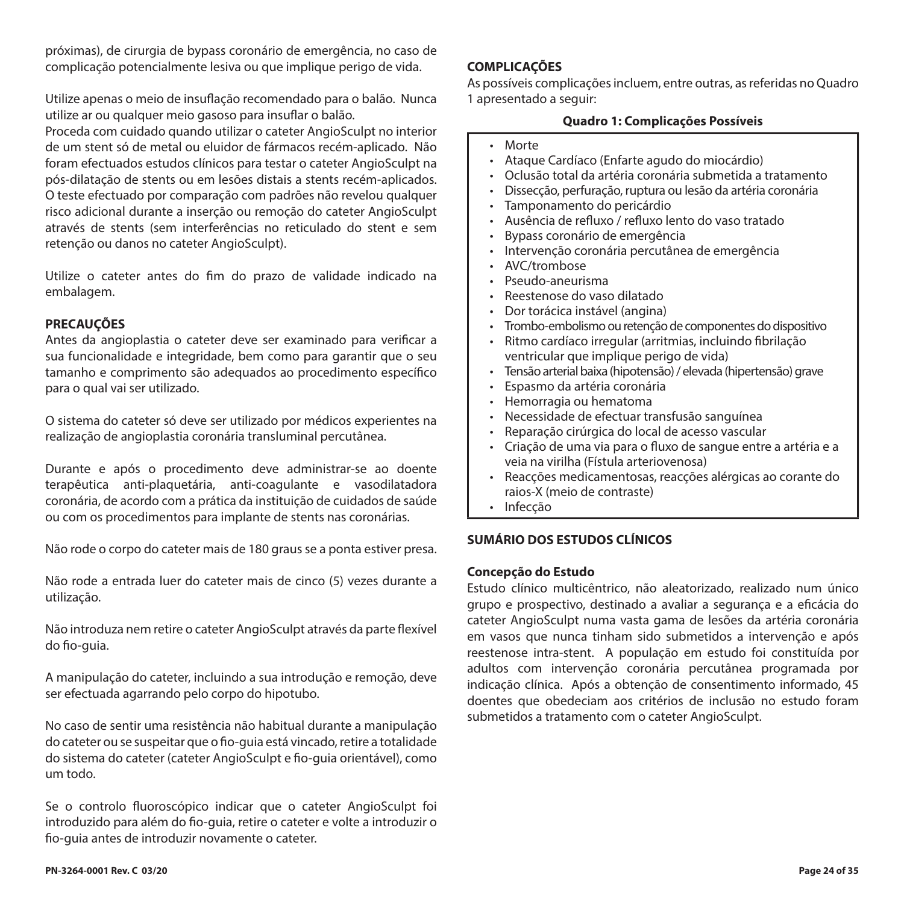próximas), de cirurgia de bypass coronário de emergência, no caso de complicação potencialmente lesiva ou que implique perigo de vida.

Utilize apenas o meio de insuflação recomendado para o balão. Nunca utilize ar ou qualquer meio gasoso para insuflar o balão.
Proceda com cuidado quando utilizar o cateter AngioSculpt no interior de um stent só de metal ou eluidor de fármacos recém-aplicado. Não foram efectuados estudos clínicos para testar o cateter AngioSculpt na pós-dilatação de stents ou em lesões distais a stents recém-aplicados. O teste efectuado por comparação com padrões não revelou qualquer risco adicional durante a inserção ou remoção do cateter AngioSculpt através de stents (sem interferências no reticulado do stent e sem retenção ou danos no cateter AngioSculpt).

Utilize o cateter antes do fim do prazo de validade indicado na embalagem.

**PRECAUÇÕES**

Antes da angioplastia o cateter deve ser examinado para verificar a sua funcionalidade e integridade, bem como para garantir que o seu tamanho e comprimento são adequados ao procedimento específico para o qual vai ser utilizado.

O sistema do cateter só deve ser utilizado por médicos experientes na realização de angioplastia coronária transluminal percutânea.

Durante e após o procedimento deve administrar-se ao doente terapêutica anti-plaquetária, anti-coagulante e vasodilatadora coronária, de acordo com a prática da instituição de cuidados de saúde ou com os procedimentos para implante de stents nas coronárias.

Não rode o corpo do cateter mais de 180 graus se a ponta estiver presa.

Não rode a entrada luer do cateter mais de cinco (5) vezes durante a utilização.

Não introduza nem retire o cateter AngioSculpt através da parte flexível do fio-guia.

A manipulação do cateter, incluindo a sua introdução e remoção, deve ser efectuada agarrando pelo corpo do hipotubo.

No caso de sentir uma resistência não habitual durante a manipulação do cateter ou se suspeitar que o fio-guia está vincado, retire a totalidade do sistema do cateter (cateter AngioSculpt e fio-guia orientável), como um todo.

Se o controlo fluoroscópico indicar que o cateter AngioSculpt foi introduzido para além do fio-guia, retire o cateter e volte a introduzir o fio-guia antes de introduzir novamente o cateter.

**COMPLICAÇÕES**

As possíveis complicações incluem, entre outras, as referidas no Quadro 1 apresentado a seguir:

**Quadro 1: Complicações Possíveis**

- Morte
- Ataque Cardíaco (Enfarte agudo do miocárdio)
- Oclusão total da artéria coronária submetida a tratamento
- Dissecção, perfuração, ruptura ou lesão da artéria coronária
- Tamponamento do pericárdio
- Ausência de refluxo / refluxo lento do vaso tratado
- Bypass coronário de emergência
- Intervenção coronária percutânea de emergência
- AVC/trombose
- Pseudo-aneurisma
- Reestenose do vaso dilatado
- Dor torácica instável (angina)
- Trombo-embolismo ou retenção de componentes do dispositivo
- Ritmo cardíaco irregular (arritmias, incluindo fibrilação ventricular que implique perigo de vida)
- Tensão arterial baixa (hipotensão) / elevada (hipertensão) grave
- Espasmo da artéria coronária
- Hemorragia ou hematoma
- Necessidade de efectuar transfusão sanguínea
- Reparação cirúrgica do local de acesso vascular
- Criação de uma via para o fluxo de sangue entre a artéria e a veia na virilha (Fístula arteriovenosa)
- Reacções medicamentosas, reacções alérgicas ao corante do raios-X (meio de contraste)
- Infecção

**SUMÁRIO DOS ESTUDOS CLÍNICOS**

**Concepção do Estudo**

Estudo clínico multicêntrico, não aleatorizado, realizado num único grupo e prospectivo, destinado a avaliar a segurança e a eficácia do cateter AngioSculpt numa vasta gama de lesões da artéria coronária em vasos que nunca tinham sido submetidos a intervenção e após reestenose intra-stent. A população em estudo foi constituída por adultos com intervenção coronária percutânea programada por indicação clínica. Após a obtenção de consentimento informado, 45 doentes que obedeciam aos critérios de inclusão no estudo foram submetidos a tratamento com o cateter AngioSculpt.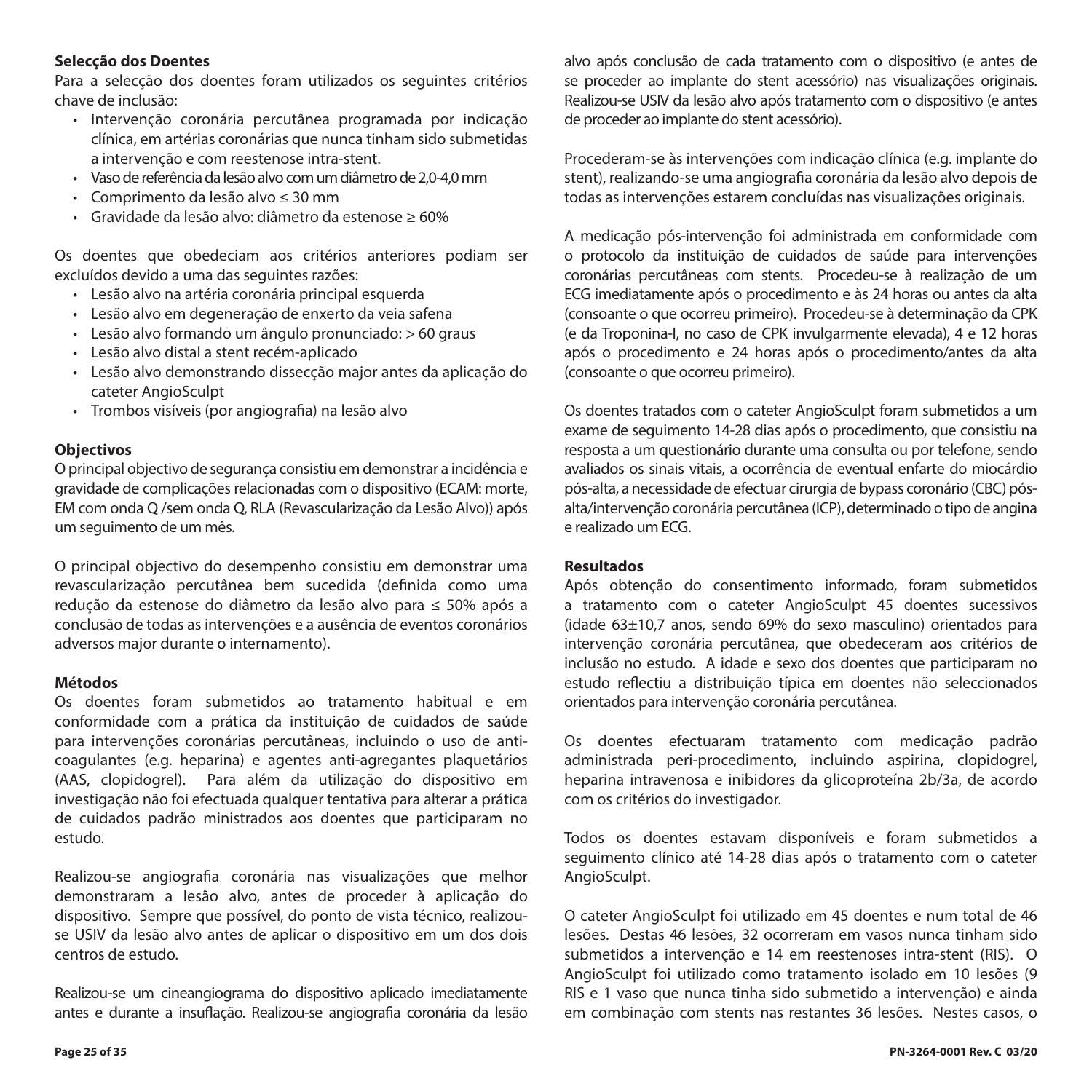**Selecção dos Doentes**

Para a selecção dos doentes foram utilizados os seguintes critérios chave de inclusão:

- Intervenção coronária percutânea programada por indicação clínica, em artérias coronárias que nunca tinham sido submetidas a intervenção e com reestenose intra-stent.
- Vaso de referência da lesão alvo com um diâmetro de 2,0-4,0 mm
- Comprimento da lesão alvo ≤ 30 mm
- Gravidade da lesão alvo: diâmetro da estenose ≥ 60%

Os doentes que obedeciam aos critérios anteriores podiam ser excluídos devido a uma das seguintes razões:

- Lesão alvo na artéria coronária principal esquerda
- Lesão alvo em degeneração de enxerto da veia safena
- Lesão alvo formando um ângulo pronunciado: > 60 graus
- Lesão alvo distal a stent recém-aplicado
- Lesão alvo demonstrando dissecção major antes da aplicação do cateter AngioSculpt
- Trombos visíveis (por angiografia) na lesão alvo

**Objectivos**

O principal objectivo de segurança consistiu em demonstrar a incidência e gravidade de complicações relacionadas com o dispositivo (ECAM: morte, EM com onda Q /sem onda Q, RLA (Revascularização da Lesão Alvo)) após um seguimento de um mês.

O principal objectivo do desempenho consistiu em demonstrar uma revascularização percutânea bem sucedida (definida como uma redução da estenose do diâmetro da lesão alvo para ≤ 50% após a conclusão de todas as intervenções e a ausência de eventos coronários adversos major durante o internamento).

**Métodos**

Os doentes foram submetidos ao tratamento habitual e em conformidade com a prática da instituição de cuidados de saúde para intervenções coronárias percutâneas, incluindo o uso de anti-coagulantes (e.g. heparina) e agentes anti-agregantes plaquetários (AAS, clopidogrel). Para além da utilização do dispositivo em investigação não foi efectuada qualquer tentativa para alterar a prática de cuidados padrão ministrados aos doentes que participaram no estudo.

Realizou-se angiografia coronária nas visualizações que melhor demonstraram a lesão alvo, antes de proceder à aplicação do dispositivo. Sempre que possível, do ponto de vista técnico, realizou-se USIV da lesão alvo antes de aplicar o dispositivo em um dos dois centros de estudo.

Realizou-se um cineangiograma do dispositivo aplicado imediatamente antes e durante a insuflação. Realizou-se angiografia coronária da lesão alvo após conclusão de cada tratamento com o dispositivo (e antes de se proceder ao implante do stent acessório) nas visualizações originais. Realizou-se USIV da lesão alvo após tratamento com o dispositivo (e antes de proceder ao implante do stent acessório).

Procederam-se às intervenções com indicação clínica (e.g. implante do stent), realizando-se uma angiografia coronária da lesão alvo depois de todas as intervenções estarem concluídas nas visualizações originais.

A medicação pós-intervenção foi administrada em conformidade com o protocolo da instituição de cuidados de saúde para intervenções coronárias percutâneas com stents. Procedeu-se à realização de um ECG imediatamente após o procedimento e às 24 horas ou antes da alta (consoante o que ocorreu primeiro). Procedeu-se à determinação da CPK (e da Troponina-I, no caso de CPK invulgarmente elevada), 4 e 12 horas após o procedimento e 24 horas após o procedimento/antes da alta (consoante o que ocorreu primeiro).

Os doentes tratados com o cateter AngioSculpt foram submetidos a um exame de seguimento 14-28 dias após o procedimento, que consistiu na resposta a um questionário durante uma consulta ou por telefone, sendo avaliados os sinais vitais, a ocorrência de eventual enfarte do miocárdio pós-alta, a necessidade de efectuar cirurgia de bypass coronário (CBC) pós-alta/intervenção coronária percutânea (ICP), determinado o tipo de angina e realizado um ECG.

**Resultados**

Após obtenção do consentimento informado, foram submetidos a tratamento com o cateter AngioSculpt 45 doentes sucessivos (idade 63±10,7 anos, sendo 69% do sexo masculino) orientados para intervenção coronária percutânea, que obedeceram aos critérios de inclusão no estudo. A idade e sexo dos doentes que participaram no estudo reflectiu a distribuição típica em doentes não seleccionados orientados para intervenção coronária percutânea.

Os doentes efectuaram tratamento com medicação padrão administrada peri-procedimento, incluindo aspirina, clopidogrel, heparina intravenosa e inibidores da glicoproteína 2b/3a, de acordo com os critérios do investigador.

Todos os doentes estavam disponíveis e foram submetidos a seguimento clínico até 14-28 dias após o tratamento com o cateter AngioSculpt.

O cateter AngioSculpt foi utilizado em 45 doentes e num total de 46 lesões. Destas 46 lesões, 32 ocorreram em vasos nunca tinham sido submetidos a intervenção e 14 em reestenoses intra-stent (RIS). O AngioSculpt foi utilizado como tratamento isolado em 10 lesões (9 RIS e 1 vaso que nunca tinha sido submetido a intervenção) e ainda em combinação com stents nas restantes 36 lesões. Nestes casos, o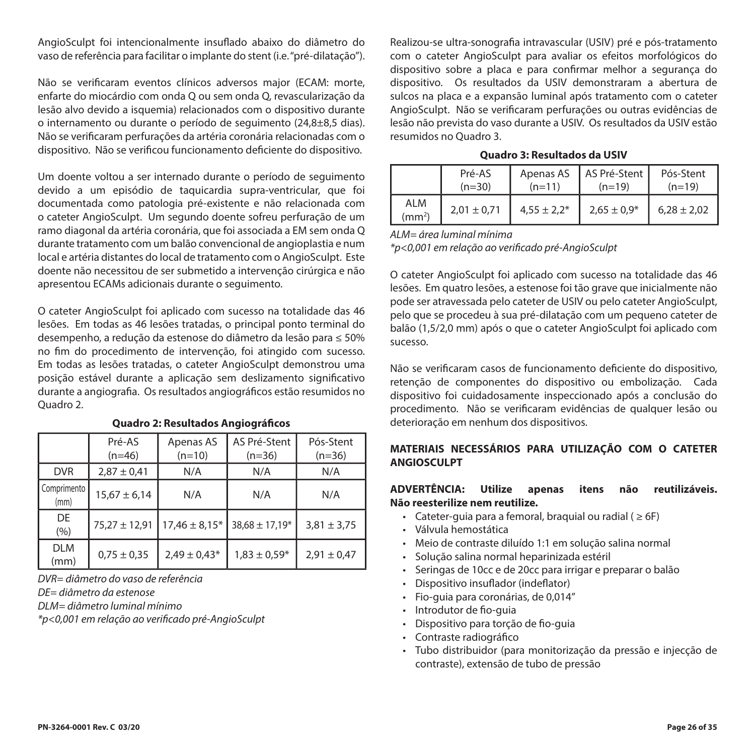AngioSculpt foi intencionalmente insuflado abaixo do diâmetro do vaso de referência para facilitar o implante do stent (i.e. "pré-dilatação").

Não se verificaram eventos clínicos adversos major (ECAM: morte, enfarte do miocárdio com onda Q ou sem onda Q, revascularização da lesão alvo devido a isquemia) relacionados com o dispositivo durante o internamento ou durante o período de seguimento (24,8±8,5 dias). Não se verificaram perfurações da artéria coronária relacionadas com o dispositivo. Não se verificou funcionamento deficiente do dispositivo.

Um doente voltou a ser internado durante o período de seguimento devido a um episódio de taquicardia supra-ventricular, que foi documentada como patologia pré-existente e não relacionada com o cateter AngioSculpt. Um segundo doente sofreu perfuração de um ramo diagonal da artéria coronária, que foi associada a EM sem onda Q durante tratamento com um balão convencional de angioplastia e num local e artéria distantes do local de tratamento com o AngioSculpt. Este doente não necessitou de ser submetido a intervenção cirúrgica e não apresentou ECAMs adicionais durante o seguimento.

O cateter AngioSculpt foi aplicado com sucesso na totalidade das 46 lesões. Em todas as 46 lesões tratadas, o principal ponto terminal do desempenho, a redução da estenose do diâmetro da lesão para ≤ 50% no fim do procedimento de intervenção, foi atingido com sucesso. Em todas as lesões tratadas, o cateter AngioSculpt demonstrou uma posição estável durante a aplicação sem deslizamento significativo durante a angiografia. Os resultados angiográficos estão resumidos no Quadro 2.

**Quadro 2: Resultados Angiográficos**

| | Pré-AS (n=46) | Apenas AS (n=10) | AS Pré-Stent (n=36) | Pós-Stent (n=36) |
|---|---|---|---|---|
| DVR | 2,87 ± 0,41 | N/A | N/A | N/A |
| Comprimento (mm) | 15,67 ± 6,14 | N/A | N/A | N/A |
| DE (%) | 75,27 ± 12,91 | 17,46 ± 8,15* | 38,68 ± 17,19* | 3,81 ± 3,75 |
| DLM (mm) | 0,75 ± 0,35 | 2,49 ± 0,43* | 1,83 ± 0,59* | 2,91 ± 0,47 |

*DVR= diâmetro do vaso de referência*
*DE= diâmetro da estenose*
*DLM= diâmetro luminal mínimo*
*\*p<0,001 em relação ao verificado pré-AngioSculpt*

Realizou-se ultra-sonografia intravascular (USIV) pré e pós-tratamento com o cateter AngioSculpt para avaliar os efeitos morfológicos do dispositivo sobre a placa e para confirmar melhor a segurança do dispositivo. Os resultados da USIV demonstraram a abertura de sulcos na placa e a expansão luminal após tratamento com o cateter AngioSculpt. Não se verificaram perfurações ou outras evidências de lesão não prevista do vaso durante a USIV. Os resultados da USIV estão resumidos no Quadro 3.

**Quadro 3: Resultados da USIV**

| | Pré-AS (n=30) | Apenas AS (n=11) | AS Pré-Stent (n=19) | Pós-Stent (n=19) |
|---|---|---|---|---|
| ALM ($mm^2$) | 2,01 ± 0,71 | 4,55 ± 2,2* | 2,65 ± 0,9* | 6,28 ± 2,02 |

*ALM= área luminal mínima*
*\*p<0,001 em relação ao verificado pré-AngioSculpt*

O cateter AngioSculpt foi aplicado com sucesso na totalidade das 46 lesões. Em quatro lesões, a estenose foi tão grave que inicialmente não pode ser atravessada pelo cateter de USIV ou pelo cateter AngioSculpt, pelo que se procedeu à sua pré-dilatação com um pequeno cateter de balão (1,5/2,0 mm) após o que o cateter AngioSculpt foi aplicado com sucesso.

Não se verificaram casos de funcionamento deficiente do dispositivo, retenção de componentes do dispositivo ou embolização. Cada dispositivo foi cuidadosamente inspeccionado após a conclusão do procedimento. Não se verificaram evidências de qualquer lesão ou deterioração em nenhum dos dispositivos.

## MATERIAIS NECESSÁRIOS PARA UTILIZAÇÃO COM O CATETER ANGIOSCULPT

**ADVERTÊNCIA: Utilize apenas itens não reutilizáveis. Não reesterilize nem reutilize.**

- Cateter-guia para a femoral, braquial ou radial ( ≥ 6F)
- Válvula hemostática
- Meio de contraste diluído 1:1 em solução salina normal
- Solução salina normal heparinizada estéril
- Seringas de 10cc e de 20cc para irrigar e preparar o balão
- Dispositivo insuflador (indeflator)
- Fio-guia para coronárias, de 0,014"
- Introdutor de fio-guia
- Dispositivo para torção de fio-guia
- Contraste radiográfico
- Tubo distribuidor (para monitorização da pressão e injecção de contraste), extensão de tubo de pressão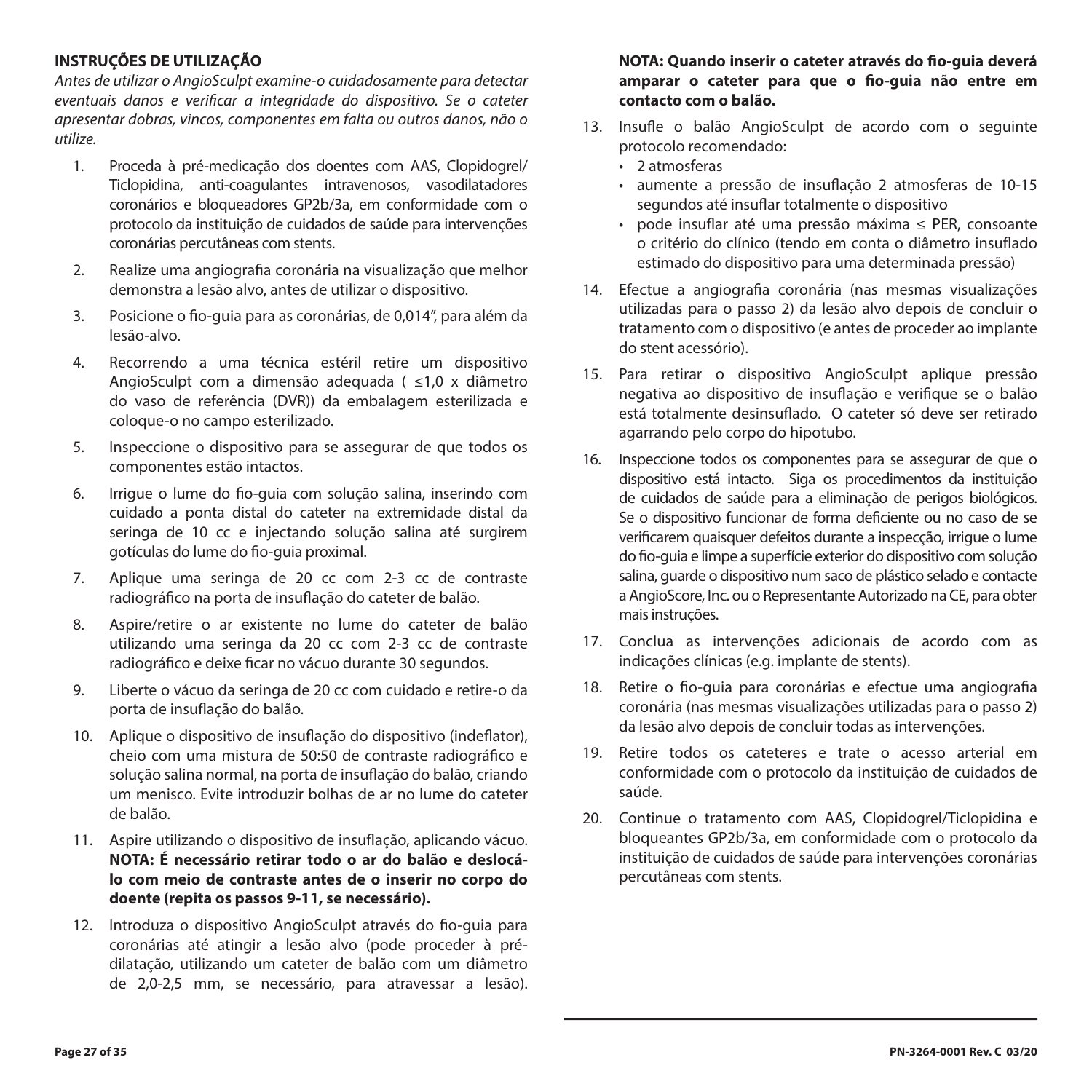**INSTRUÇÕES DE UTILIZAÇÃO**

*Antes de utilizar o AngioSculpt examine-o cuidadosamente para detectar eventuais danos e verificar a integridade do dispositivo. Se o cateter apresentar dobras, vincos, componentes em falta ou outros danos, não o utilize.*

1. Proceda à pré-medicação dos doentes com AAS, Clopidogrel/Ticlopidina, anti-coagulantes intravenosos, vasodilatadores coronários e bloqueadores GP2b/3a, em conformidade com o protocolo da instituição de cuidados de saúde para intervenções coronárias percutâneas com stents.
2. Realize uma angiografia coronária na visualização que melhor demonstra a lesão alvo, antes de utilizar o dispositivo.
3. Posicione o fio-guia para as coronárias, de 0,014", para além da lesão-alvo.
4. Recorrendo a uma técnica estéril retire um dispositivo AngioSculpt com a dimensão adequada ( ≤1,0 x diâmetro do vaso de referência (DVR)) da embalagem esterilizada e coloque-o no campo esterilizado.
5. Inspeccione o dispositivo para se assegurar de que todos os componentes estão intactos.
6. Irrigue o lume do fio-guia com solução salina, inserindo com cuidado a ponta distal do cateter na extremidade distal da seringa de 10 cc e injectando solução salina até surgirem gotículas do lume do fio-guia proximal.
7. Aplique uma seringa de 20 cc com 2-3 cc de contraste radiográfico na porta de insuflação do cateter de balão.
8. Aspire/retire o ar existente no lume do cateter de balão utilizando uma seringa da 20 cc com 2-3 cc de contraste radiográfico e deixe ficar no vácuo durante 30 segundos.
9. Liberte o vácuo da seringa de 20 cc com cuidado e retire-o da porta de insuflação do balão.
10. Aplique o dispositivo de insuflação do dispositivo (indeflator), cheio com uma mistura de 50:50 de contraste radiográfico e solução salina normal, na porta de insuflação do balão, criando um menisco. Evite introduzir bolhas de ar no lume do cateter de balão.
11. Aspire utilizando o dispositivo de insuflação, aplicando vácuo. **NOTA: É necessário retirar todo o ar do balão e deslocá-lo com meio de contraste antes de o inserir no corpo do doente (repita os passos 9-11, se necessário).**
12. Introduza o dispositivo AngioSculpt através do fio-guia para coronárias até atingir a lesão alvo (pode proceder à pré-dilatação, utilizando um cateter de balão com um diâmetro de 2,0-2,5 mm, se necessário, para atravessar a lesão). **NOTA: Quando inserir o cateter através do fio-guia deverá amparar o cateter para que o fio-guia não entre em contacto com o balão.**
13. Insufle o balão AngioSculpt de acordo com o seguinte protocolo recomendado:
    - 2 atmosferas
    - aumente a pressão de insuflação 2 atmosferas de 10-15 segundos até insuflar totalmente o dispositivo
    - pode insuflar até uma pressão máxima ≤ PER, consoante o critério do clínico (tendo em conta o diâmetro insuflado estimado do dispositivo para uma determinada pressão)
14. Efectue a angiografia coronária (nas mesmas visualizações utilizadas para o passo 2) da lesão alvo depois de concluir o tratamento com o dispositivo (e antes de proceder ao implante do stent acessório).
15. Para retirar o dispositivo AngioSculpt aplique pressão negativa ao dispositivo de insuflação e verifique se o balão está totalmente desinsuflado. O cateter só deve ser retirado agarrando pelo corpo do hipotubo.
16. Inspeccione todos os componentes para se assegurar de que o dispositivo está intacto. Siga os procedimentos da instituição de cuidados de saúde para a eliminação de perigos biológicos. Se o dispositivo funcionar de forma deficiente ou no caso de se verificarem quaisquer defeitos durante a inspecção, irrigue o lume do fio-guia e limpe a superfície exterior do dispositivo com solução salina, guarde o dispositivo num saco de plástico selado e contacte a AngioScore, Inc. ou o Representante Autorizado na CE, para obter mais instruções.
17. Conclua as intervenções adicionais de acordo com as indicações clínicas (e.g. implante de stents).
18. Retire o fio-guia para coronárias e efectue uma angiografia coronária (nas mesmas visualizações utilizadas para o passo 2) da lesão alvo depois de concluir todas as intervenções.
19. Retire todos os cateteres e trate o acesso arterial em conformidade com o protocolo da instituição de cuidados de saúde.
20. Continue o tratamento com AAS, Clopidogrel/Ticlopidina e bloqueantes GP2b/3a, em conformidade com o protocolo da instituição de cuidados de saúde para intervenções coronárias percutâneas com stents.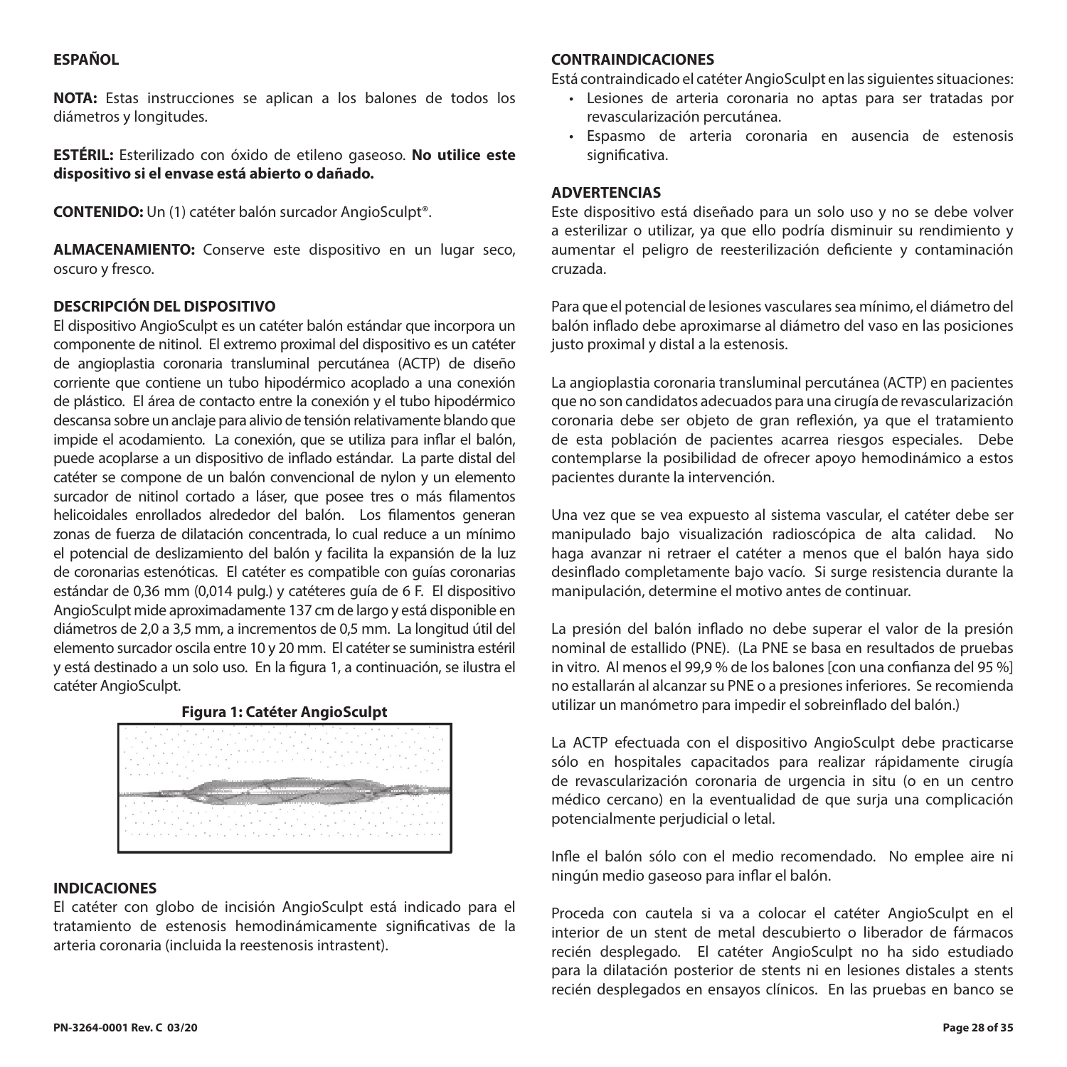**ESPAÑOL**

**NOTA:** Estas instrucciones se aplican a los balones de todos los diámetros y longitudes.

**ESTÉRIL:** Esterilizado con óxido de etileno gaseoso. **No utilice este dispositivo si el envase está abierto o dañado.**

**CONTENIDO:** Un (1) catéter balón surcador AngioSculpt®.

**ALMACENAMIENTO:** Conserve este dispositivo en un lugar seco, oscuro y fresco.

**DESCRIPCIÓN DEL DISPOSITIVO**

El dispositivo AngioSculpt es un catéter balón estándar que incorpora un componente de nitinol. El extremo proximal del dispositivo es un catéter de angioplastia coronaria transluminal percutánea (ACTP) de diseño corriente que contiene un tubo hipodérmico acoplado a una conexión de plástico. El área de contacto entre la conexión y el tubo hipodérmico descansa sobre un anclaje para alivio de tensión relativamente blando que impide el acodamiento. La conexión, que se utiliza para inflar el balón, puede acoplarse a un dispositivo de inflado estándar. La parte distal del catéter se compone de un balón convencional de nylon y un elemento surcador de nitinol cortado a láser, que posee tres o más filamentos helicoidales enrollados alrededor del balón. Los filamentos generan zonas de fuerza de dilatación concentrada, lo cual reduce a un mínimo el potencial de deslizamiento del balón y facilita la expansión de la luz de coronarias estenóticas. El catéter es compatible con guías coronarias estándar de 0,36 mm (0,014 pulg.) y catéteres guía de 6 F. El dispositivo AngioSculpt mide aproximadamente 137 cm de largo y está disponible en diámetros de 2,0 a 3,5 mm, a incrementos de 0,5 mm. La longitud útil del elemento surcador oscila entre 10 y 20 mm. El catéter se suministra estéril y está destinado a un solo uso. En la figura 1, a continuación, se ilustra el catéter AngioSculpt.

**Figura 1: Catéter AngioSculpt**

**INDICACIONES**

El catéter con globo de incisión AngioSculpt está indicado para el tratamiento de estenosis hemodinámicamente significativas de la arteria coronaria (incluida la reestenosis intrastent).

**CONTRAINDICACIONES**

Está contraindicado el catéter AngioSculpt en las siguientes situaciones:

- Lesiones de arteria coronaria no aptas para ser tratadas por revascularización percutánea.
- Espasmo de arteria coronaria en ausencia de estenosis significativa.

**ADVERTENCIAS**

Este dispositivo está diseñado para un solo uso y no se debe volver a esterilizar o utilizar, ya que ello podría disminuir su rendimiento y aumentar el peligro de reesterilización deficiente y contaminación cruzada.

Para que el potencial de lesiones vasculares sea mínimo, el diámetro del balón inflado debe aproximarse al diámetro del vaso en las posiciones justo proximal y distal a la estenosis.

La angioplastia coronaria transluminal percutánea (ACTP) en pacientes que no son candidatos adecuados para una cirugía de revascularización coronaria debe ser objeto de gran reflexión, ya que el tratamiento de esta población de pacientes acarrea riesgos especiales. Debe contemplarse la posibilidad de ofrecer apoyo hemodinámico a estos pacientes durante la intervención.

Una vez que se vea expuesto al sistema vascular, el catéter debe ser manipulado bajo visualización radioscópica de alta calidad. No haga avanzar ni retraer el catéter a menos que el balón haya sido desinflado completamente bajo vacío. Si surge resistencia durante la manipulación, determine el motivo antes de continuar.

La presión del balón inflado no debe superar el valor de la presión nominal de estallido (PNE). (La PNE se basa en resultados de pruebas in vitro. Al menos el 99,9 % de los balones [con una confianza del 95 %] no estallarán al alcanzar su PNE o a presiones inferiores. Se recomienda utilizar un manómetro para impedir el sobreinflado del balón.)

La ACTP efectuada con el dispositivo AngioSculpt debe practicarse sólo en hospitales capacitados para realizar rápidamente cirugía de revascularización coronaria de urgencia in situ (o en un centro médico cercano) en la eventualidad de que surja una complicación potencialmente perjudicial o letal.

Infle el balón sólo con el medio recomendado. No emplee aire ni ningún medio gaseoso para inflar el balón.

Proceda con cautela si va a colocar el catéter AngioSculpt en el interior de un stent de metal descubierto o liberador de fármacos recién desplegado. El catéter AngioSculpt no ha sido estudiado para la dilatación posterior de stents ni en lesiones distales a stents recién desplegados en ensayos clínicos. En las pruebas en banco se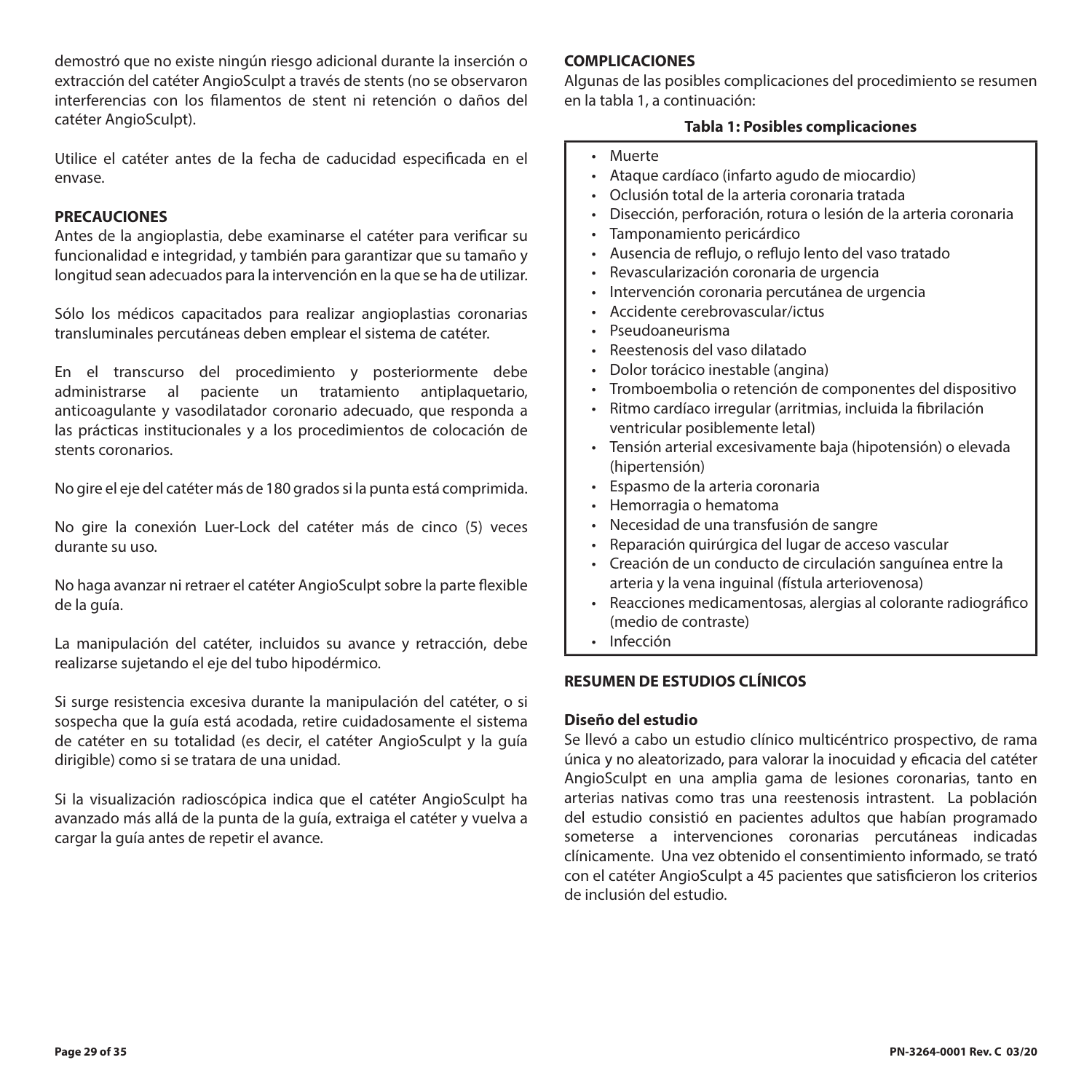demostró que no existe ningún riesgo adicional durante la inserción o extracción del catéter AngioSculpt a través de stents (no se observaron interferencias con los filamentos de stent ni retención o daños del catéter AngioSculpt).

Utilice el catéter antes de la fecha de caducidad especificada en el envase.

**PRECAUCIONES**

Antes de la angioplastia, debe examinarse el catéter para verificar su funcionalidad e integridad, y también para garantizar que su tamaño y longitud sean adecuados para la intervención en la que se ha de utilizar.

Sólo los médicos capacitados para realizar angioplastias coronarias transluminales percutáneas deben emplear el sistema de catéter.

En el transcurso del procedimiento y posteriormente debe administrarse al paciente un tratamiento antiplaquetario, anticoagulante y vasodilatador coronario adecuado, que responda a las prácticas institucionales y a los procedimientos de colocación de stents coronarios.

No gire el eje del catéter más de 180 grados si la punta está comprimida.

No gire la conexión Luer-Lock del catéter más de cinco (5) veces durante su uso.

No haga avanzar ni retraer el catéter AngioSculpt sobre la parte flexible de la guía.

La manipulación del catéter, incluidos su avance y retracción, debe realizarse sujetando el eje del tubo hipodérmico.

Si surge resistencia excesiva durante la manipulación del catéter, o si sospecha que la guía está acodada, retire cuidadosamente el sistema de catéter en su totalidad (es decir, el catéter AngioSculpt y la guía dirigible) como si se tratara de una unidad.

Si la visualización radioscópica indica que el catéter AngioSculpt ha avanzado más allá de la punta de la guía, extraiga el catéter y vuelva a cargar la guía antes de repetir el avance.

**COMPLICACIONES**

Algunas de las posibles complicaciones del procedimiento se resumen en la tabla 1, a continuación:

**Tabla 1: Posibles complicaciones**

- Muerte
- Ataque cardíaco (infarto agudo de miocardio)
- Oclusión total de la arteria coronaria tratada
- Disección, perforación, rotura o lesión de la arteria coronaria
- Tamponamiento pericárdico
- Ausencia de reflujo, o reflujo lento del vaso tratado
- Revascularización coronaria de urgencia
- Intervención coronaria percutánea de urgencia
- Accidente cerebrovascular/ictus
- Pseudoaneurisma
- Reestenosis del vaso dilatado
- Dolor torácico inestable (angina)
- Tromboembolia o retención de componentes del dispositivo
- Ritmo cardíaco irregular (arritmias, incluida la fibrilación ventricular posiblemente letal)
- Tensión arterial excesivamente baja (hipotensión) o elevada (hipertensión)
- Espasmo de la arteria coronaria
- Hemorragia o hematoma
- Necesidad de una transfusión de sangre
- Reparación quirúrgica del lugar de acceso vascular
- Creación de un conducto de circulación sanguínea entre la arteria y la vena inguinal (fístula arteriovenosa)
- Reacciones medicamentosas, alergias al colorante radiográfico (medio de contraste)
- Infección

**RESUMEN DE ESTUDIOS CLÍNICOS**

**Diseño del estudio**

Se llevó a cabo un estudio clínico multicéntrico prospectivo, de rama única y no aleatorizado, para valorar la inocuidad y eficacia del catéter AngioSculpt en una amplia gama de lesiones coronarias, tanto en arterias nativas como tras una reestenosis intrastent. La población del estudio consistió en pacientes adultos que habían programado someterse a intervenciones coronarias percutáneas indicadas clínicamente. Una vez obtenido el consentimiento informado, se trató con el catéter AngioSculpt a 45 pacientes que satisficieron los criterios de inclusión del estudio.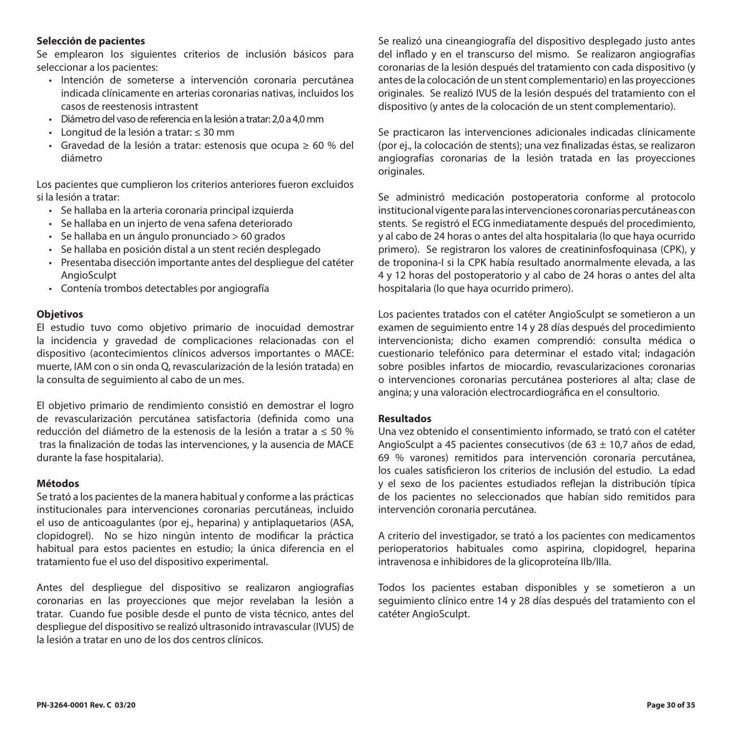**Selección de pacientes**

Se emplearon los siguientes criterios de inclusión básicos para seleccionar a los pacientes:

- Intención de someterse a intervención coronaria percutánea indicada clínicamente en arterias coronarias nativas, incluidos los casos de reestenosis intrastent
- Diámetro del vaso de referencia en la lesión a tratar: 2,0 a 4,0 mm
- Longitud de la lesión a tratar: ≤ 30 mm
- Gravedad de la lesión a tratar: estenosis que ocupa ≥ 60 % del diámetro

Los pacientes que cumplieron los criterios anteriores fueron excluidos si la lesión a tratar:

- Se hallaba en la arteria coronaria principal izquierda
- Se hallaba en un injerto de vena safena deteriorado
- Se hallaba en un ángulo pronunciado > 60 grados
- Se hallaba en posición distal a un stent recién desplegado
- Presentaba disección importante antes del despliegue del catéter AngioSculpt
- Contenía trombos detectables por angiografía

**Objetivos**

El estudio tuvo como objetivo primario de inocuidad demostrar la incidencia y gravedad de complicaciones relacionadas con el dispositivo (acontecimientos clínicos adversos importantes o MACE: muerte, IAM con o sin onda Q, revascularización de la lesión tratada) en la consulta de seguimiento al cabo de un mes.

El objetivo primario de rendimiento consistió en demostrar el logro de revascularización percutánea satisfactoria (definida como una reducción del diámetro de la estenosis de la lesión a tratar a ≤ 50 % tras la finalización de todas las intervenciones, y la ausencia de MACE durante la fase hospitalaria).

**Métodos**

Se trató a los pacientes de la manera habitual y conforme a las prácticas institucionales para intervenciones coronarias percutáneas, incluido el uso de anticoagulantes (por ej., heparina) y antiplaquetarios (ASA, clopidogrel). No se hizo ningún intento de modificar la práctica habitual para estos pacientes en estudio; la única diferencia en el tratamiento fue el uso del dispositivo experimental.

Antes del despliegue del dispositivo se realizaron angiografías coronarias en las proyecciones que mejor revelaban la lesión a tratar. Cuando fue posible desde el punto de vista técnico, antes del despliegue del dispositivo se realizó ultrasonido intravascular (IVUS) de la lesión a tratar en uno de los dos centros clínicos.

Se realizó una cineangiografía del dispositivo desplegado justo antes del inflado y en el transcurso del mismo. Se realizaron angiografías coronarias de la lesión después del tratamiento con cada dispositivo (y antes de la colocación de un stent complementario) en las proyecciones originales. Se realizó IVUS de la lesión después del tratamiento con el dispositivo (y antes de la colocación de un stent complementario).

Se practicaron las intervenciones adicionales indicadas clínicamente (por ej., la colocación de stents); una vez finalizadas éstas, se realizaron angiografías coronarias de la lesión tratada en las proyecciones originales.

Se administró medicación postoperatoria conforme al protocolo institucional vigente para las intervenciones coronarias percutáneas con stents. Se registró el ECG inmediatamente después del procedimiento, y al cabo de 24 horas o antes del alta hospitalaria (lo que haya ocurrido primero). Se registraron los valores de creatininfosfoquinasa (CPK), y de troponina-I si la CPK había resultado anormalmente elevada, a las 4 y 12 horas del postoperatorio y al cabo de 24 horas o antes del alta hospitalaria (lo que haya ocurrido primero).

Los pacientes tratados con el catéter AngioSculpt se sometieron a un examen de seguimiento entre 14 y 28 días después del procedimiento intervencionista; dicho examen comprendió: consulta médica o cuestionario telefónico para determinar el estado vital; indagación sobre posibles infartos de miocardio, revascularizaciones coronarias o intervenciones coronarias percutánea posteriores al alta; clase de angina; y una valoración electrocardiográfica en el consultorio.

**Resultados**

Una vez obtenido el consentimiento informado, se trató con el catéter AngioSculpt a 45 pacientes consecutivos (de 63 ± 10,7 años de edad, 69 % varones) remitidos para intervención coronaria percutánea, los cuales satisficieron los criterios de inclusión del estudio. La edad y el sexo de los pacientes estudiados reflejan la distribución típica de los pacientes no seleccionados que habían sido remitidos para intervención coronaria percutánea.

A criterio del investigador, se trató a los pacientes con medicamentos perioperatorios habituales como aspirina, clopidogrel, heparina intravenosa e inhibidores de la glicoproteína IIb/IIIa.

Todos los pacientes estaban disponibles y se sometieron a un seguimiento clínico entre 14 y 28 días después del tratamiento con el catéter AngioSculpt.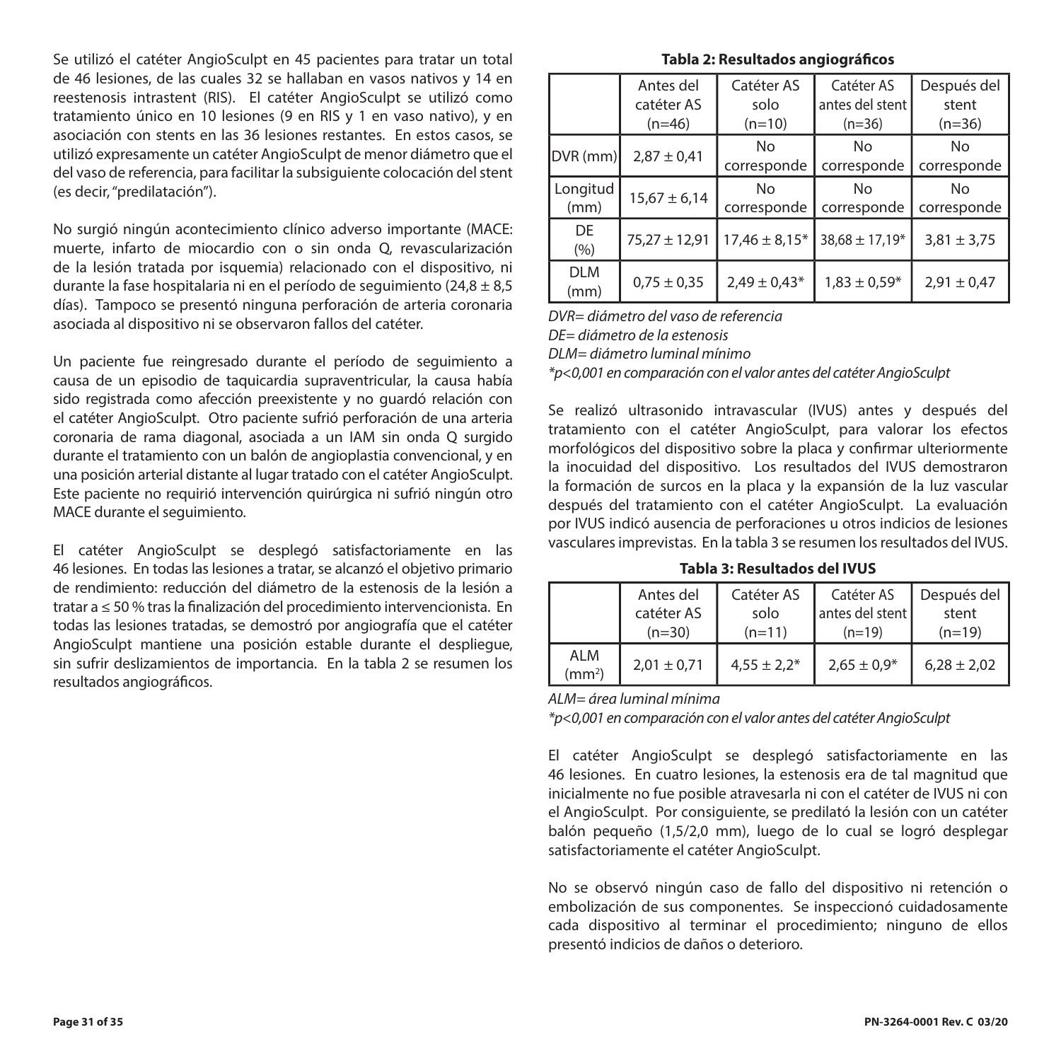Se utilizó el catéter AngioSculpt en 45 pacientes para tratar un total de 46 lesiones, de las cuales 32 se hallaban en vasos nativos y 14 en reestenosis intrastent (RIS). El catéter AngioSculpt se utilizó como tratamiento único en 10 lesiones (9 en RIS y 1 en vaso nativo), y en asociación con stents en las 36 lesiones restantes. En estos casos, se utilizó expresamente un catéter AngioSculpt de menor diámetro que el del vaso de referencia, para facilitar la subsiguiente colocación del stent (es decir, "predilatación").

No surgió ningún acontecimiento clínico adverso importante (MACE: muerte, infarto de miocardio con o sin onda Q, revascularización de la lesión tratada por isquemia) relacionado con el dispositivo, ni durante la fase hospitalaria ni en el período de seguimiento (24,8 ± 8,5 días). Tampoco se presentó ninguna perforación de arteria coronaria asociada al dispositivo ni se observaron fallos del catéter.

Un paciente fue reingresado durante el período de seguimiento a causa de un episodio de taquicardia supraventricular, la causa había sido registrada como afección preexistente y no guardó relación con el catéter AngioSculpt. Otro paciente sufrió perforación de una arteria coronaria de rama diagonal, asociada a un IAM sin onda Q surgido durante el tratamiento con un balón de angioplastia convencional, y en una posición arterial distante al lugar tratado con el catéter AngioSculpt. Este paciente no requirió intervención quirúrgica ni sufrió ningún otro MACE durante el seguimiento.

El catéter AngioSculpt se desplegó satisfactoriamente en las 46 lesiones. En todas las lesiones a tratar, se alcanzó el objetivo primario de rendimiento: reducción del diámetro de la estenosis de la lesión a tratar a ≤ 50 % tras la finalización del procedimiento intervencionista. En todas las lesiones tratadas, se demostró por angiografía que el catéter AngioSculpt mantiene una posición estable durante el despliegue, sin sufrir deslizamientos de importancia. En la tabla 2 se resumen los resultados angiográficos.

**Tabla 2: Resultados angiográficos**

| | Antes del catéter AS (n=46) | Catéter AS solo (n=10) | Catéter AS antes del stent (n=36) | Después del stent (n=36) |
|---|---|---|---|---|
| DVR (mm) | 2,87 ± 0,41 | No corresponde | No corresponde | No corresponde |
| Longitud (mm) | 15,67 ± 6,14 | No corresponde | No corresponde | No corresponde |
| DE (%) | 75,27 ± 12,91 | 17,46 ± 8,15* | 38,68 ± 17,19* | 3,81 ± 3,75 |
| DLM (mm) | 0,75 ± 0,35 | 2,49 ± 0,43* | 1,83 ± 0,59* | 2,91 ± 0,47 |

*DVR= diámetro del vaso de referencia*
*DE= diámetro de la estenosis*
*DLM= diámetro luminal mínimo*
*\*p<0,001 en comparación con el valor antes del catéter AngioSculpt*

Se realizó ultrasonido intravascular (IVUS) antes y después del tratamiento con el catéter AngioSculpt, para valorar los efectos morfológicos del dispositivo sobre la placa y confirmar ulteriormente la inocuidad del dispositivo. Los resultados del IVUS demostraron la formación de surcos en la placa y la expansión de la luz vascular después del tratamiento con el catéter AngioSculpt. La evaluación por IVUS indicó ausencia de perforaciones u otros indicios de lesiones vasculares imprevistas. En la tabla 3 se resumen los resultados del IVUS.

**Tabla 3: Resultados del IVUS**

| | Antes del catéter AS (n=30) | Catéter AS solo (n=11) | Catéter AS antes del stent (n=19) | Después del stent (n=19) |
|---|---|---|---|---|
| ALM ($mm^2$) | 2,01 ± 0,71 | 4,55 ± 2,2* | 2,65 ± 0,9* | 6,28 ± 2,02 |

*ALM= área luminal mínima*
*\*p<0,001 en comparación con el valor antes del catéter AngioSculpt*

El catéter AngioSculpt se desplegó satisfactoriamente en las 46 lesiones. En cuatro lesiones, la estenosis era de tal magnitud que inicialmente no fue posible atravesarla ni con el catéter de IVUS ni con el AngioSculpt. Por consiguiente, se predilató la lesión con un catéter balón pequeño (1,5/2,0 mm), luego de lo cual se logró desplegar satisfactoriamente el catéter AngioSculpt.

No se observó ningún caso de fallo del dispositivo ni retención o embolización de sus componentes. Se inspeccionó cuidadosamente cada dispositivo al terminar el procedimiento; ninguno de ellos presentó indicios de daños o deterioro.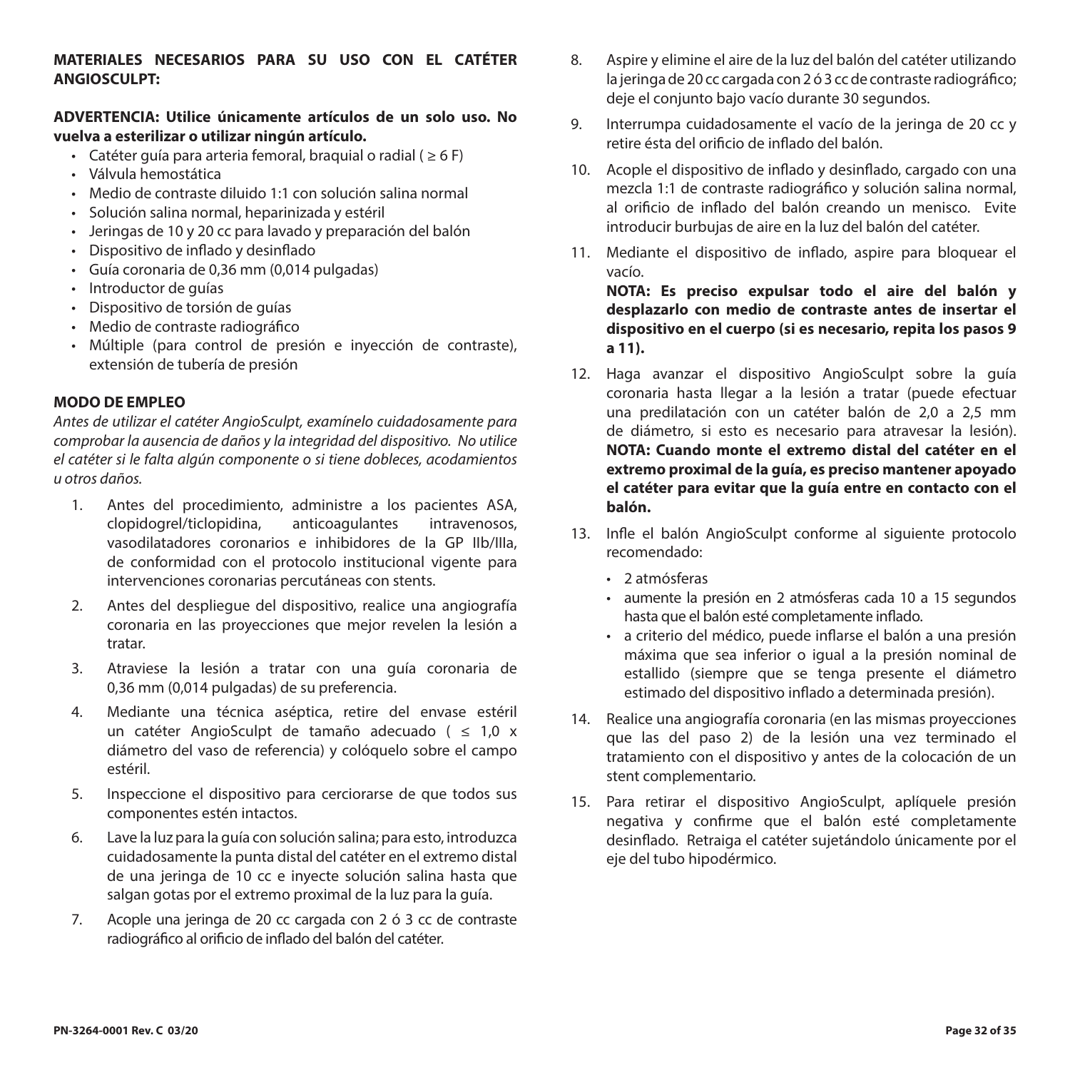**MATERIALES NECESARIOS PARA SU USO CON EL CATÉTER ANGIOSCULPT:**

**ADVERTENCIA: Utilice únicamente artículos de un solo uso. No vuelva a esterilizar o utilizar ningún artículo.**

- Catéter guía para arteria femoral, braquial o radial ( ≥ 6 F)
- Válvula hemostática
- Medio de contraste diluido 1:1 con solución salina normal
- Solución salina normal, heparinizada y estéril
- Jeringas de 10 y 20 cc para lavado y preparación del balón
- Dispositivo de inflado y desinflado
- Guía coronaria de 0,36 mm (0,014 pulgadas)
- Introductor de guías
- Dispositivo de torsión de guías
- Medio de contraste radiográfico
- Múltiple (para control de presión e inyección de contraste), extensión de tubería de presión

**MODO DE EMPLEO**

*Antes de utilizar el catéter AngioSculpt, examínelo cuidadosamente para comprobar la ausencia de daños y la integridad del dispositivo. No utilice el catéter si le falta algún componente o si tiene dobleces, acodamientos u otros daños.*

1. Antes del procedimiento, administre a los pacientes ASA, clopidogrel/ticlopidina, anticoagulantes intravenosos, vasodilatadores coronarios e inhibidores de la GP IIb/IIIa, de conformidad con el protocolo institucional vigente para intervenciones coronarias percutáneas con stents.
2. Antes del despliegue del dispositivo, realice una angiografía coronaria en las proyecciones que mejor revelen la lesión a tratar.
3. Atraviese la lesión a tratar con una guía coronaria de 0,36 mm (0,014 pulgadas) de su preferencia.
4. Mediante una técnica aséptica, retire del envase estéril un catéter AngioSculpt de tamaño adecuado ( ≤ 1,0 x diámetro del vaso de referencia) y colóquelo sobre el campo estéril.
5. Inspeccione el dispositivo para cerciorarse de que todos sus componentes estén intactos.
6. Lave la luz para la guía con solución salina; para esto, introduzca cuidadosamente la punta distal del catéter en el extremo distal de una jeringa de 10 cc e inyecte solución salina hasta que salgan gotas por el extremo proximal de la luz para la guía.
7. Acople una jeringa de 20 cc cargada con 2 ó 3 cc de contraste radiográfico al orificio de inflado del balón del catéter.
8. Aspire y elimine el aire de la luz del balón del catéter utilizando la jeringa de 20 cc cargada con 2 ó 3 cc de contraste radiográfico; deje el conjunto bajo vacío durante 30 segundos.
9. Interrumpa cuidadosamente el vacío de la jeringa de 20 cc y retire ésta del orificio de inflado del balón.
10. Acople el dispositivo de inflado y desinflado, cargado con una mezcla 1:1 de contraste radiográfico y solución salina normal, al orificio de inflado del balón creando un menisco. Evite introducir burbujas de aire en la luz del balón del catéter.
11. Mediante el dispositivo de inflado, aspire para bloquear el vacío.
    **NOTA: Es preciso expulsar todo el aire del balón y desplazarlo con medio de contraste antes de insertar el dispositivo en el cuerpo (si es necesario, repita los pasos 9 a 11).**
12. Haga avanzar el dispositivo AngioSculpt sobre la guía coronaria hasta llegar a la lesión a tratar (puede efectuar una predilatación con un catéter balón de 2,0 a 2,5 mm de diámetro, si esto es necesario para atravesar la lesión).
    **NOTA: Cuando monte el extremo distal del catéter en el extremo proximal de la guía, es preciso mantener apoyado el catéter para evitar que la guía entre en contacto con el balón.**
13. Infle el balón AngioSculpt conforme al siguiente protocolo recomendado:
    - 2 atmósferas
    - aumente la presión en 2 atmósferas cada 10 a 15 segundos hasta que el balón esté completamente inflado.
    - a criterio del médico, puede inflarse el balón a una presión máxima que sea inferior o igual a la presión nominal de estallido (siempre que se tenga presente el diámetro estimado del dispositivo inflado a determinada presión).
14. Realice una angiografía coronaria (en las mismas proyecciones que las del paso 2) de la lesión una vez terminado el tratamiento con el dispositivo y antes de la colocación de un stent complementario.
15. Para retirar el dispositivo AngioSculpt, aplíquele presión negativa y confirme que el balón esté completamente desinflado. Retraiga el catéter sujetándolo únicamente por el eje del tubo hipodérmico.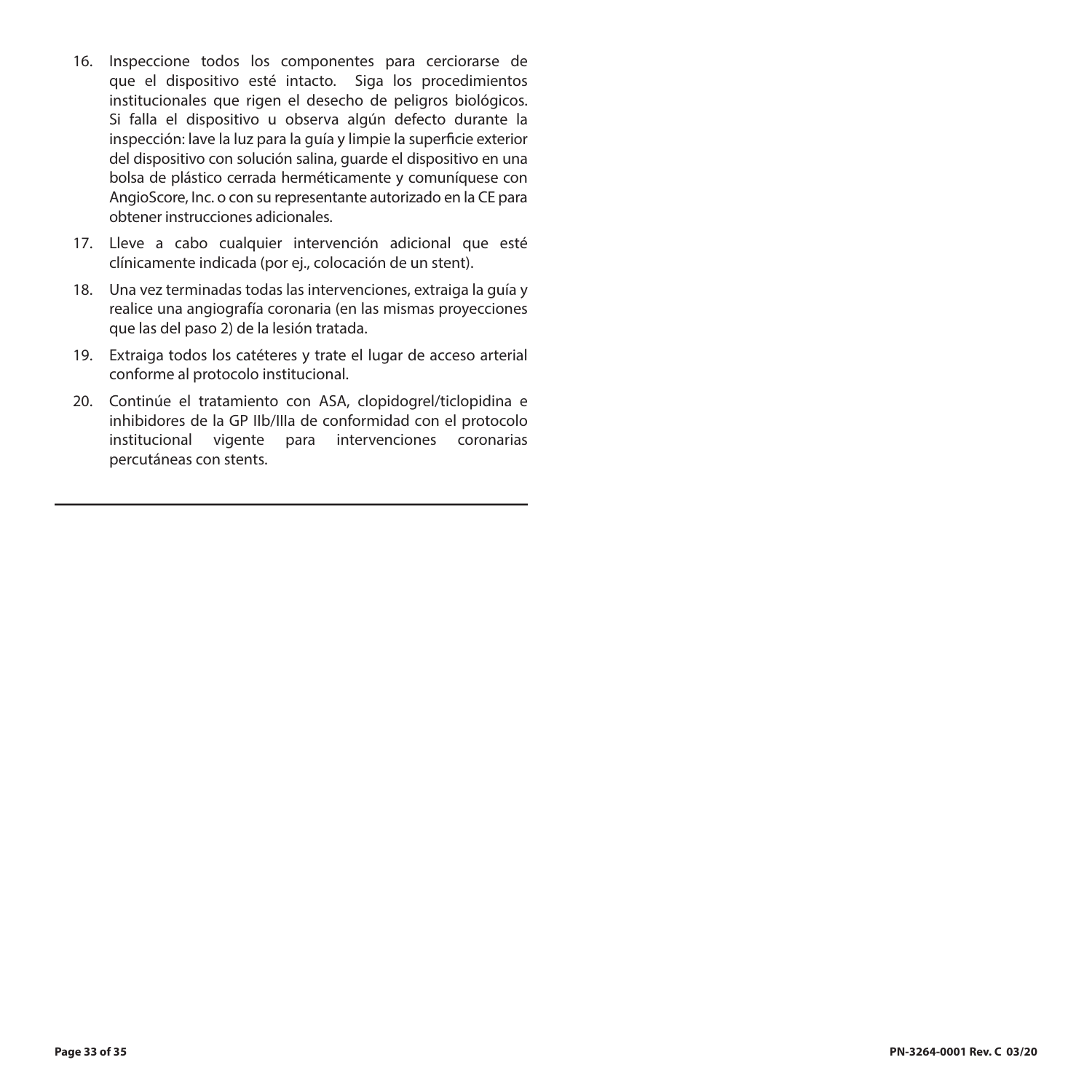16. Inspeccione todos los componentes para cerciorarse de que el dispositivo esté intacto. Siga los procedimientos institucionales que rigen el desecho de peligros biológicos. Si falla el dispositivo u observa algún defecto durante la inspección: lave la luz para la guía y limpie la superficie exterior del dispositivo con solución salina, guarde el dispositivo en una bolsa de plástico cerrada herméticamente y comuníquese con AngioScore, Inc. o con su representante autorizado en la CE para obtener instrucciones adicionales.
17. Lleve a cabo cualquier intervención adicional que esté clínicamente indicada (por ej., colocación de un stent).
18. Una vez terminadas todas las intervenciones, extraiga la guía y realice una angiografía coronaria (en las mismas proyecciones que las del paso 2) de la lesión tratada.
19. Extraiga todos los catéteres y trate el lugar de acceso arterial conforme al protocolo institucional.
20. Continúe el tratamiento con ASA, clopidogrel/ticlopidina e inhibidores de la GP IIb/IIIa de conformidad con el protocolo institucional vigente para intervenciones coronarias percutáneas con stents.

---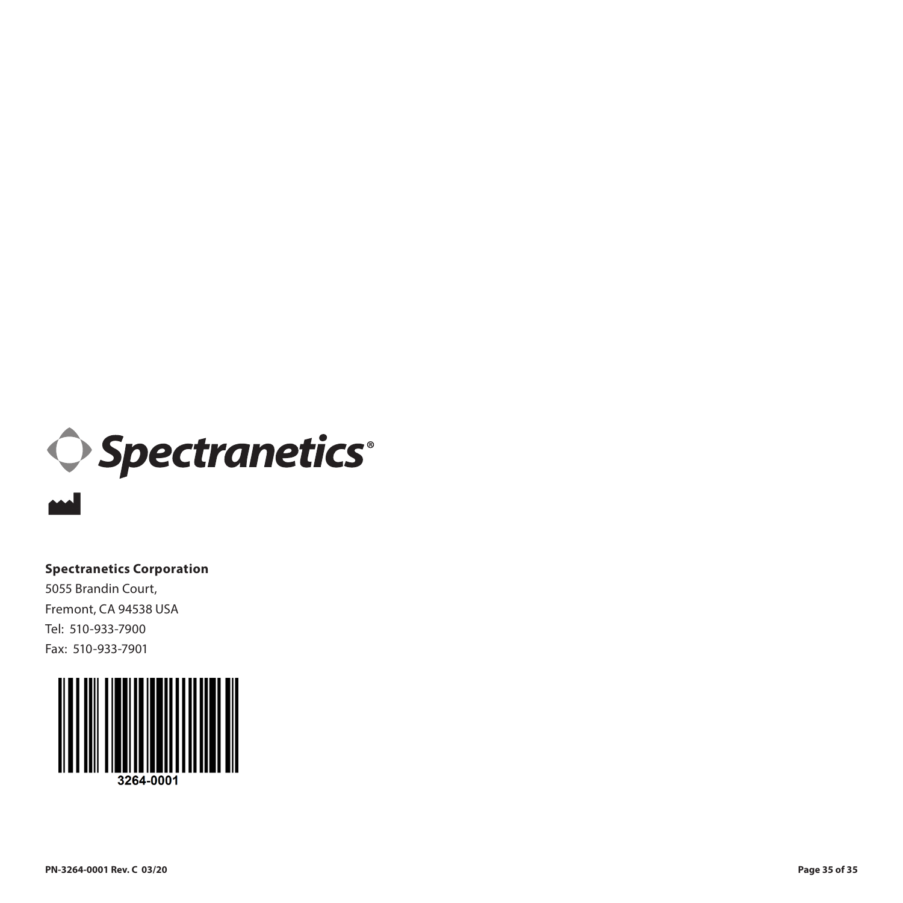Spectranetics®

**Spectranetics Corporation**

5055 Brandin Court,

Fremont, CA 94538 USA

Tel: 510-933-7900

Fax: 510-933-7901

3264-0001

PN-3264-0001 Rev. C 03/20